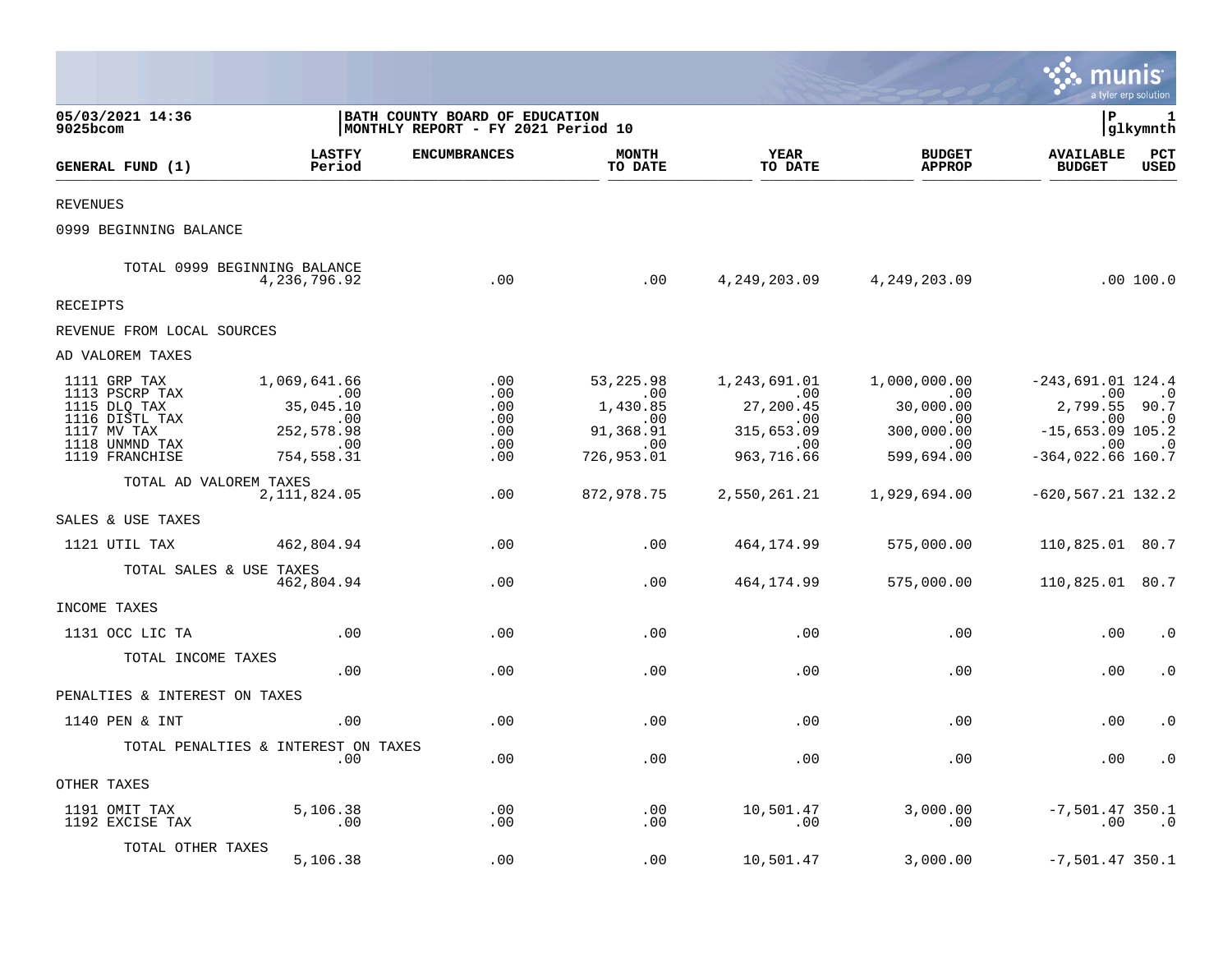**05/03/2021 14:36**
**9025bcom**

**BATH COUNTY BOARD OF EDUCATION**
**MONTHLY REPORT - FY 2021 Period 10**

| GENERAL FUND (1) | LASTFY Period | ENCUMBRANCES | MONTH TO DATE | YEAR TO DATE | BUDGET APPROP | AVAILABLE BUDGET | PCT USED |
|---|---|---|---|---|---|---|---|
| REVENUES | | | | | | | |
| 0999 BEGINNING BALANCE | | | | | | | |
| TOTAL 0999 BEGINNING BALANCE | 4,236,796.92 | .00 | .00 | 4,249,203.09 | 4,249,203.09 | .00 | 100.0 |
| RECEIPTS | | | | | | | |
| REVENUE FROM LOCAL SOURCES | | | | | | | |
| AD VALOREM TAXES | | | | | | | |
| 1111 GRP TAX | 1,069,641.66 | .00 | 53,225.98 | 1,243,691.01 | 1,000,000.00 | -243,691.01 | 124.4 |
| 1113 PSCRP TAX | .00 | .00 | .00 | .00 | .00 | .00 | .0 |
| 1115 DLQ TAX | 35,045.10 | .00 | 1,430.85 | 27,200.45 | 30,000.00 | 2,799.55 | 90.7 |
| 1116 DISTL TAX | .00 | .00 | .00 | .00 | .00 | .00 | .0 |
| 1117 MV TAX | 252,578.98 | .00 | 91,368.91 | 315,653.09 | 300,000.00 | -15,653.09 | 105.2 |
| 1118 UNMND TAX | .00 | .00 | .00 | .00 | .00 | .00 | .0 |
| 1119 FRANCHISE | 754,558.31 | .00 | 726,953.01 | 963,716.66 | 599,694.00 | -364,022.66 | 160.7 |
| TOTAL AD VALOREM TAXES | 2,111,824.05 | .00 | 872,978.75 | 2,550,261.21 | 1,929,694.00 | -620,567.21 | 132.2 |
| SALES & USE TAXES | | | | | | | |
| 1121 UTIL TAX | 462,804.94 | .00 | .00 | 464,174.99 | 575,000.00 | 110,825.01 | 80.7 |
| TOTAL SALES & USE TAXES | 462,804.94 | .00 | .00 | 464,174.99 | 575,000.00 | 110,825.01 | 80.7 |
| INCOME TAXES | | | | | | | |
| 1131 OCC LIC TA | .00 | .00 | .00 | .00 | .00 | .00 | .0 |
| TOTAL INCOME TAXES | .00 | .00 | .00 | .00 | .00 | .00 | .0 |
| PENALTIES & INTEREST ON TAXES | | | | | | | |
| 1140 PEN & INT | .00 | .00 | .00 | .00 | .00 | .00 | .0 |
| TOTAL PENALTIES & INTEREST ON TAXES | .00 | .00 | .00 | .00 | .00 | .00 | .0 |
| OTHER TAXES | | | | | | | |
| 1191 OMIT TAX | 5,106.38 | .00 | .00 | 10,501.47 | 3,000.00 | -7,501.47 | 350.1 |
| 1192 EXCISE TAX | .00 | .00 | .00 | .00 | .00 | .00 | .0 |
| TOTAL OTHER TAXES | 5,106.38 | .00 | .00 | 10,501.47 | 3,000.00 | -7,501.47 | 350.1 |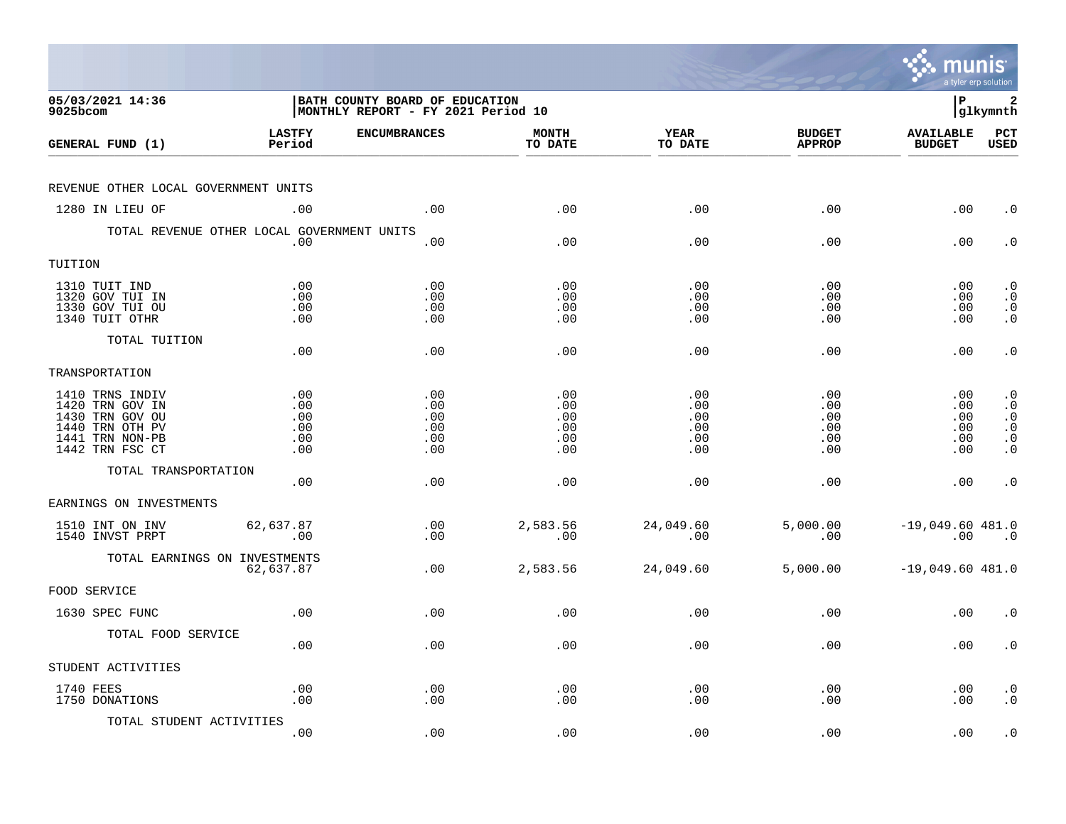**05/03/2021 14:36**
**9025bcom**

**BATH COUNTY BOARD OF EDUCATION**
**MONTHLY REPORT - FY 2021 Period 10**

| GENERAL FUND (1) | LASTFY Period | ENCUMBRANCES | MONTH TO DATE | YEAR TO DATE | BUDGET APPROP | AVAILABLE BUDGET | PCT USED |
|---|---|---|---|---|---|---|---|
| REVENUE OTHER LOCAL GOVERNMENT UNITS | | | | | | | |
| 1280 IN LIEU OF | .00 | .00 | .00 | .00 | .00 | .00 | .0 |
| TOTAL REVENUE OTHER LOCAL GOVERNMENT UNITS | .00 | .00 | .00 | .00 | .00 | .00 | .0 |
| TUITION | | | | | | | |
| 1310 TUIT IND | .00 | .00 | .00 | .00 | .00 | .00 | .0 |
| 1320 GOV TUI IN | .00 | .00 | .00 | .00 | .00 | .00 | .0 |
| 1330 GOV TUI OU | .00 | .00 | .00 | .00 | .00 | .00 | .0 |
| 1340 TUIT OTHR | .00 | .00 | .00 | .00 | .00 | .00 | .0 |
| TOTAL TUITION | .00 | .00 | .00 | .00 | .00 | .00 | .0 |
| TRANSPORTATION | | | | | | | |
| 1410 TRNS INDIV | .00 | .00 | .00 | .00 | .00 | .00 | .0 |
| 1420 TRN GOV IN | .00 | .00 | .00 | .00 | .00 | .00 | .0 |
| 1430 TRN GOV OU | .00 | .00 | .00 | .00 | .00 | .00 | .0 |
| 1440 TRN OTH PV | .00 | .00 | .00 | .00 | .00 | .00 | .0 |
| 1441 TRN NON-PB | .00 | .00 | .00 | .00 | .00 | .00 | .0 |
| 1442 TRN FSC CT | .00 | .00 | .00 | .00 | .00 | .00 | .0 |
| TOTAL TRANSPORTATION | .00 | .00 | .00 | .00 | .00 | .00 | .0 |
| EARNINGS ON INVESTMENTS | | | | | | | |
| 1510 INT ON INV | 62,637.87 | .00 | 2,583.56 | 24,049.60 | 5,000.00 | -19,049.60 | 481.0 |
| 1540 INVST PRPT | .00 | .00 | .00 | .00 | .00 | .00 | .0 |
| TOTAL EARNINGS ON INVESTMENTS | 62,637.87 | .00 | 2,583.56 | 24,049.60 | 5,000.00 | -19,049.60 | 481.0 |
| FOOD SERVICE | | | | | | | |
| 1630 SPEC FUNC | .00 | .00 | .00 | .00 | .00 | .00 | .0 |
| TOTAL FOOD SERVICE | .00 | .00 | .00 | .00 | .00 | .00 | .0 |
| STUDENT ACTIVITIES | | | | | | | |
| 1740 FEES | .00 | .00 | .00 | .00 | .00 | .00 | .0 |
| 1750 DONATIONS | .00 | .00 | .00 | .00 | .00 | .00 | .0 |
| TOTAL STUDENT ACTIVITIES | .00 | .00 | .00 | .00 | .00 | .00 | .0 |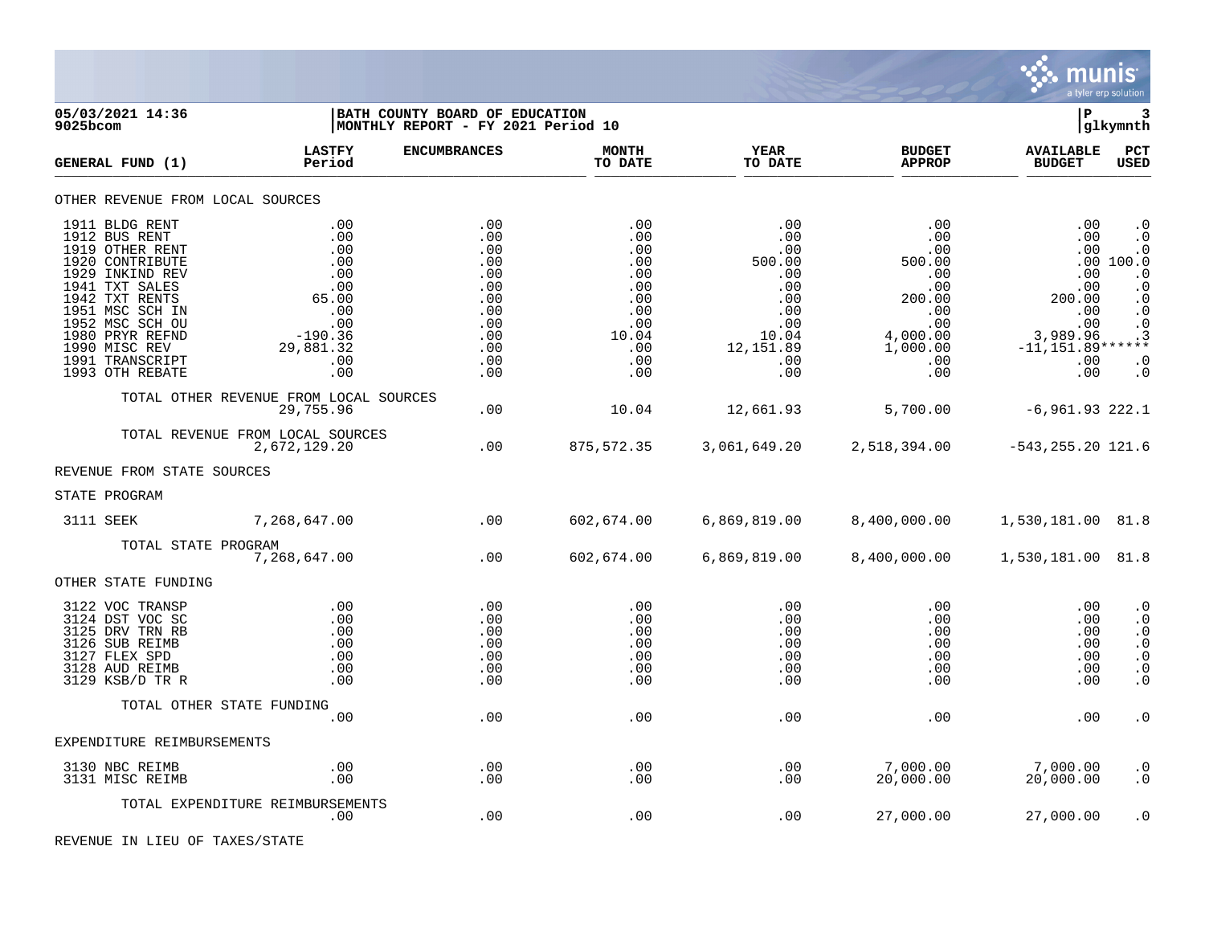**05/03/2021 14:36** | **BATH COUNTY BOARD OF EDUCATION** | **P 3**
**9025bcom** | **MONTHLY REPORT - FY 2021 Period 10** | **glkymnth**

| GENERAL FUND (1) | LASTFY Period | ENCUMBRANCES | MONTH TO DATE | YEAR TO DATE | BUDGET APPROP | AVAILABLE BUDGET | PCT USED |
|---|---|---|---|---|---|---|---|
| **OTHER REVENUE FROM LOCAL SOURCES** | | | | | | | |
| 1911 BLDG RENT | .00 | .00 | .00 | .00 | .00 | .00 | .0 |
| 1912 BUS RENT | .00 | .00 | .00 | .00 | .00 | .00 | .0 |
| 1919 OTHER RENT | .00 | .00 | .00 | .00 | .00 | .00 | .0 |
| 1920 CONTRIBUTE | .00 | .00 | .00 | 500.00 | 500.00 | .00 | 100.0 |
| 1929 INKIND REV | .00 | .00 | .00 | .00 | .00 | .00 | .0 |
| 1941 TXT SALES | .00 | .00 | .00 | .00 | .00 | .00 | .0 |
| 1942 TXT RENTS | 65.00 | .00 | .00 | .00 | 200.00 | 200.00 | .0 |
| 1951 MSC SCH IN | .00 | .00 | .00 | .00 | .00 | .00 | .0 |
| 1952 MSC SCH OU | .00 | .00 | .00 | .00 | .00 | .00 | .0 |
| 1980 PRYR REFND | -190.36 | .00 | 10.04 | 10.04 | 4,000.00 | 3,989.96 | .3 |
| 1990 MISC REV | 29,881.32 | .00 | .00 | 12,151.89 | 1,000.00 | -11,151.89 | ****** |
| 1991 TRANSCRIPT | .00 | .00 | .00 | .00 | .00 | .00 | .0 |
| 1993 OTH REBATE | .00 | .00 | .00 | .00 | .00 | .00 | .0 |
| TOTAL OTHER REVENUE FROM LOCAL SOURCES | 29,755.96 | .00 | 10.04 | 12,661.93 | 5,700.00 | -6,961.93 | 222.1 |
| TOTAL REVENUE FROM LOCAL SOURCES | 2,672,129.20 | .00 | 875,572.35 | 3,061,649.20 | 2,518,394.00 | -543,255.20 | 121.6 |
| **REVENUE FROM STATE SOURCES** | | | | | | | |
| **STATE PROGRAM** | | | | | | | |
| 3111 SEEK | 7,268,647.00 | .00 | 602,674.00 | 6,869,819.00 | 8,400,000.00 | 1,530,181.00 | 81.8 |
| TOTAL STATE PROGRAM | 7,268,647.00 | .00 | 602,674.00 | 6,869,819.00 | 8,400,000.00 | 1,530,181.00 | 81.8 |
| **OTHER STATE FUNDING** | | | | | | | |
| 3122 VOC TRANSP | .00 | .00 | .00 | .00 | .00 | .00 | .0 |
| 3124 DST VOC SC | .00 | .00 | .00 | .00 | .00 | .00 | .0 |
| 3125 DRV TRN RB | .00 | .00 | .00 | .00 | .00 | .00 | .0 |
| 3126 SUB REIMB | .00 | .00 | .00 | .00 | .00 | .00 | .0 |
| 3127 FLEX SPD | .00 | .00 | .00 | .00 | .00 | .00 | .0 |
| 3128 AUD REIMB | .00 | .00 | .00 | .00 | .00 | .00 | .0 |
| 3129 KSB/D TR R | .00 | .00 | .00 | .00 | .00 | .00 | .0 |
| TOTAL OTHER STATE FUNDING | .00 | .00 | .00 | .00 | .00 | .00 | .0 |
| **EXPENDITURE REIMBURSEMENTS** | | | | | | | |
| 3130 NBC REIMB | .00 | .00 | .00 | .00 | 7,000.00 | 7,000.00 | .0 |
| 3131 MISC REIMB | .00 | .00 | .00 | .00 | 20,000.00 | 20,000.00 | .0 |
| TOTAL EXPENDITURE REIMBURSEMENTS | .00 | .00 | .00 | .00 | 27,000.00 | 27,000.00 | .0 |
| **REVENUE IN LIEU OF TAXES/STATE** | | | | | | | |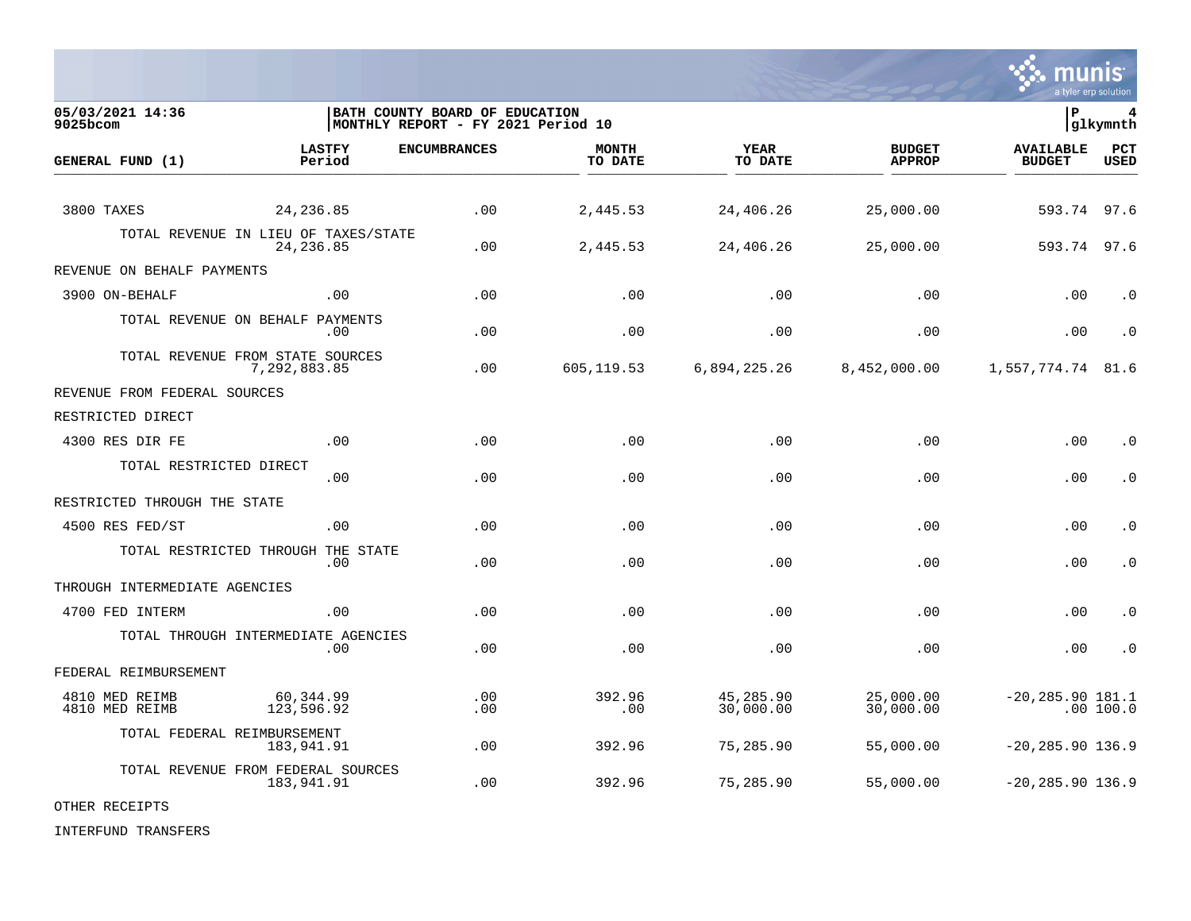05/03/2021 14:36 | BATH COUNTY BOARD OF EDUCATION | P 4
9025bcom | MONTHLY REPORT - FY 2021 Period 10 | glkymnth

| GENERAL FUND (1) | LASTFY Period | ENCUMBRANCES | MONTH TO DATE | YEAR TO DATE | BUDGET APPROP | AVAILABLE BUDGET | PCT USED |
|---|---|---|---|---|---|---|---|
| 3800 TAXES | 24,236.85 | .00 | 2,445.53 | 24,406.26 | 25,000.00 | 593.74 | 97.6 |
| TOTAL REVENUE IN LIEU OF TAXES/STATE | 24,236.85 | .00 | 2,445.53 | 24,406.26 | 25,000.00 | 593.74 | 97.6 |
| REVENUE ON BEHALF PAYMENTS | | | | | | | |
| 3900 ON-BEHALF | .00 | .00 | .00 | .00 | .00 | .00 | .0 |
| TOTAL REVENUE ON BEHALF PAYMENTS | .00 | .00 | .00 | .00 | .00 | .00 | .0 |
| TOTAL REVENUE FROM STATE SOURCES | 7,292,883.85 | .00 | 605,119.53 | 6,894,225.26 | 8,452,000.00 | 1,557,774.74 | 81.6 |
| REVENUE FROM FEDERAL SOURCES | | | | | | | |
| RESTRICTED DIRECT | | | | | | | |
| 4300 RES DIR FE | .00 | .00 | .00 | .00 | .00 | .00 | .0 |
| TOTAL RESTRICTED DIRECT | .00 | .00 | .00 | .00 | .00 | .00 | .0 |
| RESTRICTED THROUGH THE STATE | | | | | | | |
| 4500 RES FED/ST | .00 | .00 | .00 | .00 | .00 | .00 | .0 |
| TOTAL RESTRICTED THROUGH THE STATE | .00 | .00 | .00 | .00 | .00 | .00 | .0 |
| THROUGH INTERMEDIATE AGENCIES | | | | | | | |
| 4700 FED INTERM | .00 | .00 | .00 | .00 | .00 | .00 | .0 |
| TOTAL THROUGH INTERMEDIATE AGENCIES | .00 | .00 | .00 | .00 | .00 | .00 | .0 |
| FEDERAL REIMBURSEMENT | | | | | | | |
| 4810 MED REIMB | 60,344.99 | .00 | 392.96 | 45,285.90 | 25,000.00 | -20,285.90 | 181.1 |
| 4810 MED REIMB | 123,596.92 | .00 | .00 | 30,000.00 | 30,000.00 | .00 | 100.0 |
| TOTAL FEDERAL REIMBURSEMENT | 183,941.91 | .00 | 392.96 | 75,285.90 | 55,000.00 | -20,285.90 | 136.9 |
| TOTAL REVENUE FROM FEDERAL SOURCES | 183,941.91 | .00 | 392.96 | 75,285.90 | 55,000.00 | -20,285.90 | 136.9 |
| OTHER RECEIPTS | | | | | | | |
| INTERFUND TRANSFERS | | | | | | | |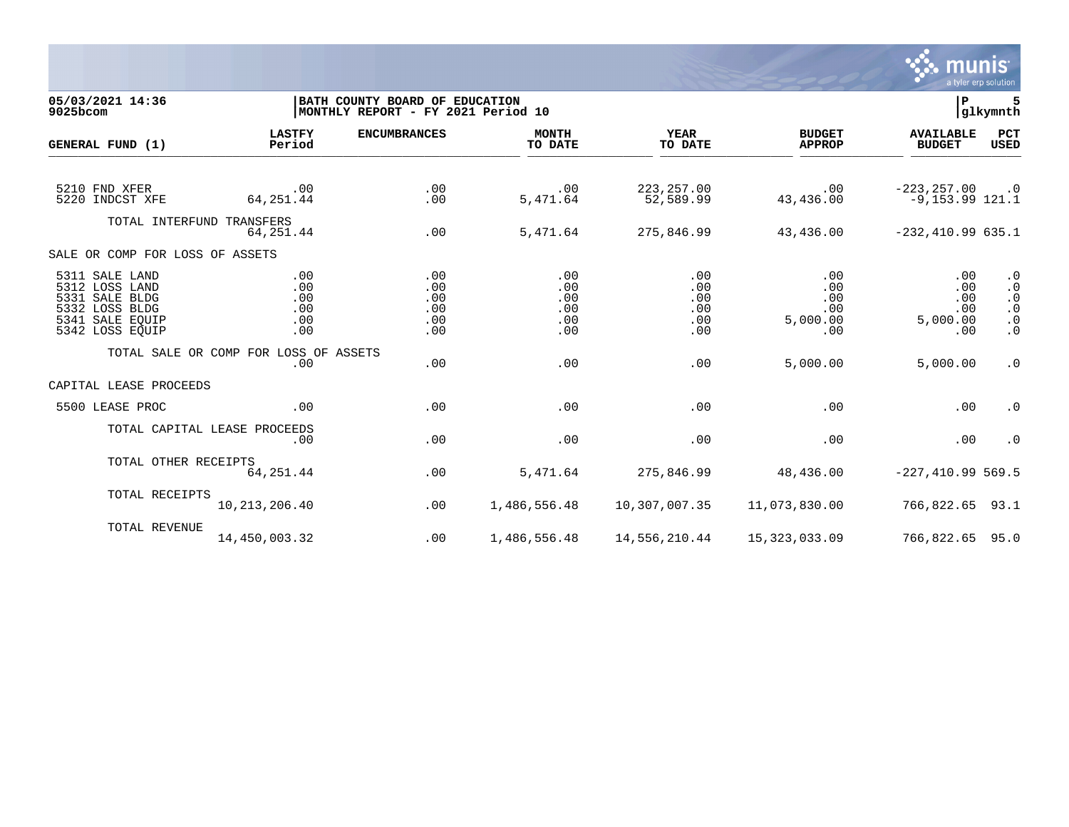**05/03/2021 14:36**
**9025bcom**

**BATH COUNTY BOARD OF EDUCATION**
**MONTHLY REPORT - FY 2021 Period 10**

| GENERAL FUND (1) | LASTFY Period | ENCUMBRANCES | MONTH TO DATE | YEAR TO DATE | BUDGET APPROP | AVAILABLE BUDGET | PCT USED |
|---|---|---|---|---|---|---|---|
| 5210 FND XFER | .00 | .00 | .00 | 223,257.00 | .00 | -223,257.00 | .0 |
| 5220 INDCST XFE | 64,251.44 | .00 | 5,471.64 | 52,589.99 | 43,436.00 | -9,153.99 | 121.1 |
| TOTAL INTERFUND TRANSFERS | 64,251.44 | .00 | 5,471.64 | 275,846.99 | 43,436.00 | -232,410.99 | 635.1 |
| SALE OR COMP FOR LOSS OF ASSETS | | | | | | | |
| 5311 SALE LAND | .00 | .00 | .00 | .00 | .00 | .00 | .0 |
| 5312 LOSS LAND | .00 | .00 | .00 | .00 | .00 | .00 | .0 |
| 5331 SALE BLDG | .00 | .00 | .00 | .00 | .00 | .00 | .0 |
| 5332 LOSS BLDG | .00 | .00 | .00 | .00 | .00 | .00 | .0 |
| 5341 SALE EQUIP | .00 | .00 | .00 | .00 | 5,000.00 | 5,000.00 | .0 |
| 5342 LOSS EQUIP | .00 | .00 | .00 | .00 | .00 | .00 | .0 |
| TOTAL SALE OR COMP FOR LOSS OF ASSETS | .00 | .00 | .00 | .00 | 5,000.00 | 5,000.00 | .0 |
| CAPITAL LEASE PROCEEDS | | | | | | | |
| 5500 LEASE PROC | .00 | .00 | .00 | .00 | .00 | .00 | .0 |
| TOTAL CAPITAL LEASE PROCEEDS | .00 | .00 | .00 | .00 | .00 | .00 | .0 |
| TOTAL OTHER RECEIPTS | 64,251.44 | .00 | 5,471.64 | 275,846.99 | 48,436.00 | -227,410.99 | 569.5 |
| TOTAL RECEIPTS | 10,213,206.40 | .00 | 1,486,556.48 | 10,307,007.35 | 11,073,830.00 | 766,822.65 | 93.1 |
| TOTAL REVENUE | 14,450,003.32 | .00 | 1,486,556.48 | 14,556,210.44 | 15,323,033.09 | 766,822.65 | 95.0 |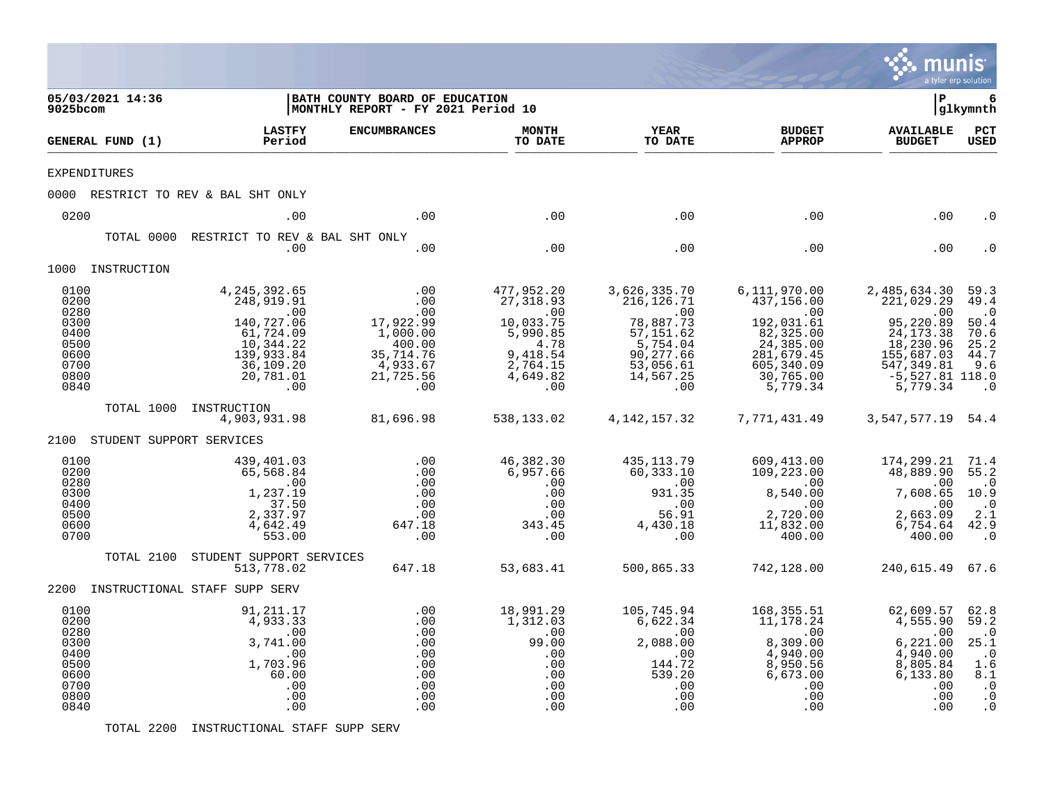05/03/2021 14:36 | BATH COUNTY BOARD OF EDUCATION
9025bcom | MONTHLY REPORT - FY 2021 Period 10

| GENERAL FUND (1) | LASTFY Period | ENCUMBRANCES | MONTH TO DATE | YEAR TO DATE | BUDGET APPROP | AVAILABLE BUDGET | PCT USED |
|---|---|---|---|---|---|---|---|
| EXPENDITURES | | | | | | | |
| 0000 RESTRICT TO REV & BAL SHT ONLY | | | | | | | |
| 0200 | .00 | .00 | .00 | .00 | .00 | .00 | .0 |
| TOTAL 0000 RESTRICT TO REV & BAL SHT ONLY | .00 | .00 | .00 | .00 | .00 | .00 | .0 |
| 1000 INSTRUCTION | | | | | | | |
| 0100 | 4,245,392.65 | .00 | 477,952.20 | 3,626,335.70 | 6,111,970.00 | 2,485,634.30 | 59.3 |
| 0200 | 248,919.91 | .00 | 27,318.93 | 216,126.71 | 437,156.00 | 221,029.29 | 49.4 |
| 0280 | .00 | .00 | .00 | .00 | .00 | .00 | .0 |
| 0300 | 140,727.06 | 17,922.99 | 10,033.75 | 78,887.73 | 192,031.61 | 95,220.89 | 50.4 |
| 0400 | 61,724.09 | 1,000.00 | 5,990.85 | 57,151.62 | 82,325.00 | 24,173.38 | 70.6 |
| 0500 | 10,344.22 | 400.00 | 4.78 | 5,754.04 | 24,385.00 | 18,230.96 | 25.2 |
| 0600 | 139,933.84 | 35,714.76 | 9,418.54 | 90,277.66 | 281,679.45 | 155,687.03 | 44.7 |
| 0700 | 36,109.20 | 4,933.67 | 2,764.15 | 53,056.61 | 605,340.09 | 547,349.81 | 9.6 |
| 0800 | 20,781.01 | 21,725.56 | 4,649.82 | 14,567.25 | 30,765.00 | -5,527.81 | 118.0 |
| 0840 | .00 | .00 | .00 | .00 | 5,779.34 | 5,779.34 | .0 |
| TOTAL 1000 INSTRUCTION | 4,903,931.98 | 81,696.98 | 538,133.02 | 4,142,157.32 | 7,771,431.49 | 3,547,577.19 | 54.4 |
| 2100 STUDENT SUPPORT SERVICES | | | | | | | |
| 0100 | 439,401.03 | .00 | 46,382.30 | 435,113.79 | 609,413.00 | 174,299.21 | 71.4 |
| 0200 | 65,568.84 | .00 | 6,957.66 | 60,333.10 | 109,223.00 | 48,889.90 | 55.2 |
| 0280 | .00 | .00 | .00 | .00 | .00 | .00 | .0 |
| 0300 | 1,237.19 | .00 | .00 | 931.35 | 8,540.00 | 7,608.65 | 10.9 |
| 0400 | 37.50 | .00 | .00 | .00 | .00 | .00 | .0 |
| 0500 | 2,337.97 | .00 | .00 | 56.91 | 2,720.00 | 2,663.09 | 2.1 |
| 0600 | 4,642.49 | 647.18 | 343.45 | 4,430.18 | 11,832.00 | 6,754.64 | 42.9 |
| 0700 | 553.00 | .00 | .00 | .00 | 400.00 | 400.00 | .0 |
| TOTAL 2100 STUDENT SUPPORT SERVICES | 513,778.02 | 647.18 | 53,683.41 | 500,865.33 | 742,128.00 | 240,615.49 | 67.6 |
| 2200 INSTRUCTIONAL STAFF SUPP SERV | | | | | | | |
| 0100 | 91,211.17 | .00 | 18,991.29 | 105,745.94 | 168,355.51 | 62,609.57 | 62.8 |
| 0200 | 4,933.33 | .00 | 1,312.03 | 6,622.34 | 11,178.24 | 4,555.90 | 59.2 |
| 0280 | .00 | .00 | .00 | .00 | .00 | .00 | .0 |
| 0300 | 3,741.00 | .00 | 99.00 | 2,088.00 | 8,309.00 | 6,221.00 | 25.1 |
| 0400 | .00 | .00 | .00 | .00 | 4,940.00 | 4,940.00 | .0 |
| 0500 | 1,703.96 | .00 | .00 | 144.72 | 8,950.56 | 8,805.84 | 1.6 |
| 0600 | 60.00 | .00 | .00 | 539.20 | 6,673.00 | 6,133.80 | 8.1 |
| 0700 | .00 | .00 | .00 | .00 | .00 | .00 | .0 |
| 0800 | .00 | .00 | .00 | .00 | .00 | .00 | .0 |
| 0840 | .00 | .00 | .00 | .00 | .00 | .00 | .0 |
| TOTAL 2200 INSTRUCTIONAL STAFF SUPP SERV | | | | | | | |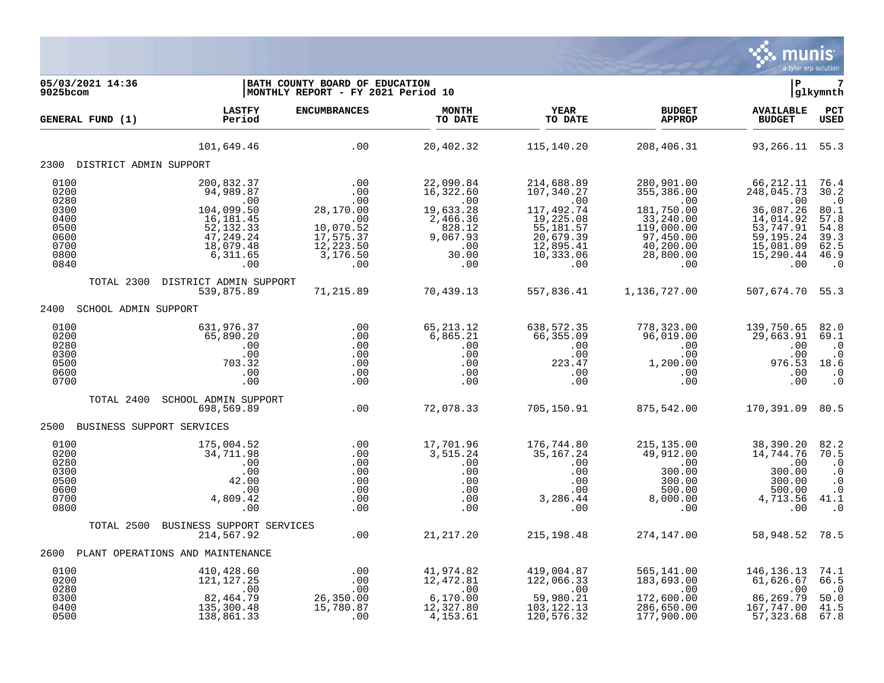**05/03/2021 14:36**
**9025bcom**

**BATH COUNTY BOARD OF EDUCATION**
**MONTHLY REPORT - FY 2021 Period 10**

| GENERAL FUND (1) | LASTFY Period | ENCUMBRANCES | MONTH TO DATE | YEAR TO DATE | BUDGET APPROP | AVAILABLE BUDGET | PCT USED |
|---|---|---|---|---|---|---|---|
| | 101,649.46 | .00 | 20,402.32 | 115,140.20 | 208,406.31 | 93,266.11 | 55.3 |
| **2300 DISTRICT ADMIN SUPPORT** | | | | | | | |
| 0100 | 200,832.37 | .00 | 22,090.84 | 214,688.89 | 280,901.00 | 66,212.11 | 76.4 |
| 0200 | 94,989.87 | .00 | 16,322.60 | 107,340.27 | 355,386.00 | 248,045.73 | 30.2 |
| 0280 | .00 | .00 | .00 | .00 | .00 | .00 | .0 |
| 0300 | 104,099.50 | 28,170.00 | 19,633.28 | 117,492.74 | 181,750.00 | 36,087.26 | 80.1 |
| 0400 | 16,181.45 | .00 | 2,466.36 | 19,225.08 | 33,240.00 | 14,014.92 | 57.8 |
| 0500 | 52,132.33 | 10,070.52 | 828.12 | 55,181.57 | 119,000.00 | 53,747.91 | 54.8 |
| 0600 | 47,249.24 | 17,575.37 | 9,067.93 | 20,679.39 | 97,450.00 | 59,195.24 | 39.3 |
| 0700 | 18,079.48 | 12,223.50 | .00 | 12,895.41 | 40,200.00 | 15,081.09 | 62.5 |
| 0800 | 6,311.65 | 3,176.50 | 30.00 | 10,333.06 | 28,800.00 | 15,290.44 | 46.9 |
| 0840 | .00 | .00 | .00 | .00 | .00 | .00 | .0 |
| TOTAL 2300 DISTRICT ADMIN SUPPORT | 539,875.89 | 71,215.89 | 70,439.13 | 557,836.41 | 1,136,727.00 | 507,674.70 | 55.3 |
| **2400 SCHOOL ADMIN SUPPORT** | | | | | | | |
| 0100 | 631,976.37 | .00 | 65,213.12 | 638,572.35 | 778,323.00 | 139,750.65 | 82.0 |
| 0200 | 65,890.20 | .00 | 6,865.21 | 66,355.09 | 96,019.00 | 29,663.91 | 69.1 |
| 0280 | .00 | .00 | .00 | .00 | .00 | .00 | .0 |
| 0300 | .00 | .00 | .00 | .00 | .00 | .00 | .0 |
| 0500 | 703.32 | .00 | .00 | 223.47 | 1,200.00 | 976.53 | 18.6 |
| 0600 | .00 | .00 | .00 | .00 | .00 | .00 | .0 |
| 0700 | .00 | .00 | .00 | .00 | .00 | .00 | .0 |
| TOTAL 2400 SCHOOL ADMIN SUPPORT | 698,569.89 | .00 | 72,078.33 | 705,150.91 | 875,542.00 | 170,391.09 | 80.5 |
| **2500 BUSINESS SUPPORT SERVICES** | | | | | | | |
| 0100 | 175,004.52 | .00 | 17,701.96 | 176,744.80 | 215,135.00 | 38,390.20 | 82.2 |
| 0200 | 34,711.98 | .00 | 3,515.24 | 35,167.24 | 49,912.00 | 14,744.76 | 70.5 |
| 0280 | .00 | .00 | .00 | .00 | .00 | .00 | .0 |
| 0300 | .00 | .00 | .00 | .00 | 300.00 | 300.00 | .0 |
| 0500 | 42.00 | .00 | .00 | .00 | 300.00 | 300.00 | .0 |
| 0600 | .00 | .00 | .00 | .00 | 500.00 | 500.00 | .0 |
| 0700 | 4,809.42 | .00 | .00 | 3,286.44 | 8,000.00 | 4,713.56 | 41.1 |
| 0800 | .00 | .00 | .00 | .00 | .00 | .00 | .0 |
| TOTAL 2500 BUSINESS SUPPORT SERVICES | 214,567.92 | .00 | 21,217.20 | 215,198.48 | 274,147.00 | 58,948.52 | 78.5 |
| **2600 PLANT OPERATIONS AND MAINTENANCE** | | | | | | | |
| 0100 | 410,428.60 | .00 | 41,974.82 | 419,004.87 | 565,141.00 | 146,136.13 | 74.1 |
| 0200 | 121,127.25 | .00 | 12,472.81 | 122,066.33 | 183,693.00 | 61,626.67 | 66.5 |
| 0280 | .00 | .00 | .00 | .00 | .00 | .00 | .0 |
| 0300 | 82,464.79 | 26,350.00 | 6,170.00 | 59,980.21 | 172,600.00 | 86,269.79 | 50.0 |
| 0400 | 135,300.48 | 15,780.87 | 12,327.80 | 103,122.13 | 286,650.00 | 167,747.00 | 41.5 |
| 0500 | 138,861.33 | .00 | 4,153.61 | 120,576.32 | 177,900.00 | 57,323.68 | 67.8 |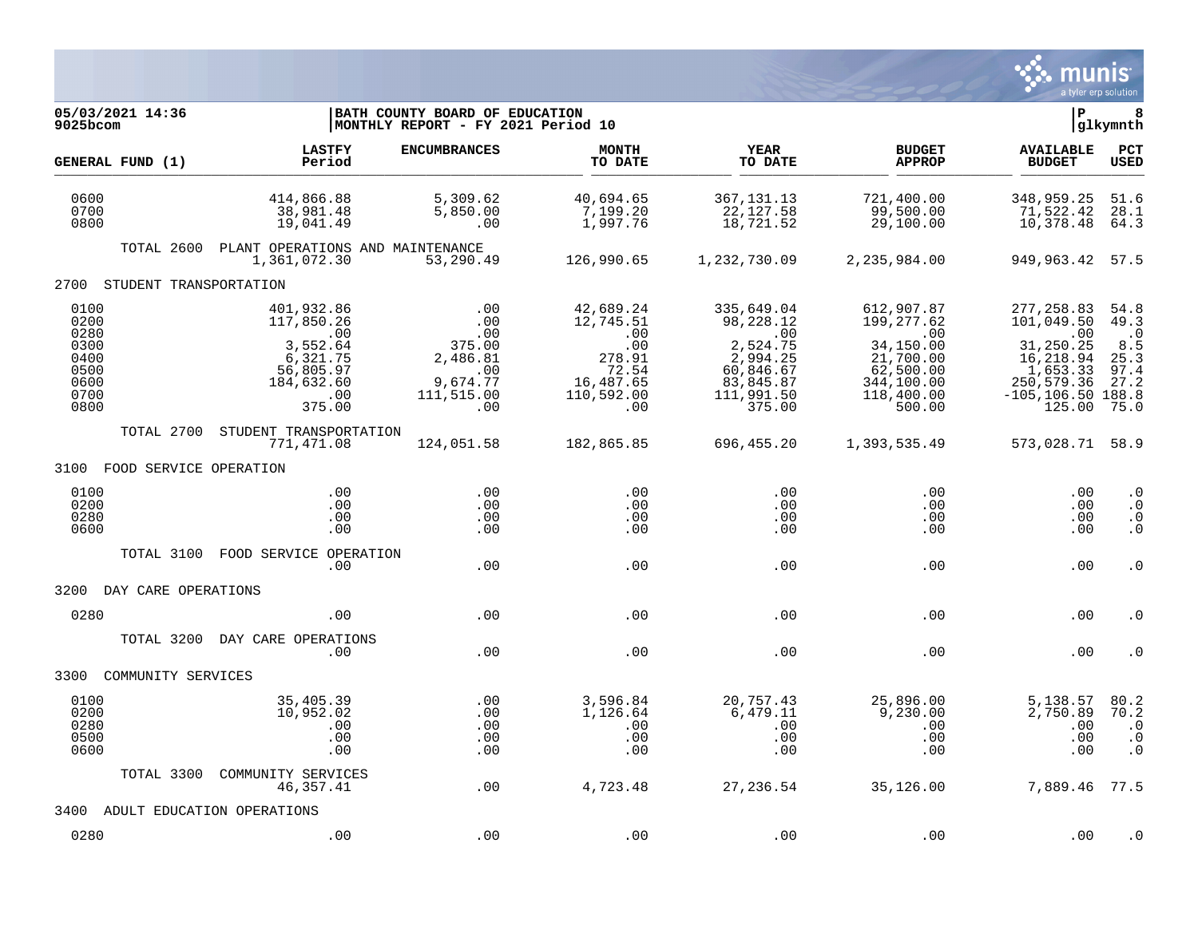**05/03/2021 14:36**
**9025bcom**

**BATH COUNTY BOARD OF EDUCATION**
**MONTHLY REPORT - FY 2021 Period 10**

**P 8**
**glkymnth**

| GENERAL FUND (1) | LASTFY Period | ENCUMBRANCES | MONTH TO DATE | YEAR TO DATE | BUDGET APPROP | AVAILABLE BUDGET | PCT USED |
|---|---|---|---|---|---|---|---|
| 0600 | 414,866.88 | 5,309.62 | 40,694.65 | 367,131.13 | 721,400.00 | 348,959.25 | 51.6 |
| 0700 | 38,981.48 | 5,850.00 | 7,199.20 | 22,127.58 | 99,500.00 | 71,522.42 | 28.1 |
| 0800 | 19,041.49 | .00 | 1,997.76 | 18,721.52 | 29,100.00 | 10,378.48 | 64.3 |
| TOTAL 2600 PLANT OPERATIONS AND MAINTENANCE | 1,361,072.30 | 53,290.49 | 126,990.65 | 1,232,730.09 | 2,235,984.00 | 949,963.42 | 57.5 |
| **2700 STUDENT TRANSPORTATION** | | | | | | | |
| 0100 | 401,932.86 | .00 | 42,689.24 | 335,649.04 | 612,907.87 | 277,258.83 | 54.8 |
| 0200 | 117,850.26 | .00 | 12,745.51 | 98,228.12 | 199,277.62 | 101,049.50 | 49.3 |
| 0280 | .00 | .00 | .00 | .00 | .00 | .00 | .0 |
| 0300 | 3,552.64 | 375.00 | .00 | 2,524.75 | 34,150.00 | 31,250.25 | 8.5 |
| 0400 | 6,321.75 | 2,486.81 | 278.91 | 2,994.25 | 21,700.00 | 16,218.94 | 25.3 |
| 0500 | 56,805.97 | .00 | 72.54 | 60,846.67 | 62,500.00 | 1,653.33 | 97.4 |
| 0600 | 184,632.60 | 9,674.77 | 16,487.65 | 83,845.87 | 344,100.00 | 250,579.36 | 27.2 |
| 0700 | .00 | 111,515.00 | 110,592.00 | 111,991.50 | 118,400.00 | -105,106.50 | 188.8 |
| 0800 | 375.00 | .00 | .00 | 375.00 | 500.00 | 125.00 | 75.0 |
| TOTAL 2700 STUDENT TRANSPORTATION | 771,471.08 | 124,051.58 | 182,865.85 | 696,455.20 | 1,393,535.49 | 573,028.71 | 58.9 |
| **3100 FOOD SERVICE OPERATION** | | | | | | | |
| 0100 | .00 | .00 | .00 | .00 | .00 | .00 | .0 |
| 0200 | .00 | .00 | .00 | .00 | .00 | .00 | .0 |
| 0280 | .00 | .00 | .00 | .00 | .00 | .00 | .0 |
| 0600 | .00 | .00 | .00 | .00 | .00 | .00 | .0 |
| TOTAL 3100 FOOD SERVICE OPERATION | .00 | .00 | .00 | .00 | .00 | .00 | .0 |
| **3200 DAY CARE OPERATIONS** | | | | | | | |
| 0280 | .00 | .00 | .00 | .00 | .00 | .00 | .0 |
| TOTAL 3200 DAY CARE OPERATIONS | .00 | .00 | .00 | .00 | .00 | .00 | .0 |
| **3300 COMMUNITY SERVICES** | | | | | | | |
| 0100 | 35,405.39 | .00 | 3,596.84 | 20,757.43 | 25,896.00 | 5,138.57 | 80.2 |
| 0200 | 10,952.02 | .00 | 1,126.64 | 6,479.11 | 9,230.00 | 2,750.89 | 70.2 |
| 0280 | .00 | .00 | .00 | .00 | .00 | .00 | .0 |
| 0500 | .00 | .00 | .00 | .00 | .00 | .00 | .0 |
| 0600 | .00 | .00 | .00 | .00 | .00 | .00 | .0 |
| TOTAL 3300 COMMUNITY SERVICES | 46,357.41 | .00 | 4,723.48 | 27,236.54 | 35,126.00 | 7,889.46 | 77.5 |
| **3400 ADULT EDUCATION OPERATIONS** | | | | | | | |
| 0280 | .00 | .00 | .00 | .00 | .00 | .00 | .0 |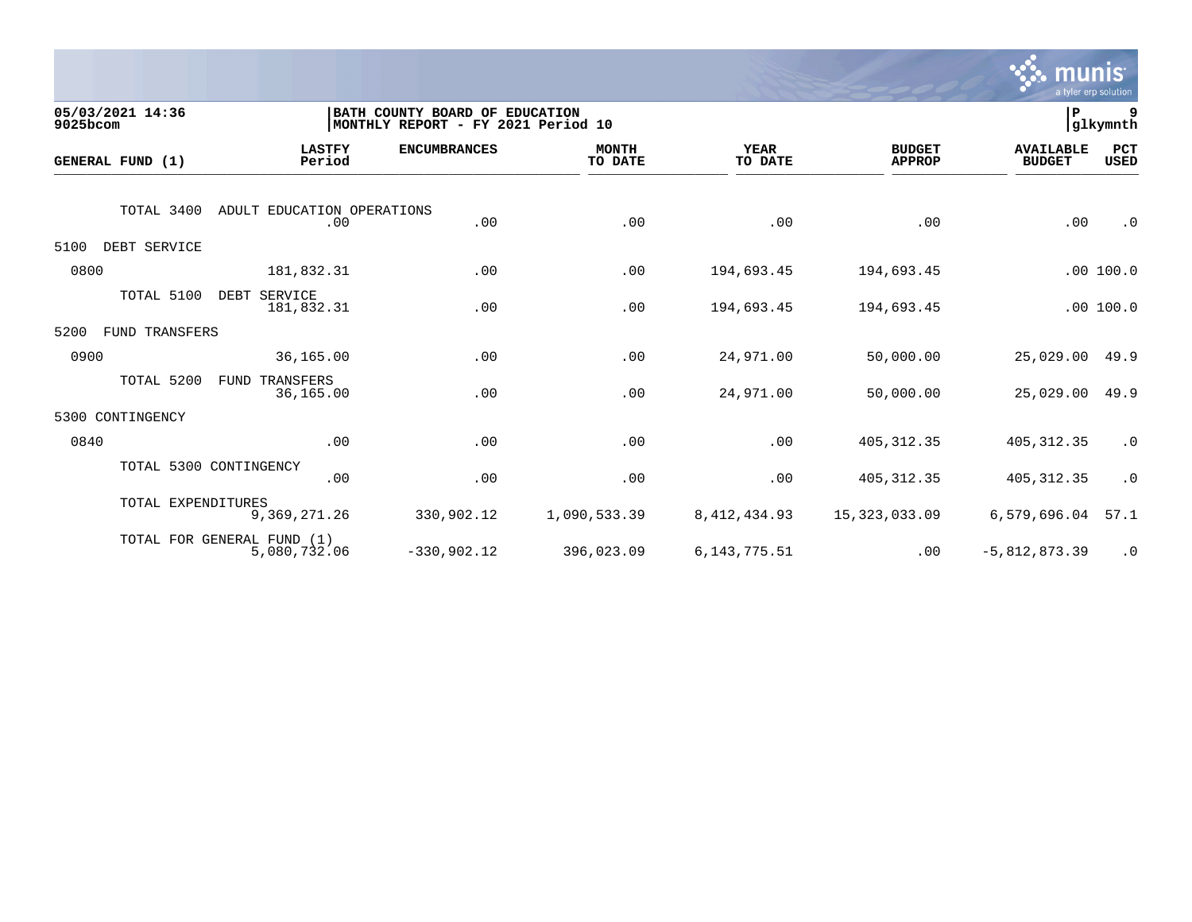05/03/2021 14:36
9025bcom

BATH COUNTY BOARD OF EDUCATION
MONTHLY REPORT - FY 2021 Period 10

P 9
glkymnth

| GENERAL FUND (1) | LASTFY Period | ENCUMBRANCES | MONTH TO DATE | YEAR TO DATE | BUDGET APPROP | AVAILABLE BUDGET | PCT USED |
|---|---|---|---|---|---|---|---|
| TOTAL 3400 ADULT EDUCATION OPERATIONS | .00 | .00 | .00 | .00 | .00 | .00 | .0 |
| 5100 DEBT SERVICE | | | | | | | |
| 0800 | 181,832.31 | .00 | .00 | 194,693.45 | 194,693.45 | .00 | 100.0 |
| TOTAL 5100 DEBT SERVICE | 181,832.31 | .00 | .00 | 194,693.45 | 194,693.45 | .00 | 100.0 |
| 5200 FUND TRANSFERS | | | | | | | |
| 0900 | 36,165.00 | .00 | .00 | 24,971.00 | 50,000.00 | 25,029.00 | 49.9 |
| TOTAL 5200 FUND TRANSFERS | 36,165.00 | .00 | .00 | 24,971.00 | 50,000.00 | 25,029.00 | 49.9 |
| 5300 CONTINGENCY | | | | | | | |
| 0840 | .00 | .00 | .00 | .00 | 405,312.35 | 405,312.35 | .0 |
| TOTAL 5300 CONTINGENCY | .00 | .00 | .00 | .00 | 405,312.35 | 405,312.35 | .0 |
| TOTAL EXPENDITURES | 9,369,271.26 | 330,902.12 | 1,090,533.39 | 8,412,434.93 | 15,323,033.09 | 6,579,696.04 | 57.1 |
| TOTAL FOR GENERAL FUND (1) | 5,080,732.06 | -330,902.12 | 396,023.09 | 6,143,775.51 | .00 | -5,812,873.39 | .0 |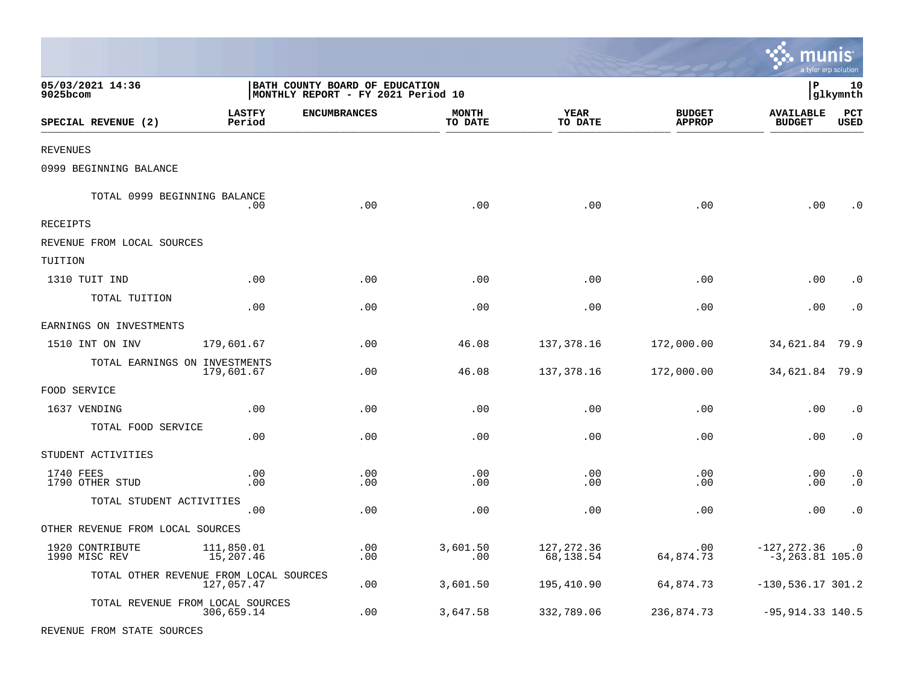05/03/2021 14:36
9025bcom

BATH COUNTY BOARD OF EDUCATION
MONTHLY REPORT - FY 2021 Period 10

| SPECIAL REVENUE (2) | LASTFY Period | ENCUMBRANCES | MONTH TO DATE | YEAR TO DATE | BUDGET APPROP | AVAILABLE BUDGET | PCT USED |
|---|---|---|---|---|---|---|---|
| REVENUES | | | | | | | |
| 0999 BEGINNING BALANCE | | | | | | | |
| TOTAL 0999 BEGINNING BALANCE | .00 | .00 | .00 | .00 | .00 | .00 | .0 |
| RECEIPTS | | | | | | | |
| REVENUE FROM LOCAL SOURCES | | | | | | | |
| TUITION | | | | | | | |
| 1310 TUIT IND | .00 | .00 | .00 | .00 | .00 | .00 | .0 |
| TOTAL TUITION | .00 | .00 | .00 | .00 | .00 | .00 | .0 |
| EARNINGS ON INVESTMENTS | | | | | | | |
| 1510 INT ON INV | 179,601.67 | .00 | 46.08 | 137,378.16 | 172,000.00 | 34,621.84 | 79.9 |
| TOTAL EARNINGS ON INVESTMENTS | 179,601.67 | .00 | 46.08 | 137,378.16 | 172,000.00 | 34,621.84 | 79.9 |
| FOOD SERVICE | | | | | | | |
| 1637 VENDING | .00 | .00 | .00 | .00 | .00 | .00 | .0 |
| TOTAL FOOD SERVICE | .00 | .00 | .00 | .00 | .00 | .00 | .0 |
| STUDENT ACTIVITIES | | | | | | | |
| 1740 FEES | .00 | .00 | .00 | .00 | .00 | .00 | .0 |
| 1790 OTHER STUD | .00 | .00 | .00 | .00 | .00 | .00 | .0 |
| TOTAL STUDENT ACTIVITIES | .00 | .00 | .00 | .00 | .00 | .00 | .0 |
| OTHER REVENUE FROM LOCAL SOURCES | | | | | | | |
| 1920 CONTRIBUTE | 111,850.01 | .00 | 3,601.50 | 127,272.36 | .00 | -127,272.36 | .0 |
| 1990 MISC REV | 15,207.46 | .00 | .00 | 68,138.54 | 64,874.73 | -3,263.81 | 105.0 |
| TOTAL OTHER REVENUE FROM LOCAL SOURCES | 127,057.47 | .00 | 3,601.50 | 195,410.90 | 64,874.73 | -130,536.17 | 301.2 |
| TOTAL REVENUE FROM LOCAL SOURCES | 306,659.14 | .00 | 3,647.58 | 332,789.06 | 236,874.73 | -95,914.33 | 140.5 |
| REVENUE FROM STATE SOURCES | | | | | | | |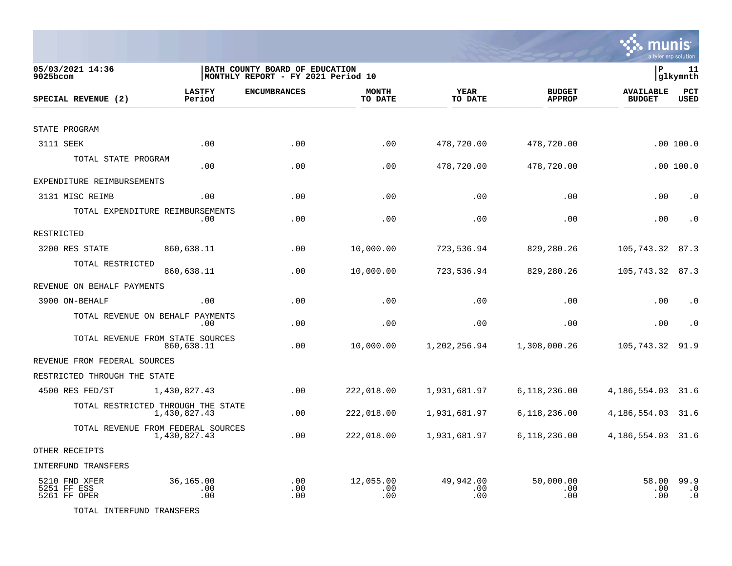05/03/2021 14:36 — 9025bcom

BATH COUNTY BOARD OF EDUCATION
MONTHLY REPORT - FY 2021 Period 10

glkymnth

| SPECIAL REVENUE (2) | LASTFY Period | ENCUMBRANCES | MONTH TO DATE | YEAR TO DATE | BUDGET APPROP | AVAILABLE BUDGET | PCT USED |
|---|---|---|---|---|---|---|---|
| STATE PROGRAM | | | | | | | |
| 3111 SEEK | .00 | .00 | .00 | 478,720.00 | 478,720.00 | .00 | 100.0 |
| TOTAL STATE PROGRAM | .00 | .00 | .00 | 478,720.00 | 478,720.00 | .00 | 100.0 |
| EXPENDITURE REIMBURSEMENTS | | | | | | | |
| 3131 MISC REIMB | .00 | .00 | .00 | .00 | .00 | .00 | .0 |
| TOTAL EXPENDITURE REIMBURSEMENTS | .00 | .00 | .00 | .00 | .00 | .00 | .0 |
| RESTRICTED | | | | | | | |
| 3200 RES STATE | 860,638.11 | .00 | 10,000.00 | 723,536.94 | 829,280.26 | 105,743.32 | 87.3 |
| TOTAL RESTRICTED | 860,638.11 | .00 | 10,000.00 | 723,536.94 | 829,280.26 | 105,743.32 | 87.3 |
| REVENUE ON BEHALF PAYMENTS | | | | | | | |
| 3900 ON-BEHALF | .00 | .00 | .00 | .00 | .00 | .00 | .0 |
| TOTAL REVENUE ON BEHALF PAYMENTS | .00 | .00 | .00 | .00 | .00 | .00 | .0 |
| TOTAL REVENUE FROM STATE SOURCES | 860,638.11 | .00 | 10,000.00 | 1,202,256.94 | 1,308,000.26 | 105,743.32 | 91.9 |
| REVENUE FROM FEDERAL SOURCES | | | | | | | |
| RESTRICTED THROUGH THE STATE | | | | | | | |
| 4500 RES FED/ST | 1,430,827.43 | .00 | 222,018.00 | 1,931,681.97 | 6,118,236.00 | 4,186,554.03 | 31.6 |
| TOTAL RESTRICTED THROUGH THE STATE | 1,430,827.43 | .00 | 222,018.00 | 1,931,681.97 | 6,118,236.00 | 4,186,554.03 | 31.6 |
| TOTAL REVENUE FROM FEDERAL SOURCES | 1,430,827.43 | .00 | 222,018.00 | 1,931,681.97 | 6,118,236.00 | 4,186,554.03 | 31.6 |
| OTHER RECEIPTS | | | | | | | |
| INTERFUND TRANSFERS | | | | | | | |
| 5210 FND XFER | 36,165.00 | .00 | 12,055.00 | 49,942.00 | 50,000.00 | 58.00 | 99.9 |
| 5251 FF ESS | .00 | .00 | .00 | .00 | .00 | .00 | .0 |
| 5261 FF OPER | .00 | .00 | .00 | .00 | .00 | .00 | .0 |
| TOTAL INTERFUND TRANSFERS | | | | | | | |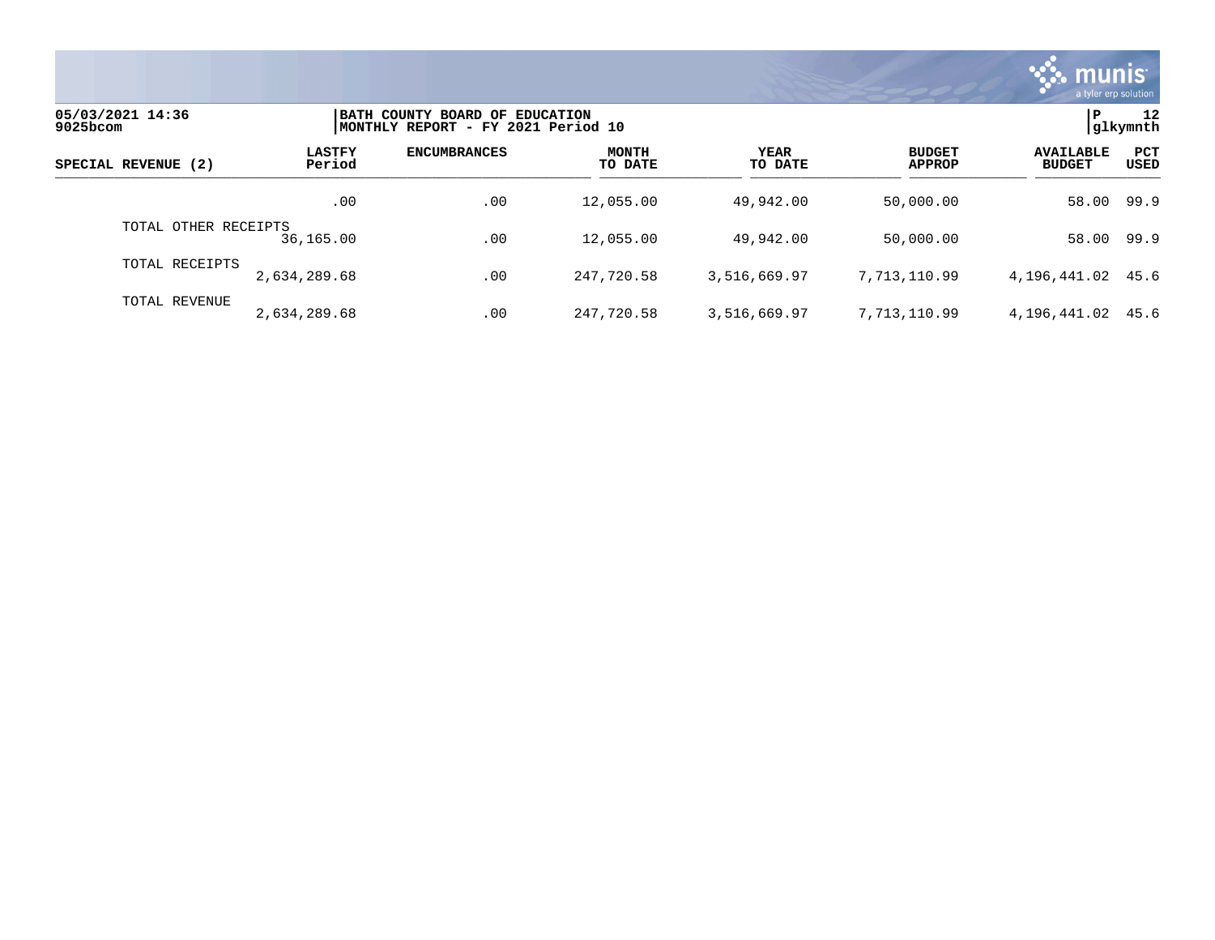**05/03/2021 14:36**
**9025bcom**

**BATH COUNTY BOARD OF EDUCATION**
**MONTHLY REPORT - FY 2021 Period 10**

**P 12**
**glkymnth**

| SPECIAL REVENUE (2) | LASTFY Period | ENCUMBRANCES | MONTH TO DATE | YEAR TO DATE | BUDGET APPROP | AVAILABLE BUDGET | PCT USED |
|---|---|---|---|---|---|---|---|
| | .00 | .00 | 12,055.00 | 49,942.00 | 50,000.00 | 58.00 | 99.9 |
| TOTAL OTHER RECEIPTS | 36,165.00 | .00 | 12,055.00 | 49,942.00 | 50,000.00 | 58.00 | 99.9 |
| TOTAL RECEIPTS | 2,634,289.68 | .00 | 247,720.58 | 3,516,669.97 | 7,713,110.99 | 4,196,441.02 | 45.6 |
| TOTAL REVENUE | 2,634,289.68 | .00 | 247,720.58 | 3,516,669.97 | 7,713,110.99 | 4,196,441.02 | 45.6 |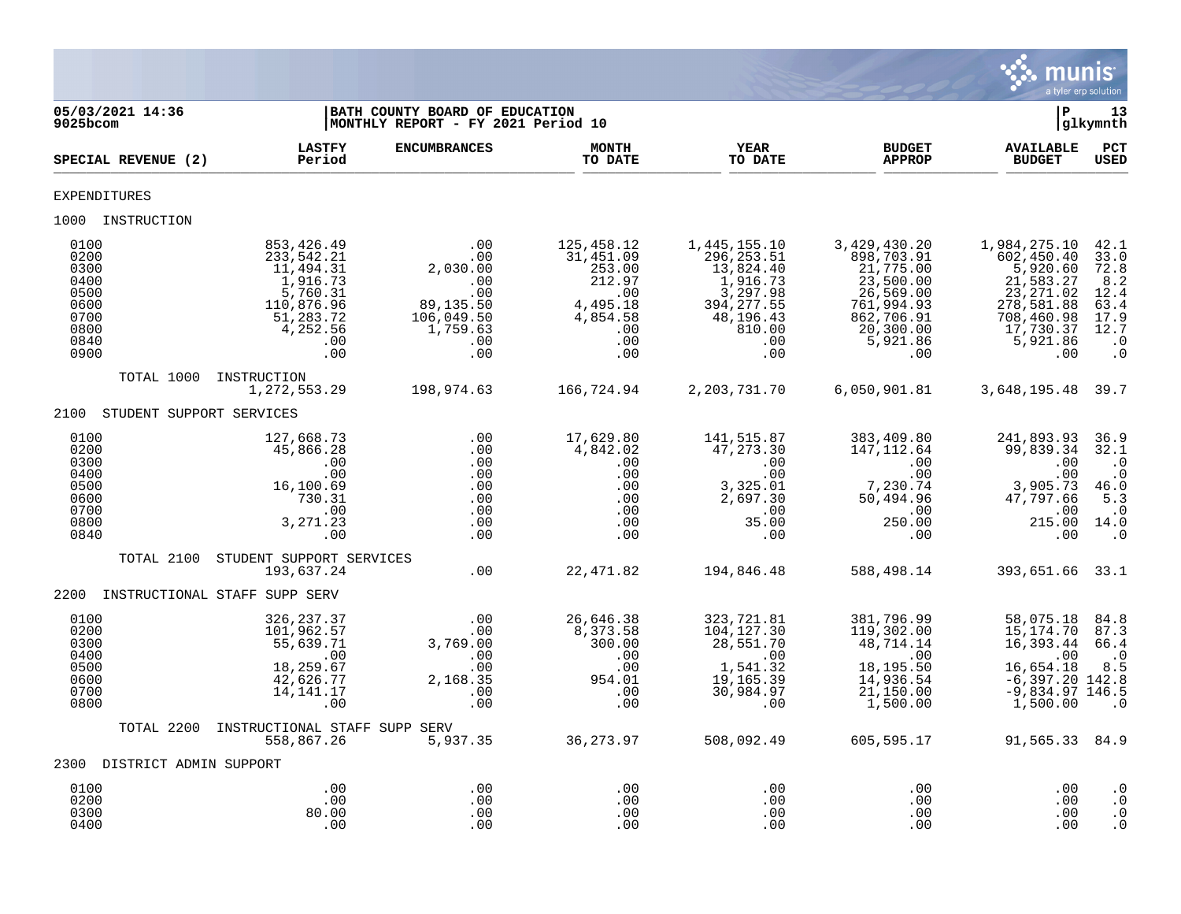**05/03/2021 14:36** | **BATH COUNTY BOARD OF EDUCATION** | **P 13**
**9025bcom** | **MONTHLY REPORT - FY 2021 Period 10** | **glkymnth**

| SPECIAL REVENUE (2) | LASTFY Period | ENCUMBRANCES | MONTH TO DATE | YEAR TO DATE | BUDGET APPROP | AVAILABLE BUDGET | PCT USED |
|---|---|---|---|---|---|---|---|
| **EXPENDITURES** | | | | | | | |
| **1000 INSTRUCTION** | | | | | | | |
| 0100 | 853,426.49 | .00 | 125,458.12 | 1,445,155.10 | 3,429,430.20 | 1,984,275.10 | 42.1 |
| 0200 | 233,542.21 | .00 | 31,451.09 | 296,253.51 | 898,703.91 | 602,450.40 | 33.0 |
| 0300 | 11,494.31 | 2,030.00 | 253.00 | 13,824.40 | 21,775.00 | 5,920.60 | 72.8 |
| 0400 | 1,916.73 | .00 | 212.97 | 1,916.73 | 23,500.00 | 21,583.27 | 8.2 |
| 0500 | 5,760.31 | .00 | .00 | 3,297.98 | 26,569.00 | 23,271.02 | 12.4 |
| 0600 | 110,876.96 | 89,135.50 | 4,495.18 | 394,277.55 | 761,994.93 | 278,581.88 | 63.4 |
| 0700 | 51,283.72 | 106,049.50 | 4,854.58 | 48,196.43 | 862,706.91 | 708,460.98 | 17.9 |
| 0800 | 4,252.56 | 1,759.63 | .00 | 810.00 | 20,300.00 | 17,730.37 | 12.7 |
| 0840 | .00 | .00 | .00 | .00 | 5,921.86 | 5,921.86 | .0 |
| 0900 | .00 | .00 | .00 | .00 | .00 | .00 | .0 |
| TOTAL 1000 INSTRUCTION | 1,272,553.29 | 198,974.63 | 166,724.94 | 2,203,731.70 | 6,050,901.81 | 3,648,195.48 | 39.7 |
| **2100 STUDENT SUPPORT SERVICES** | | | | | | | |
| 0100 | 127,668.73 | .00 | 17,629.80 | 141,515.87 | 383,409.80 | 241,893.93 | 36.9 |
| 0200 | 45,866.28 | .00 | 4,842.02 | 47,273.30 | 147,112.64 | 99,839.34 | 32.1 |
| 0300 | .00 | .00 | .00 | .00 | .00 | .00 | .0 |
| 0400 | .00 | .00 | .00 | .00 | .00 | .00 | .0 |
| 0500 | 16,100.69 | .00 | .00 | 3,325.01 | 7,230.74 | 3,905.73 | 46.0 |
| 0600 | 730.31 | .00 | .00 | 2,697.30 | 50,494.96 | 47,797.66 | 5.3 |
| 0700 | .00 | .00 | .00 | .00 | .00 | .00 | .0 |
| 0800 | 3,271.23 | .00 | .00 | 35.00 | 250.00 | 215.00 | 14.0 |
| 0840 | .00 | .00 | .00 | .00 | .00 | .00 | .0 |
| TOTAL 2100 STUDENT SUPPORT SERVICES | 193,637.24 | .00 | 22,471.82 | 194,846.48 | 588,498.14 | 393,651.66 | 33.1 |
| **2200 INSTRUCTIONAL STAFF SUPP SERV** | | | | | | | |
| 0100 | 326,237.37 | .00 | 26,646.38 | 323,721.81 | 381,796.99 | 58,075.18 | 84.8 |
| 0200 | 101,962.57 | .00 | 8,373.58 | 104,127.30 | 119,302.00 | 15,174.70 | 87.3 |
| 0300 | 55,639.71 | 3,769.00 | 300.00 | 28,551.70 | 48,714.14 | 16,393.44 | 66.4 |
| 0400 | .00 | .00 | .00 | .00 | .00 | .00 | .0 |
| 0500 | 18,259.67 | .00 | .00 | 1,541.32 | 18,195.50 | 16,654.18 | 8.5 |
| 0600 | 42,626.77 | 2,168.35 | 954.01 | 19,165.39 | 14,936.54 | -6,397.20 | 142.8 |
| 0700 | 14,141.17 | .00 | .00 | 30,984.97 | 21,150.00 | -9,834.97 | 146.5 |
| 0800 | .00 | .00 | .00 | .00 | 1,500.00 | 1,500.00 | .0 |
| TOTAL 2200 INSTRUCTIONAL STAFF SUPP SERV | 558,867.26 | 5,937.35 | 36,273.97 | 508,092.49 | 605,595.17 | 91,565.33 | 84.9 |
| **2300 DISTRICT ADMIN SUPPORT** | | | | | | | |
| 0100 | .00 | .00 | .00 | .00 | .00 | .00 | .0 |
| 0200 | .00 | .00 | .00 | .00 | .00 | .00 | .0 |
| 0300 | 80.00 | .00 | .00 | .00 | .00 | .00 | .0 |
| 0400 | .00 | .00 | .00 | .00 | .00 | .00 | .0 |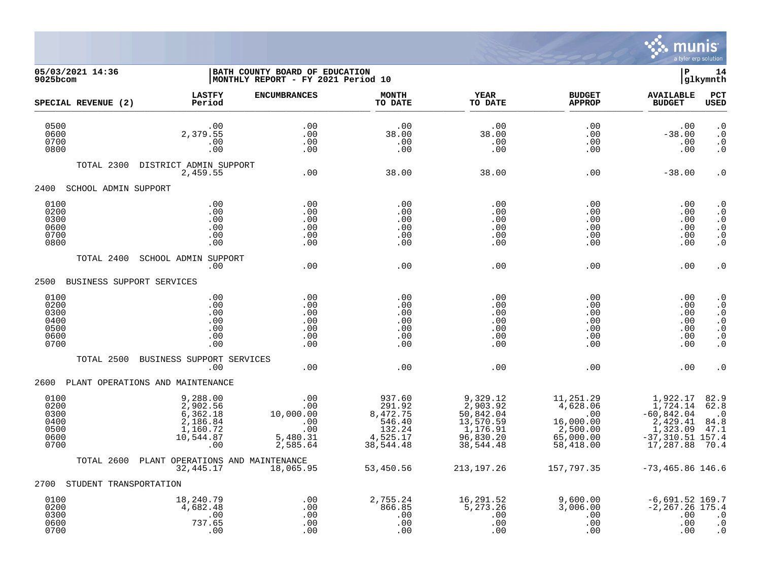**05/03/2021 14:36** | **BATH COUNTY BOARD OF EDUCATION** | **P 14**
**9025bcom** | **MONTHLY REPORT - FY 2021 Period 10** | **glkymnth**

| SPECIAL REVENUE (2) | LASTFY Period | ENCUMBRANCES | MONTH TO DATE | YEAR TO DATE | BUDGET APPROP | AVAILABLE BUDGET | PCT USED |
|---|---|---|---|---|---|---|---|
| 0500 | .00 | .00 | .00 | .00 | .00 | .00 | .0 |
| 0600 | 2,379.55 | .00 | 38.00 | 38.00 | .00 | -38.00 | .0 |
| 0700 | .00 | .00 | .00 | .00 | .00 | .00 | .0 |
| 0800 | .00 | .00 | .00 | .00 | .00 | .00 | .0 |
| TOTAL 2300 DISTRICT ADMIN SUPPORT | 2,459.55 | .00 | 38.00 | 38.00 | .00 | -38.00 | .0 |
| **2400 SCHOOL ADMIN SUPPORT** | | | | | | | |
| 0100 | .00 | .00 | .00 | .00 | .00 | .00 | .0 |
| 0200 | .00 | .00 | .00 | .00 | .00 | .00 | .0 |
| 0300 | .00 | .00 | .00 | .00 | .00 | .00 | .0 |
| 0600 | .00 | .00 | .00 | .00 | .00 | .00 | .0 |
| 0700 | .00 | .00 | .00 | .00 | .00 | .00 | .0 |
| 0800 | .00 | .00 | .00 | .00 | .00 | .00 | .0 |
| TOTAL 2400 SCHOOL ADMIN SUPPORT | .00 | .00 | .00 | .00 | .00 | .00 | .0 |
| **2500 BUSINESS SUPPORT SERVICES** | | | | | | | |
| 0100 | .00 | .00 | .00 | .00 | .00 | .00 | .0 |
| 0200 | .00 | .00 | .00 | .00 | .00 | .00 | .0 |
| 0300 | .00 | .00 | .00 | .00 | .00 | .00 | .0 |
| 0400 | .00 | .00 | .00 | .00 | .00 | .00 | .0 |
| 0500 | .00 | .00 | .00 | .00 | .00 | .00 | .0 |
| 0600 | .00 | .00 | .00 | .00 | .00 | .00 | .0 |
| 0700 | .00 | .00 | .00 | .00 | .00 | .00 | .0 |
| TOTAL 2500 BUSINESS SUPPORT SERVICES | .00 | .00 | .00 | .00 | .00 | .00 | .0 |
| **2600 PLANT OPERATIONS AND MAINTENANCE** | | | | | | | |
| 0100 | 9,288.00 | .00 | 937.60 | 9,329.12 | 11,251.29 | 1,922.17 | 82.9 |
| 0200 | 2,902.56 | .00 | 291.92 | 2,903.92 | 4,628.06 | 1,724.14 | 62.8 |
| 0300 | 6,362.18 | 10,000.00 | 8,472.75 | 50,842.04 | .00 | -60,842.04 | .0 |
| 0400 | 2,186.84 | .00 | 546.40 | 13,570.59 | 16,000.00 | 2,429.41 | 84.8 |
| 0500 | 1,160.72 | .00 | 132.24 | 1,176.91 | 2,500.00 | 1,323.09 | 47.1 |
| 0600 | 10,544.87 | 5,480.31 | 4,525.17 | 96,830.20 | 65,000.00 | -37,310.51 | 157.4 |
| 0700 | .00 | 2,585.64 | 38,544.48 | 38,544.48 | 58,418.00 | 17,287.88 | 70.4 |
| TOTAL 2600 PLANT OPERATIONS AND MAINTENANCE | 32,445.17 | 18,065.95 | 53,450.56 | 213,197.26 | 157,797.35 | -73,465.86 | 146.6 |
| **2700 STUDENT TRANSPORTATION** | | | | | | | |
| 0100 | 18,240.79 | .00 | 2,755.24 | 16,291.52 | 9,600.00 | -6,691.52 | 169.7 |
| 0200 | 4,682.48 | .00 | 866.85 | 5,273.26 | 3,006.00 | -2,267.26 | 175.4 |
| 0300 | .00 | .00 | .00 | .00 | .00 | .00 | .0 |
| 0600 | 737.65 | .00 | .00 | .00 | .00 | .00 | .0 |
| 0700 | .00 | .00 | .00 | .00 | .00 | .00 | .0 |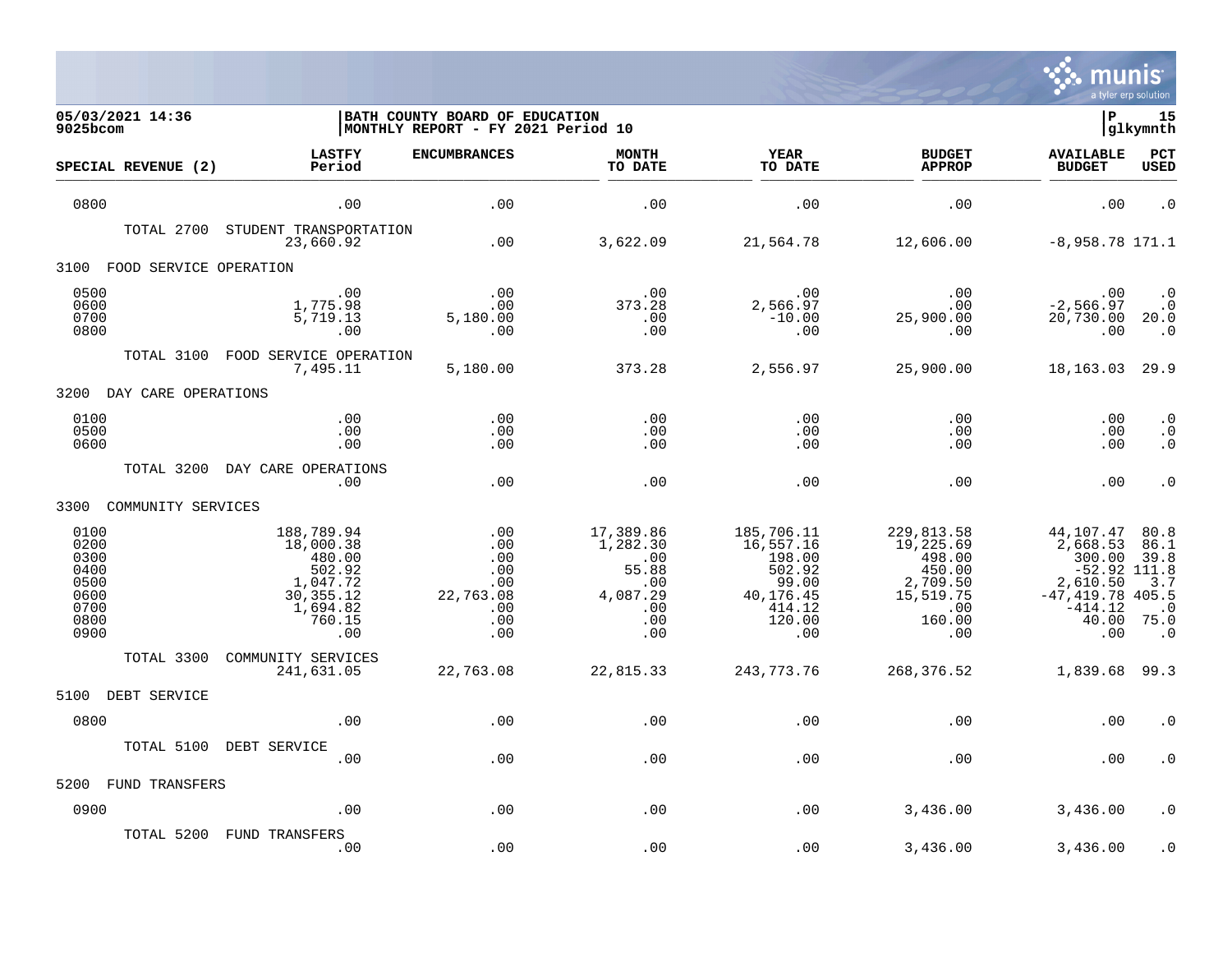05/03/2021 14:36
9025bcom

BATH COUNTY BOARD OF EDUCATION
MONTHLY REPORT - FY 2021 Period 10

P 15
glkymnth

| SPECIAL REVENUE (2) | LASTFY Period | ENCUMBRANCES | MONTH TO DATE | YEAR TO DATE | BUDGET APPROP | AVAILABLE BUDGET | PCT USED |
|---|---|---|---|---|---|---|---|
| 0800 | .00 | .00 | .00 | .00 | .00 | .00 | .0 |
| TOTAL 2700 STUDENT TRANSPORTATION | 23,660.92 | .00 | 3,622.09 | 21,564.78 | 12,606.00 | -8,958.78 | 171.1 |
| **3100 FOOD SERVICE OPERATION** | | | | | | | |
| 0500 | .00 | .00 | .00 | .00 | .00 | .00 | .0 |
| 0600 | 1,775.98 | .00 | 373.28 | 2,566.97 | .00 | -2,566.97 | .0 |
| 0700 | 5,719.13 | 5,180.00 | .00 | -10.00 | 25,900.00 | 20,730.00 | 20.0 |
| 0800 | .00 | .00 | .00 | .00 | .00 | .00 | .0 |
| TOTAL 3100 FOOD SERVICE OPERATION | 7,495.11 | 5,180.00 | 373.28 | 2,556.97 | 25,900.00 | 18,163.03 | 29.9 |
| **3200 DAY CARE OPERATIONS** | | | | | | | |
| 0100 | .00 | .00 | .00 | .00 | .00 | .00 | .0 |
| 0500 | .00 | .00 | .00 | .00 | .00 | .00 | .0 |
| 0600 | .00 | .00 | .00 | .00 | .00 | .00 | .0 |
| TOTAL 3200 DAY CARE OPERATIONS | .00 | .00 | .00 | .00 | .00 | .00 | .0 |
| **3300 COMMUNITY SERVICES** | | | | | | | |
| 0100 | 188,789.94 | .00 | 17,389.86 | 185,706.11 | 229,813.58 | 44,107.47 | 80.8 |
| 0200 | 18,000.38 | .00 | 1,282.30 | 16,557.16 | 19,225.69 | 2,668.53 | 86.1 |
| 0300 | 480.00 | .00 | .00 | 198.00 | 498.00 | 300.00 | 39.8 |
| 0400 | 502.92 | .00 | 55.88 | 502.92 | 450.00 | -52.92 | 111.8 |
| 0500 | 1,047.72 | .00 | .00 | 99.00 | 2,709.50 | 2,610.50 | 3.7 |
| 0600 | 30,355.12 | 22,763.08 | 4,087.29 | 40,176.45 | 15,519.75 | -47,419.78 | 405.5 |
| 0700 | 1,694.82 | .00 | .00 | 414.12 | .00 | -414.12 | .0 |
| 0800 | 760.15 | .00 | .00 | 120.00 | 160.00 | 40.00 | 75.0 |
| 0900 | .00 | .00 | .00 | .00 | .00 | .00 | .0 |
| TOTAL 3300 COMMUNITY SERVICES | 241,631.05 | 22,763.08 | 22,815.33 | 243,773.76 | 268,376.52 | 1,839.68 | 99.3 |
| **5100 DEBT SERVICE** | | | | | | | |
| 0800 | .00 | .00 | .00 | .00 | .00 | .00 | .0 |
| TOTAL 5100 DEBT SERVICE | .00 | .00 | .00 | .00 | .00 | .00 | .0 |
| **5200 FUND TRANSFERS** | | | | | | | |
| 0900 | .00 | .00 | .00 | .00 | 3,436.00 | 3,436.00 | .0 |
| TOTAL 5200 FUND TRANSFERS | .00 | .00 | .00 | .00 | 3,436.00 | 3,436.00 | .0 |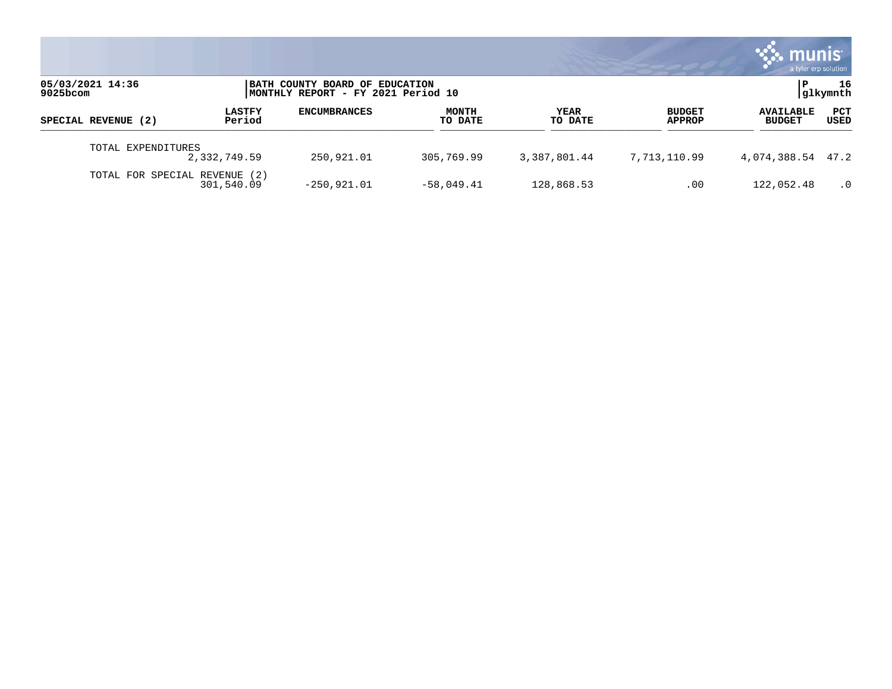05/03/2021 14:36 | BATH COUNTY BOARD OF EDUCATION | P 16
9025bcom | MONTHLY REPORT - FY 2021 Period 10 | glkymnth

| SPECIAL REVENUE (2) | LASTFY Period | ENCUMBRANCES | MONTH TO DATE | YEAR TO DATE | BUDGET APPROP | AVAILABLE BUDGET | PCT USED |
|---|---|---|---|---|---|---|---|
| TOTAL EXPENDITURES | 2,332,749.59 | 250,921.01 | 305,769.99 | 3,387,801.44 | 7,713,110.99 | 4,074,388.54 | 47.2 |
| TOTAL FOR SPECIAL REVENUE (2) | 301,540.09 | -250,921.01 | -58,049.41 | 128,868.53 | .00 | 122,052.48 | .0 |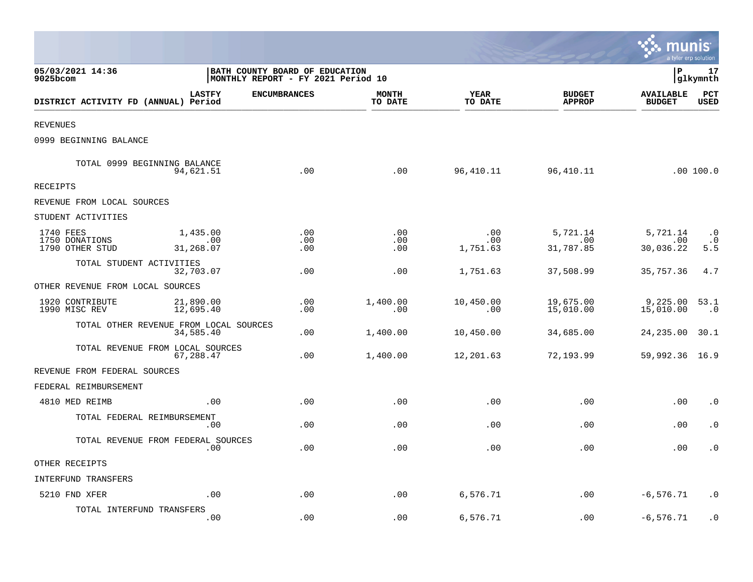05/03/2021 14:36
9025bcom

BATH COUNTY BOARD OF EDUCATION
MONTHLY REPORT - FY 2021 Period 10

| DISTRICT ACTIVITY FD (ANNUAL) | LASTFY Period | ENCUMBRANCES | MONTH TO DATE | YEAR TO DATE | BUDGET APPROP | AVAILABLE BUDGET | PCT USED |
|---|---|---|---|---|---|---|---|
| REVENUES | | | | | | | |
| 0999 BEGINNING BALANCE | | | | | | | |
| TOTAL 0999 BEGINNING BALANCE | 94,621.51 | .00 | .00 | 96,410.11 | 96,410.11 | .00 | 100.0 |
| RECEIPTS | | | | | | | |
| REVENUE FROM LOCAL SOURCES | | | | | | | |
| STUDENT ACTIVITIES | | | | | | | |
| 1740 FEES | 1,435.00 | .00 | .00 | .00 | 5,721.14 | 5,721.14 | .0 |
| 1750 DONATIONS | .00 | .00 | .00 | .00 | .00 | .00 | .0 |
| 1790 OTHER STUD | 31,268.07 | .00 | .00 | 1,751.63 | 31,787.85 | 30,036.22 | 5.5 |
| TOTAL STUDENT ACTIVITIES | 32,703.07 | .00 | .00 | 1,751.63 | 37,508.99 | 35,757.36 | 4.7 |
| OTHER REVENUE FROM LOCAL SOURCES | | | | | | | |
| 1920 CONTRIBUTE | 21,890.00 | .00 | 1,400.00 | 10,450.00 | 19,675.00 | 9,225.00 | 53.1 |
| 1990 MISC REV | 12,695.40 | .00 | .00 | .00 | 15,010.00 | 15,010.00 | .0 |
| TOTAL OTHER REVENUE FROM LOCAL SOURCES | 34,585.40 | .00 | 1,400.00 | 10,450.00 | 34,685.00 | 24,235.00 | 30.1 |
| TOTAL REVENUE FROM LOCAL SOURCES | 67,288.47 | .00 | 1,400.00 | 12,201.63 | 72,193.99 | 59,992.36 | 16.9 |
| REVENUE FROM FEDERAL SOURCES | | | | | | | |
| FEDERAL REIMBURSEMENT | | | | | | | |
| 4810 MED REIMB | .00 | .00 | .00 | .00 | .00 | .00 | .0 |
| TOTAL FEDERAL REIMBURSEMENT | .00 | .00 | .00 | .00 | .00 | .00 | .0 |
| TOTAL REVENUE FROM FEDERAL SOURCES | .00 | .00 | .00 | .00 | .00 | .00 | .0 |
| OTHER RECEIPTS | | | | | | | |
| INTERFUND TRANSFERS | | | | | | | |
| 5210 FND XFER | .00 | .00 | .00 | 6,576.71 | .00 | -6,576.71 | .0 |
| TOTAL INTERFUND TRANSFERS | .00 | .00 | .00 | 6,576.71 | .00 | -6,576.71 | .0 |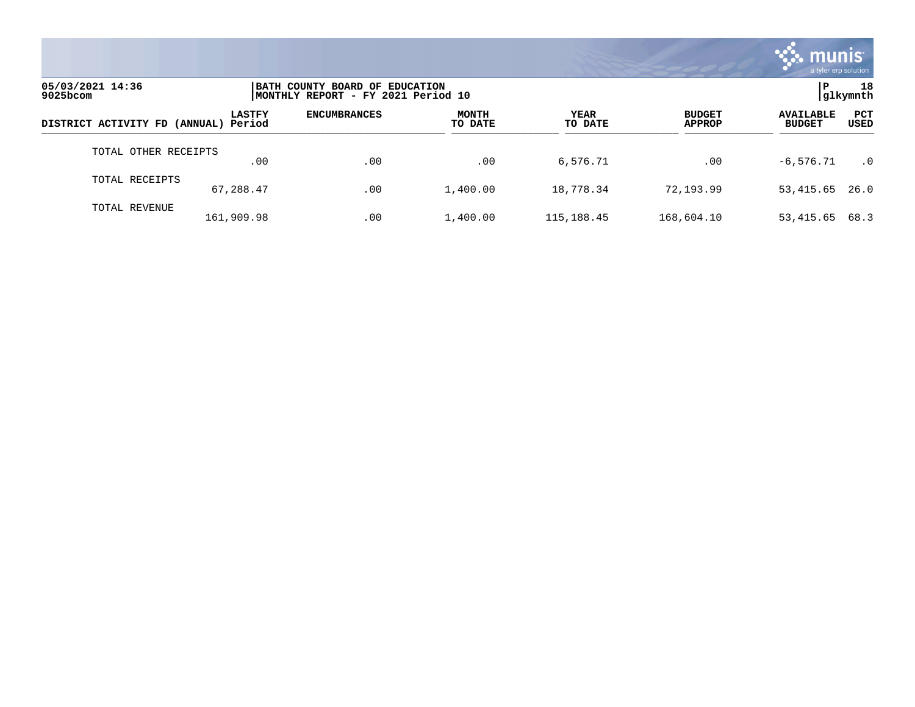| DISTRICT ACTIVITY FD (ANNUAL) | LASTFY Period | ENCUMBRANCES | MONTH TO DATE | YEAR TO DATE | BUDGET APPROP | AVAILABLE BUDGET | PCT USED |
|---|---|---|---|---|---|---|---|
| TOTAL OTHER RECEIPTS | .00 | .00 | .00 | 6,576.71 | .00 | -6,576.71 | .0 |
| TOTAL RECEIPTS | 67,288.47 | .00 | 1,400.00 | 18,778.34 | 72,193.99 | 53,415.65 | 26.0 |
| TOTAL REVENUE | 161,909.98 | .00 | 1,400.00 | 115,188.45 | 168,604.10 | 53,415.65 | 68.3 |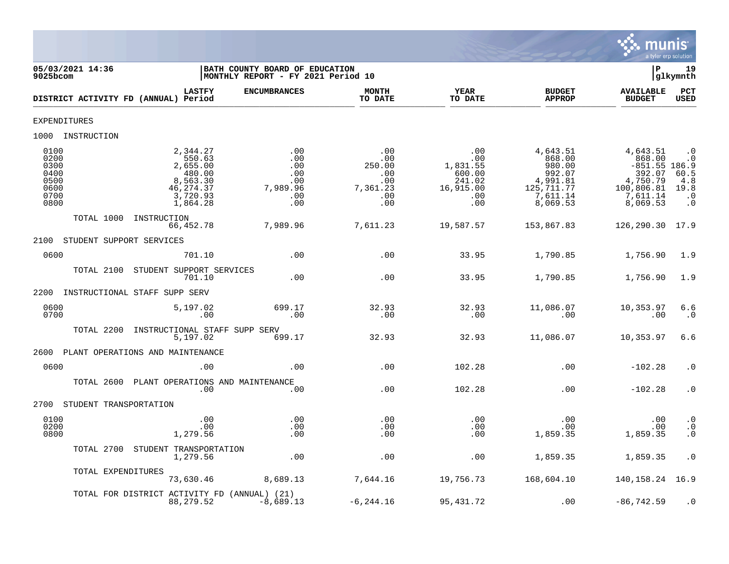05/03/2021 14:36
9025bcom

BATH COUNTY BOARD OF EDUCATION
MONTHLY REPORT - FY 2021 Period 10

P 19
glkymnth

| DISTRICT ACTIVITY FD (ANNUAL) | LASTFY Period | ENCUMBRANCES | MONTH TO DATE | YEAR TO DATE | BUDGET APPROP | AVAILABLE BUDGET | PCT USED |
|---|---|---|---|---|---|---|---|
| **EXPENDITURES** | | | | | | | |
| **1000 INSTRUCTION** | | | | | | | |
| 0100 | 2,344.27 | .00 | .00 | .00 | 4,643.51 | 4,643.51 | .0 |
| 0200 | 550.63 | .00 | .00 | .00 | 868.00 | 868.00 | .0 |
| 0300 | 2,655.00 | .00 | 250.00 | 1,831.55 | 980.00 | -851.55 | 186.9 |
| 0400 | 480.00 | .00 | .00 | 600.00 | 992.07 | 392.07 | 60.5 |
| 0500 | 8,563.30 | .00 | .00 | 241.02 | 4,991.81 | 4,750.79 | 4.8 |
| 0600 | 46,274.37 | 7,989.96 | 7,361.23 | 16,915.00 | 125,711.77 | 100,806.81 | 19.8 |
| 0700 | 3,720.93 | .00 | .00 | .00 | 7,611.14 | 7,611.14 | .0 |
| 0800 | 1,864.28 | .00 | .00 | .00 | 8,069.53 | 8,069.53 | .0 |
| TOTAL 1000 INSTRUCTION | 66,452.78 | 7,989.96 | 7,611.23 | 19,587.57 | 153,867.83 | 126,290.30 | 17.9 |
| **2100 STUDENT SUPPORT SERVICES** | | | | | | | |
| 0600 | 701.10 | .00 | .00 | 33.95 | 1,790.85 | 1,756.90 | 1.9 |
| TOTAL 2100 STUDENT SUPPORT SERVICES | 701.10 | .00 | .00 | 33.95 | 1,790.85 | 1,756.90 | 1.9 |
| **2200 INSTRUCTIONAL STAFF SUPP SERV** | | | | | | | |
| 0600 | 5,197.02 | 699.17 | 32.93 | 32.93 | 11,086.07 | 10,353.97 | 6.6 |
| 0700 | .00 | .00 | .00 | .00 | .00 | .00 | .0 |
| TOTAL 2200 INSTRUCTIONAL STAFF SUPP SERV | 5,197.02 | 699.17 | 32.93 | 32.93 | 11,086.07 | 10,353.97 | 6.6 |
| **2600 PLANT OPERATIONS AND MAINTENANCE** | | | | | | | |
| 0600 | .00 | .00 | .00 | 102.28 | .00 | -102.28 | .0 |
| TOTAL 2600 PLANT OPERATIONS AND MAINTENANCE | .00 | .00 | .00 | 102.28 | .00 | -102.28 | .0 |
| **2700 STUDENT TRANSPORTATION** | | | | | | | |
| 0100 | .00 | .00 | .00 | .00 | .00 | .00 | .0 |
| 0200 | .00 | .00 | .00 | .00 | .00 | .00 | .0 |
| 0800 | 1,279.56 | .00 | .00 | .00 | 1,859.35 | 1,859.35 | .0 |
| TOTAL 2700 STUDENT TRANSPORTATION | 1,279.56 | .00 | .00 | .00 | 1,859.35 | 1,859.35 | .0 |
| TOTAL EXPENDITURES | 73,630.46 | 8,689.13 | 7,644.16 | 19,756.73 | 168,604.10 | 140,158.24 | 16.9 |
| TOTAL FOR DISTRICT ACTIVITY FD (ANNUAL) (21) | 88,279.52 | -8,689.13 | -6,244.16 | 95,431.72 | .00 | -86,742.59 | .0 |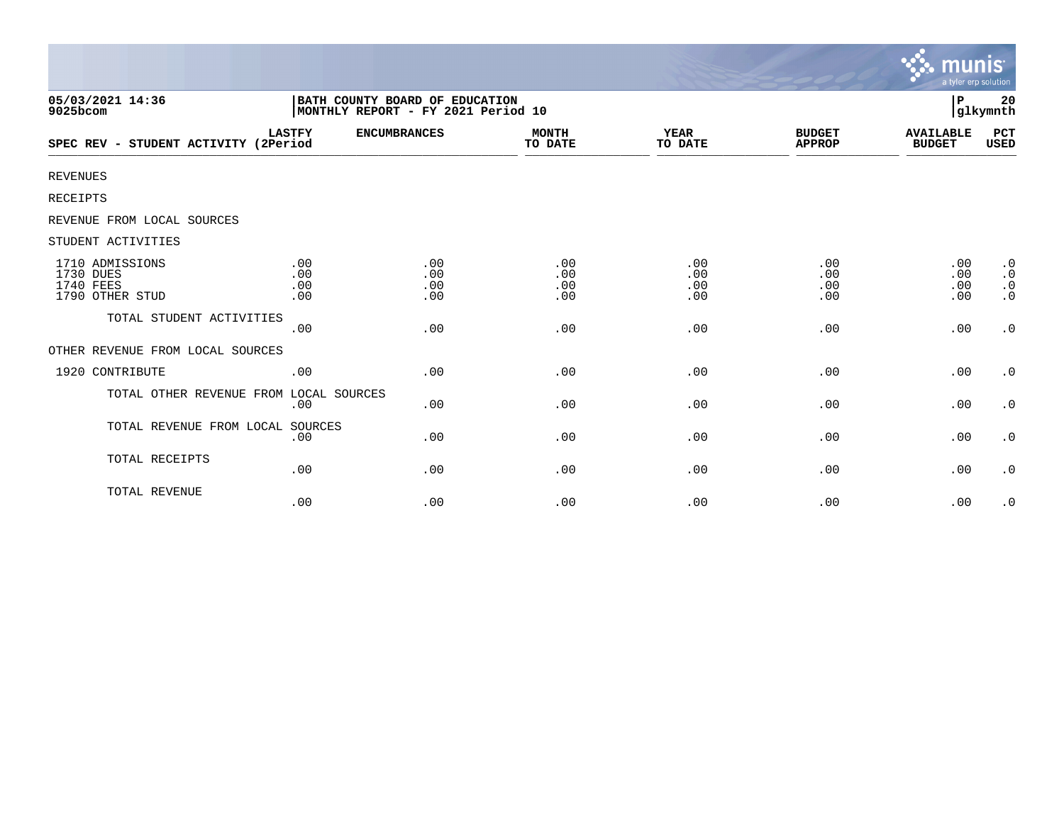05/03/2021 14:36
9025bcom

BATH COUNTY BOARD OF EDUCATION
MONTHLY REPORT - FY 2021 Period 10

P 20
glkymnth

| SPEC REV - STUDENT ACTIVITY | LASTFY (2Period | ENCUMBRANCES | MONTH TO DATE | YEAR TO DATE | BUDGET APPROP | AVAILABLE BUDGET | PCT USED |
|---|---|---|---|---|---|---|---|
| REVENUES | | | | | | | |
| RECEIPTS | | | | | | | |
| REVENUE FROM LOCAL SOURCES | | | | | | | |
| STUDENT ACTIVITIES | | | | | | | |
| 1710 ADMISSIONS | .00 | .00 | .00 | .00 | .00 | .00 | .0 |
| 1730 DUES | .00 | .00 | .00 | .00 | .00 | .00 | .0 |
| 1740 FEES | .00 | .00 | .00 | .00 | .00 | .00 | .0 |
| 1790 OTHER STUD | .00 | .00 | .00 | .00 | .00 | .00 | .0 |
| TOTAL STUDENT ACTIVITIES | .00 | .00 | .00 | .00 | .00 | .00 | .0 |
| OTHER REVENUE FROM LOCAL SOURCES | | | | | | | |
| 1920 CONTRIBUTE | .00 | .00 | .00 | .00 | .00 | .00 | .0 |
| TOTAL OTHER REVENUE FROM LOCAL SOURCES | .00 | .00 | .00 | .00 | .00 | .00 | .0 |
| TOTAL REVENUE FROM LOCAL SOURCES | .00 | .00 | .00 | .00 | .00 | .00 | .0 |
| TOTAL RECEIPTS | .00 | .00 | .00 | .00 | .00 | .00 | .0 |
| TOTAL REVENUE | .00 | .00 | .00 | .00 | .00 | .00 | .0 |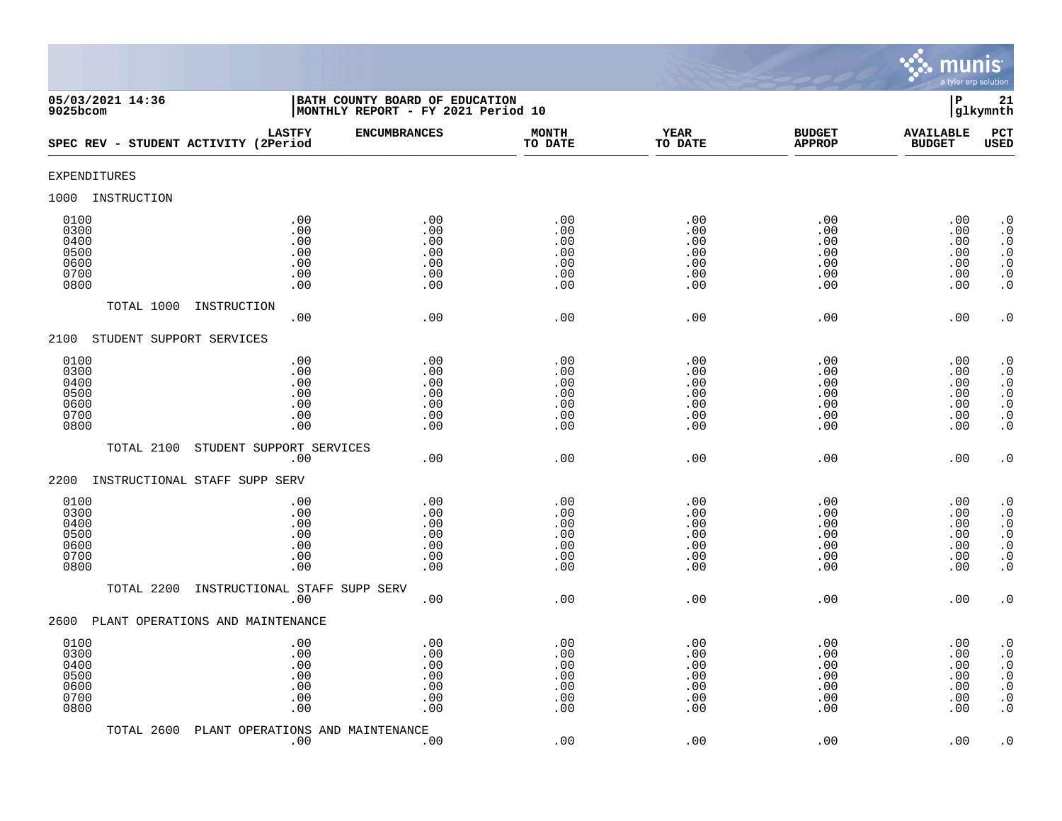05/03/2021 14:36
9025bcom

BATH COUNTY BOARD OF EDUCATION
MONTHLY REPORT - FY 2021 Period 10

P 21
glkymnth

| SPEC REV - STUDENT ACTIVITY (2 | LASTFY Period | ENCUMBRANCES | MONTH TO DATE | YEAR TO DATE | BUDGET APPROP | AVAILABLE BUDGET | PCT USED |
|---|---|---|---|---|---|---|---|
| **EXPENDITURES** | | | | | | | |
| **1000 INSTRUCTION** | | | | | | | |
| 0100 | .00 | .00 | .00 | .00 | .00 | .00 | .0 |
| 0300 | .00 | .00 | .00 | .00 | .00 | .00 | .0 |
| 0400 | .00 | .00 | .00 | .00 | .00 | .00 | .0 |
| 0500 | .00 | .00 | .00 | .00 | .00 | .00 | .0 |
| 0600 | .00 | .00 | .00 | .00 | .00 | .00 | .0 |
| 0700 | .00 | .00 | .00 | .00 | .00 | .00 | .0 |
| 0800 | .00 | .00 | .00 | .00 | .00 | .00 | .0 |
| TOTAL 1000 INSTRUCTION | .00 | .00 | .00 | .00 | .00 | .00 | .0 |
| **2100 STUDENT SUPPORT SERVICES** | | | | | | | |
| 0100 | .00 | .00 | .00 | .00 | .00 | .00 | .0 |
| 0300 | .00 | .00 | .00 | .00 | .00 | .00 | .0 |
| 0400 | .00 | .00 | .00 | .00 | .00 | .00 | .0 |
| 0500 | .00 | .00 | .00 | .00 | .00 | .00 | .0 |
| 0600 | .00 | .00 | .00 | .00 | .00 | .00 | .0 |
| 0700 | .00 | .00 | .00 | .00 | .00 | .00 | .0 |
| 0800 | .00 | .00 | .00 | .00 | .00 | .00 | .0 |
| TOTAL 2100 STUDENT SUPPORT SERVICES | .00 | .00 | .00 | .00 | .00 | .00 | .0 |
| **2200 INSTRUCTIONAL STAFF SUPP SERV** | | | | | | | |
| 0100 | .00 | .00 | .00 | .00 | .00 | .00 | .0 |
| 0300 | .00 | .00 | .00 | .00 | .00 | .00 | .0 |
| 0400 | .00 | .00 | .00 | .00 | .00 | .00 | .0 |
| 0500 | .00 | .00 | .00 | .00 | .00 | .00 | .0 |
| 0600 | .00 | .00 | .00 | .00 | .00 | .00 | .0 |
| 0700 | .00 | .00 | .00 | .00 | .00 | .00 | .0 |
| 0800 | .00 | .00 | .00 | .00 | .00 | .00 | .0 |
| TOTAL 2200 INSTRUCTIONAL STAFF SUPP SERV | .00 | .00 | .00 | .00 | .00 | .00 | .0 |
| **2600 PLANT OPERATIONS AND MAINTENANCE** | | | | | | | |
| 0100 | .00 | .00 | .00 | .00 | .00 | .00 | .0 |
| 0300 | .00 | .00 | .00 | .00 | .00 | .00 | .0 |
| 0400 | .00 | .00 | .00 | .00 | .00 | .00 | .0 |
| 0500 | .00 | .00 | .00 | .00 | .00 | .00 | .0 |
| 0600 | .00 | .00 | .00 | .00 | .00 | .00 | .0 |
| 0700 | .00 | .00 | .00 | .00 | .00 | .00 | .0 |
| 0800 | .00 | .00 | .00 | .00 | .00 | .00 | .0 |
| TOTAL 2600 PLANT OPERATIONS AND MAINTENANCE | .00 | .00 | .00 | .00 | .00 | .00 | .0 |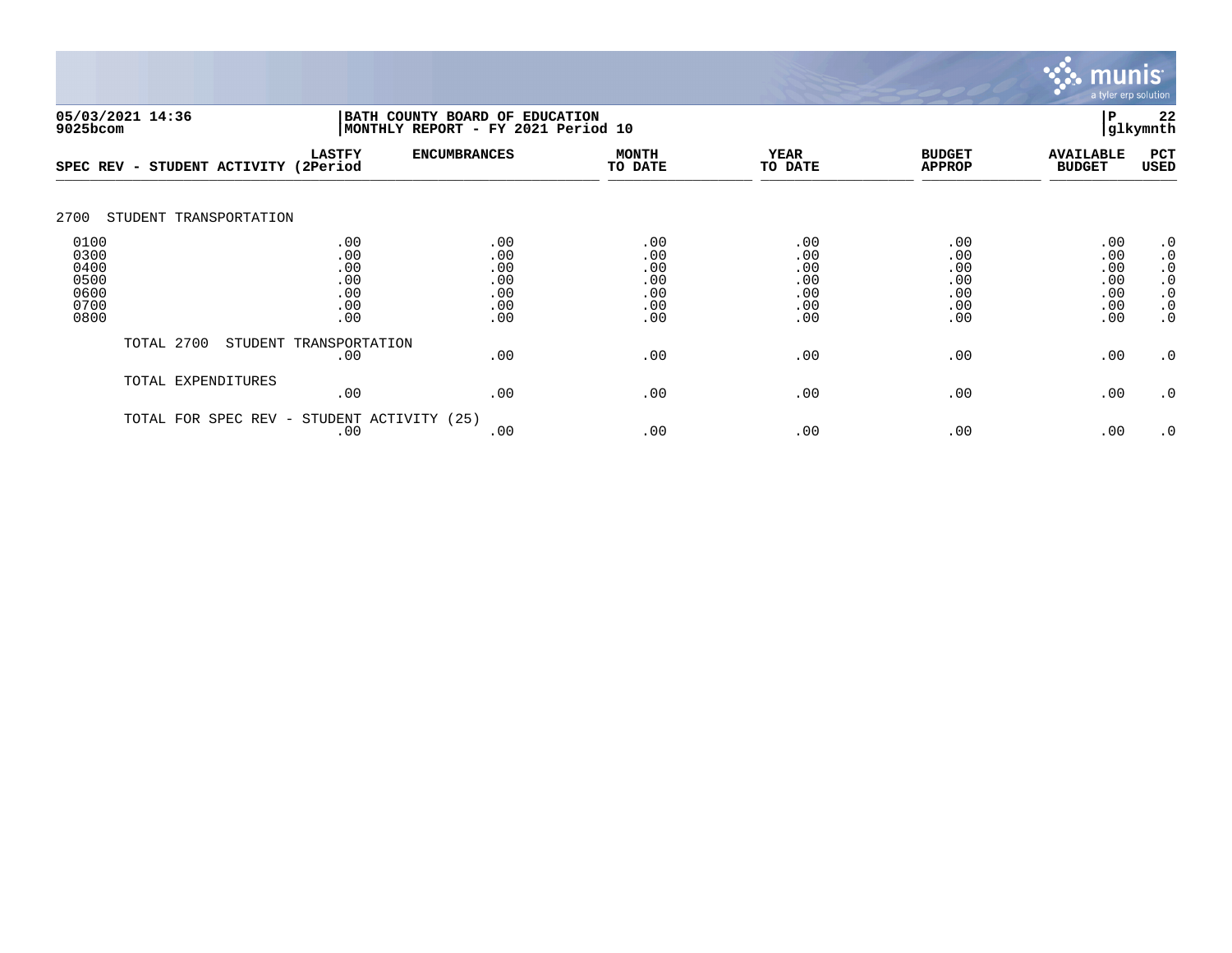05/03/2021 14:36
9025bcom

BATH COUNTY BOARD OF EDUCATION
MONTHLY REPORT - FY 2021 Period 10

P 22
glkymnth

| SPEC REV - STUDENT ACTIVITY | LASTFY (2Period | ENCUMBRANCES | MONTH TO DATE | YEAR TO DATE | BUDGET APPROP | AVAILABLE BUDGET | PCT USED |
|---|---|---|---|---|---|---|---|
| 2700 STUDENT TRANSPORTATION | | | | | | | |
| 0100 | .00 | .00 | .00 | .00 | .00 | .00 | .0 |
| 0300 | .00 | .00 | .00 | .00 | .00 | .00 | .0 |
| 0400 | .00 | .00 | .00 | .00 | .00 | .00 | .0 |
| 0500 | .00 | .00 | .00 | .00 | .00 | .00 | .0 |
| 0600 | .00 | .00 | .00 | .00 | .00 | .00 | .0 |
| 0700 | .00 | .00 | .00 | .00 | .00 | .00 | .0 |
| 0800 | .00 | .00 | .00 | .00 | .00 | .00 | .0 |
| TOTAL 2700 STUDENT TRANSPORTATION | .00 | .00 | .00 | .00 | .00 | .00 | .0 |
| TOTAL EXPENDITURES | .00 | .00 | .00 | .00 | .00 | .00 | .0 |
| TOTAL FOR SPEC REV - STUDENT ACTIVITY (25) | .00 | .00 | .00 | .00 | .00 | .00 | .0 |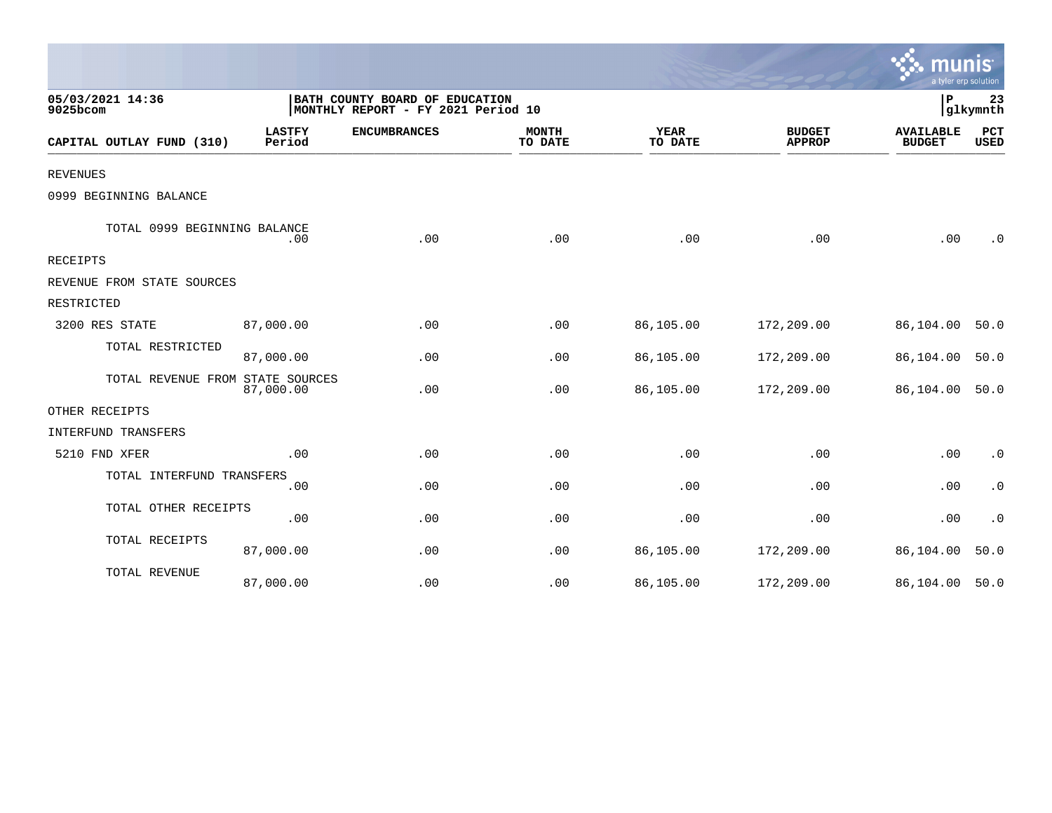05/03/2021 14:36
9025bcom

BATH COUNTY BOARD OF EDUCATION
MONTHLY REPORT - FY 2021 Period 10

P 23
glkymnth

| CAPITAL OUTLAY FUND (310) | LASTFY Period | ENCUMBRANCES | MONTH TO DATE | YEAR TO DATE | BUDGET APPROP | AVAILABLE BUDGET | PCT USED |
|---|---|---|---|---|---|---|---|
| REVENUES | | | | | | | |
| 0999 BEGINNING BALANCE | | | | | | | |
| TOTAL 0999 BEGINNING BALANCE | .00 | .00 | .00 | .00 | .00 | .00 | .0 |
| RECEIPTS | | | | | | | |
| REVENUE FROM STATE SOURCES | | | | | | | |
| RESTRICTED | | | | | | | |
| 3200 RES STATE | 87,000.00 | .00 | .00 | 86,105.00 | 172,209.00 | 86,104.00 | 50.0 |
| TOTAL RESTRICTED | 87,000.00 | .00 | .00 | 86,105.00 | 172,209.00 | 86,104.00 | 50.0 |
| TOTAL REVENUE FROM STATE SOURCES | 87,000.00 | .00 | .00 | 86,105.00 | 172,209.00 | 86,104.00 | 50.0 |
| OTHER RECEIPTS | | | | | | | |
| INTERFUND TRANSFERS | | | | | | | |
| 5210 FND XFER | .00 | .00 | .00 | .00 | .00 | .00 | .0 |
| TOTAL INTERFUND TRANSFERS | .00 | .00 | .00 | .00 | .00 | .00 | .0 |
| TOTAL OTHER RECEIPTS | .00 | .00 | .00 | .00 | .00 | .00 | .0 |
| TOTAL RECEIPTS | 87,000.00 | .00 | .00 | 86,105.00 | 172,209.00 | 86,104.00 | 50.0 |
| TOTAL REVENUE | 87,000.00 | .00 | .00 | 86,105.00 | 172,209.00 | 86,104.00 | 50.0 |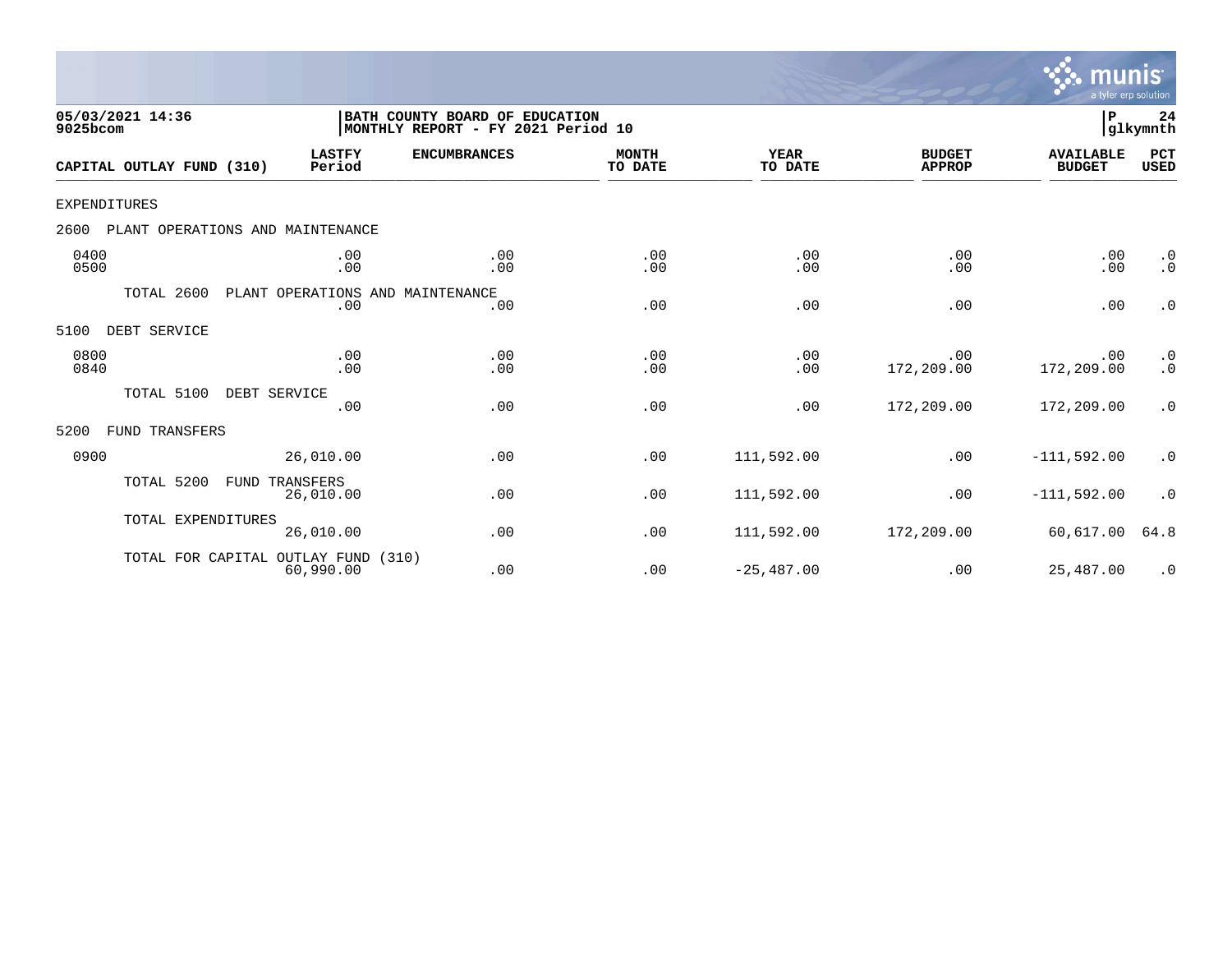05/03/2021 14:36
9025bcom

BATH COUNTY BOARD OF EDUCATION
MONTHLY REPORT - FY 2021 Period 10

P 24
glkymnth

| CAPITAL OUTLAY FUND (310) | LASTFY Period | ENCUMBRANCES | MONTH TO DATE | YEAR TO DATE | BUDGET APPROP | AVAILABLE BUDGET | PCT USED |
|---|---|---|---|---|---|---|---|
| EXPENDITURES | | | | | | | |
| 2600 PLANT OPERATIONS AND MAINTENANCE | | | | | | | |
| 0400 | .00 | .00 | .00 | .00 | .00 | .00 | .0 |
| 0500 | .00 | .00 | .00 | .00 | .00 | .00 | .0 |
| TOTAL 2600 PLANT OPERATIONS AND MAINTENANCE | .00 | .00 | .00 | .00 | .00 | .00 | .0 |
| 5100 DEBT SERVICE | | | | | | | |
| 0800 | .00 | .00 | .00 | .00 | .00 | .00 | .0 |
| 0840 | .00 | .00 | .00 | .00 | 172,209.00 | 172,209.00 | .0 |
| TOTAL 5100 DEBT SERVICE | .00 | .00 | .00 | .00 | 172,209.00 | 172,209.00 | .0 |
| 5200 FUND TRANSFERS | | | | | | | |
| 0900 | 26,010.00 | .00 | .00 | 111,592.00 | .00 | -111,592.00 | .0 |
| TOTAL 5200 FUND TRANSFERS | 26,010.00 | .00 | .00 | 111,592.00 | .00 | -111,592.00 | .0 |
| TOTAL EXPENDITURES | 26,010.00 | .00 | .00 | 111,592.00 | 172,209.00 | 60,617.00 | 64.8 |
| TOTAL FOR CAPITAL OUTLAY FUND (310) | 60,990.00 | .00 | .00 | -25,487.00 | .00 | 25,487.00 | .0 |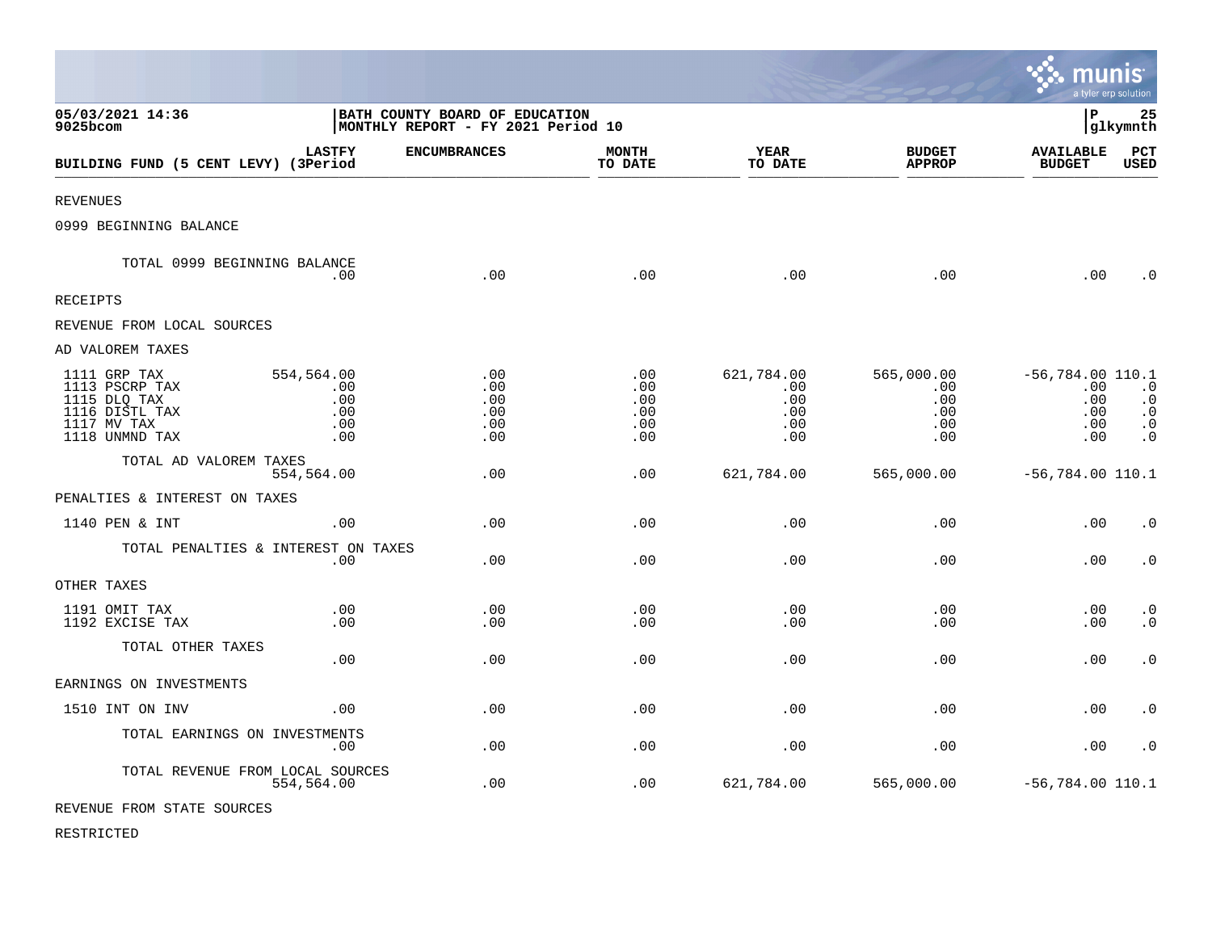05/03/2021 14:36
9025bcom

BATH COUNTY BOARD OF EDUCATION
MONTHLY REPORT - FY 2021 Period 10

| BUILDING FUND (5 CENT LEVY) | LASTFY (3Period | ENCUMBRANCES | MONTH TO DATE | YEAR TO DATE | BUDGET APPROP | AVAILABLE BUDGET | PCT USED |
|---|---|---|---|---|---|---|---|
| REVENUES | | | | | | | |
| 0999 BEGINNING BALANCE | | | | | | | |
| TOTAL 0999 BEGINNING BALANCE | .00 | .00 | .00 | .00 | .00 | .00 | .0 |
| RECEIPTS | | | | | | | |
| REVENUE FROM LOCAL SOURCES | | | | | | | |
| AD VALOREM TAXES | | | | | | | |
| 1111 GRP TAX | 554,564.00 | .00 | .00 | 621,784.00 | 565,000.00 | -56,784.00 | 110.1 |
| 1113 PSCRP TAX | .00 | .00 | .00 | .00 | .00 | .00 | .0 |
| 1115 DLQ TAX | .00 | .00 | .00 | .00 | .00 | .00 | .0 |
| 1116 DISTL TAX | .00 | .00 | .00 | .00 | .00 | .00 | .0 |
| 1117 MV TAX | .00 | .00 | .00 | .00 | .00 | .00 | .0 |
| 1118 UNMND TAX | .00 | .00 | .00 | .00 | .00 | .00 | .0 |
| TOTAL AD VALOREM TAXES | 554,564.00 | .00 | .00 | 621,784.00 | 565,000.00 | -56,784.00 | 110.1 |
| PENALTIES & INTEREST ON TAXES | | | | | | | |
| 1140 PEN & INT | .00 | .00 | .00 | .00 | .00 | .00 | .0 |
| TOTAL PENALTIES & INTEREST ON TAXES | .00 | .00 | .00 | .00 | .00 | .00 | .0 |
| OTHER TAXES | | | | | | | |
| 1191 OMIT TAX | .00 | .00 | .00 | .00 | .00 | .00 | .0 |
| 1192 EXCISE TAX | .00 | .00 | .00 | .00 | .00 | .00 | .0 |
| TOTAL OTHER TAXES | .00 | .00 | .00 | .00 | .00 | .00 | .0 |
| EARNINGS ON INVESTMENTS | | | | | | | |
| 1510 INT ON INV | .00 | .00 | .00 | .00 | .00 | .00 | .0 |
| TOTAL EARNINGS ON INVESTMENTS | .00 | .00 | .00 | .00 | .00 | .00 | .0 |
| TOTAL REVENUE FROM LOCAL SOURCES | 554,564.00 | .00 | .00 | 621,784.00 | 565,000.00 | -56,784.00 | 110.1 |
| REVENUE FROM STATE SOURCES | | | | | | | |
| RESTRICTED | | | | | | | |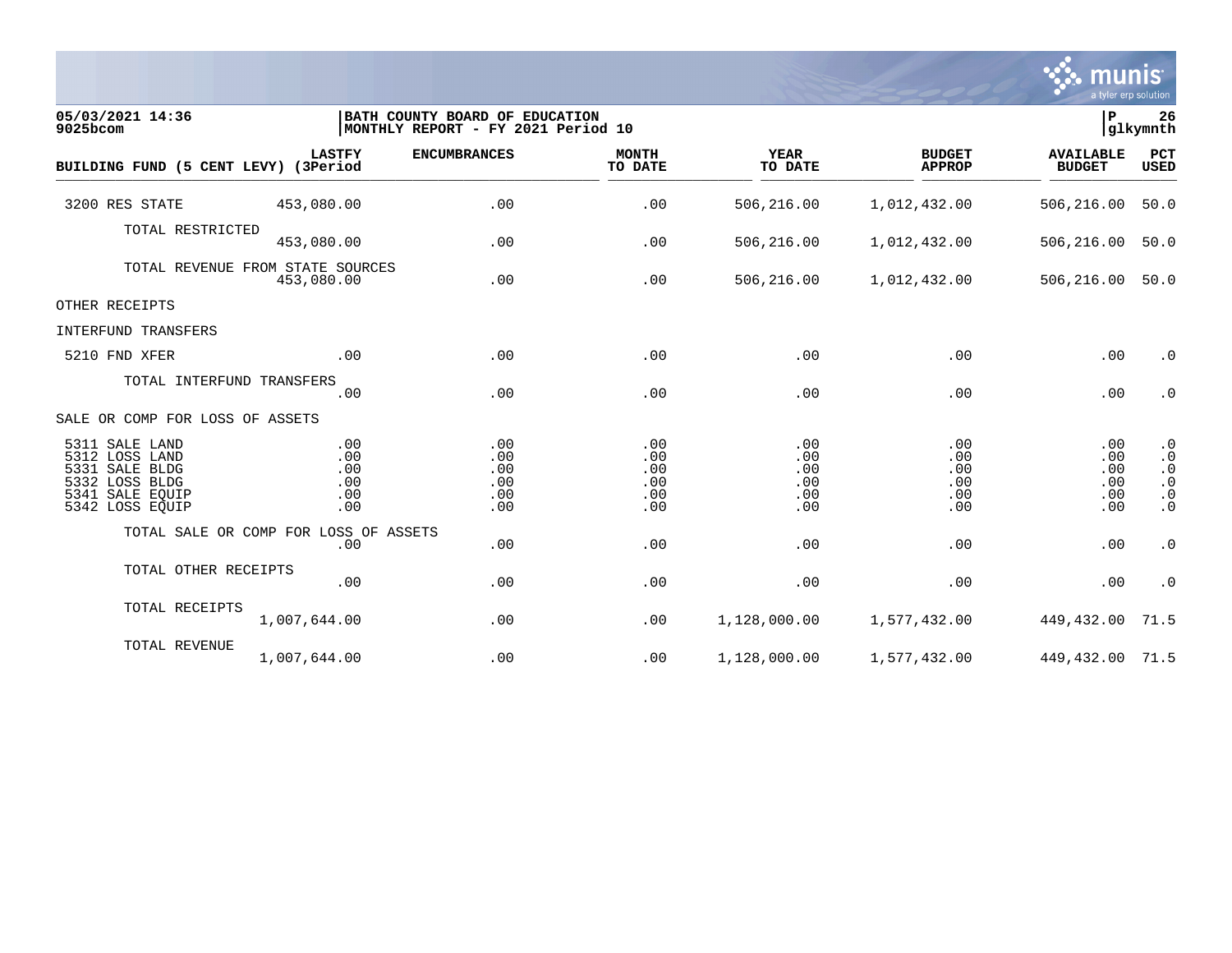**05/03/2021 14:36**
**9025bcom**

**BATH COUNTY BOARD OF EDUCATION**
**MONTHLY REPORT - FY 2021 Period 10**

**P 26**
**glkymnth**

| BUILDING FUND (5 CENT LEVY) | LASTFY (3Period | ENCUMBRANCES | MONTH TO DATE | YEAR TO DATE | BUDGET APPROP | AVAILABLE BUDGET | PCT USED |
|---|---|---|---|---|---|---|---|
| 3200 RES STATE | 453,080.00 | .00 | .00 | 506,216.00 | 1,012,432.00 | 506,216.00 | 50.0 |
| TOTAL RESTRICTED | 453,080.00 | .00 | .00 | 506,216.00 | 1,012,432.00 | 506,216.00 | 50.0 |
| TOTAL REVENUE FROM STATE SOURCES | 453,080.00 | .00 | .00 | 506,216.00 | 1,012,432.00 | 506,216.00 | 50.0 |
| OTHER RECEIPTS | | | | | | | |
| INTERFUND TRANSFERS | | | | | | | |
| 5210 FND XFER | .00 | .00 | .00 | .00 | .00 | .00 | .0 |
| TOTAL INTERFUND TRANSFERS | .00 | .00 | .00 | .00 | .00 | .00 | .0 |
| SALE OR COMP FOR LOSS OF ASSETS | | | | | | | |
| 5311 SALE LAND | .00 | .00 | .00 | .00 | .00 | .00 | .0 |
| 5312 LOSS LAND | .00 | .00 | .00 | .00 | .00 | .00 | .0 |
| 5331 SALE BLDG | .00 | .00 | .00 | .00 | .00 | .00 | .0 |
| 5332 LOSS BLDG | .00 | .00 | .00 | .00 | .00 | .00 | .0 |
| 5341 SALE EQUIP | .00 | .00 | .00 | .00 | .00 | .00 | .0 |
| 5342 LOSS EQUIP | .00 | .00 | .00 | .00 | .00 | .00 | .0 |
| TOTAL SALE OR COMP FOR LOSS OF ASSETS | .00 | .00 | .00 | .00 | .00 | .00 | .0 |
| TOTAL OTHER RECEIPTS | .00 | .00 | .00 | .00 | .00 | .00 | .0 |
| TOTAL RECEIPTS | 1,007,644.00 | .00 | .00 | 1,128,000.00 | 1,577,432.00 | 449,432.00 | 71.5 |
| TOTAL REVENUE | 1,007,644.00 | .00 | .00 | 1,128,000.00 | 1,577,432.00 | 449,432.00 | 71.5 |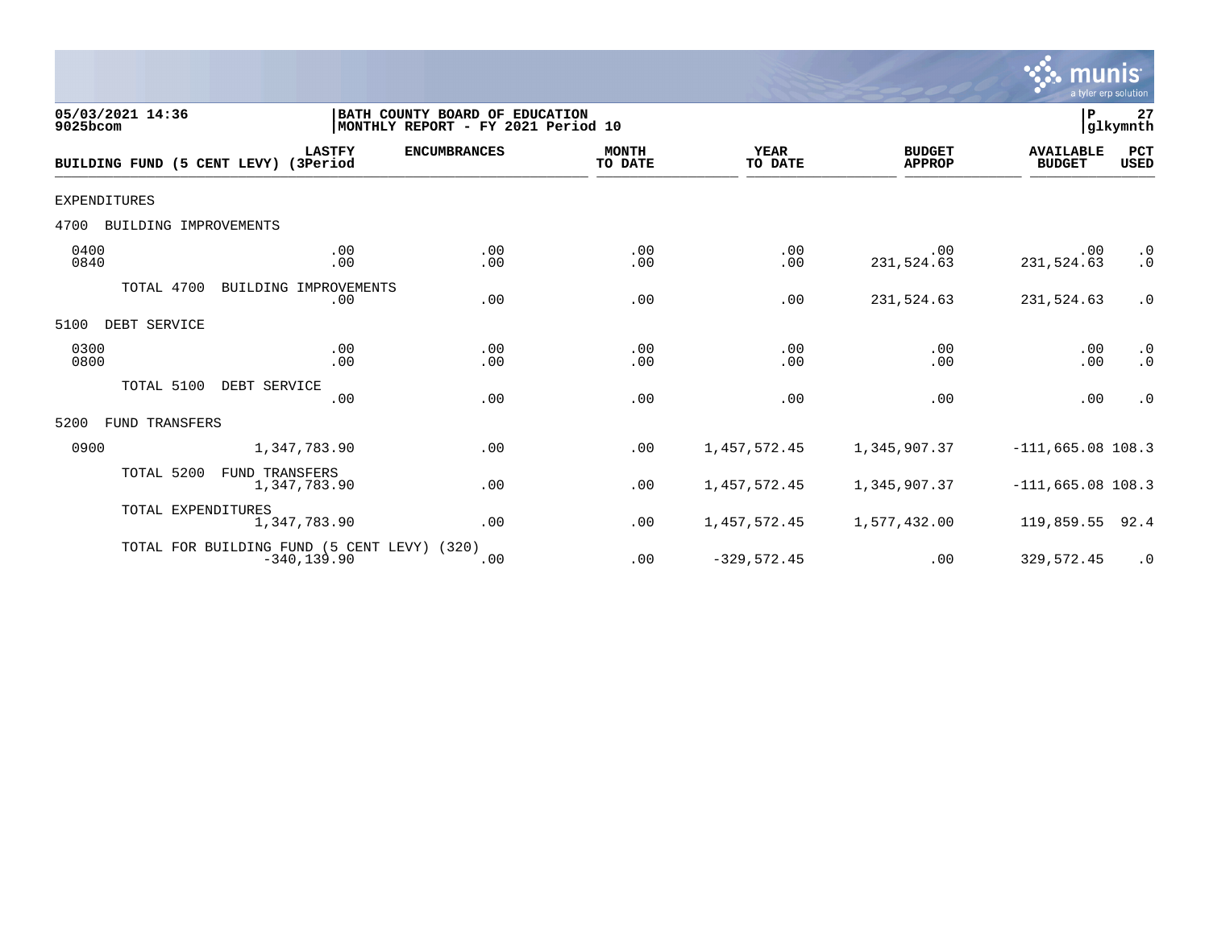05/03/2021 14:36
9025bcom

BATH COUNTY BOARD OF EDUCATION
MONTHLY REPORT - FY 2021 Period 10

P 27
glkymnth

| BUILDING FUND (5 CENT LEVY) | LASTFY (3Period | ENCUMBRANCES | MONTH TO DATE | YEAR TO DATE | BUDGET APPROP | AVAILABLE BUDGET | PCT USED |
|---|---|---|---|---|---|---|---|
| EXPENDITURES | | | | | | | |
| 4700 BUILDING IMPROVEMENTS | | | | | | | |
| 0400 | .00 | .00 | .00 | .00 | .00 | .00 | .0 |
| 0840 | .00 | .00 | .00 | .00 | 231,524.63 | 231,524.63 | .0 |
| TOTAL 4700 BUILDING IMPROVEMENTS | .00 | .00 | .00 | .00 | 231,524.63 | 231,524.63 | .0 |
| 5100 DEBT SERVICE | | | | | | | |
| 0300 | .00 | .00 | .00 | .00 | .00 | .00 | .0 |
| 0800 | .00 | .00 | .00 | .00 | .00 | .00 | .0 |
| TOTAL 5100 DEBT SERVICE | .00 | .00 | .00 | .00 | .00 | .00 | .0 |
| 5200 FUND TRANSFERS | | | | | | | |
| 0900 | 1,347,783.90 | .00 | .00 | 1,457,572.45 | 1,345,907.37 | -111,665.08 | 108.3 |
| TOTAL 5200 FUND TRANSFERS | 1,347,783.90 | .00 | .00 | 1,457,572.45 | 1,345,907.37 | -111,665.08 | 108.3 |
| TOTAL EXPENDITURES | 1,347,783.90 | .00 | .00 | 1,457,572.45 | 1,577,432.00 | 119,859.55 | 92.4 |
| TOTAL FOR BUILDING FUND (5 CENT LEVY) (320) | -340,139.90 | .00 | .00 | -329,572.45 | .00 | 329,572.45 | .0 |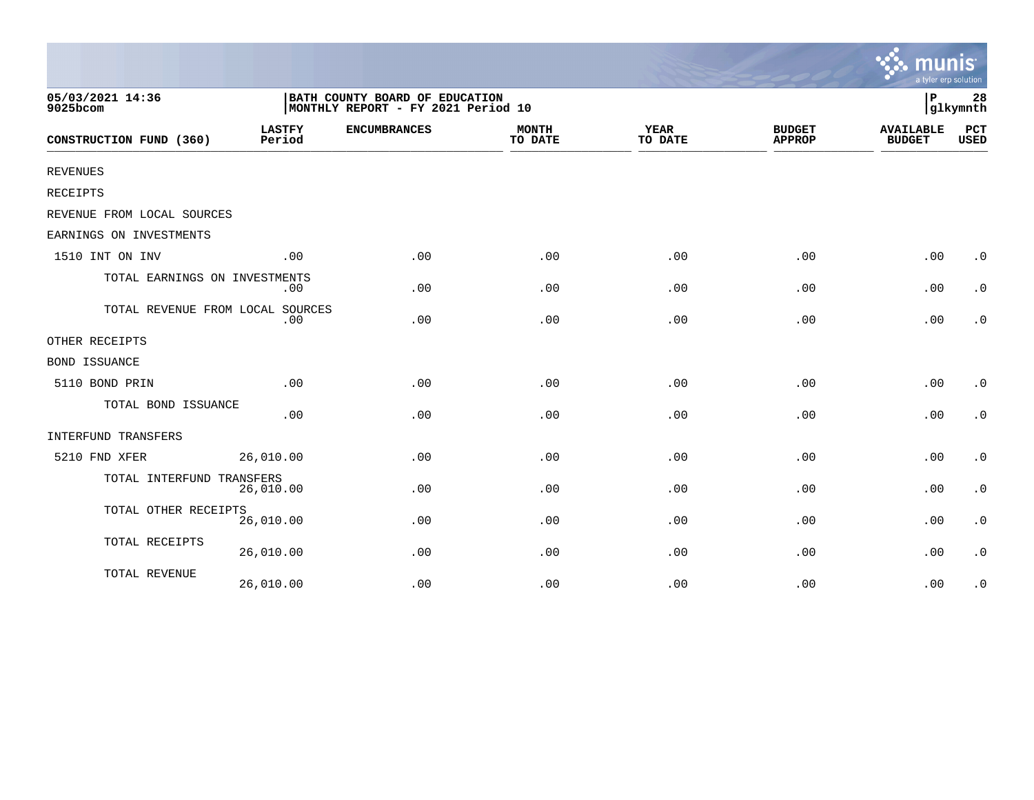05/03/2021 14:36
9025bcom

BATH COUNTY BOARD OF EDUCATION
MONTHLY REPORT - FY 2021 Period 10

P 28
glkymnth

| CONSTRUCTION FUND (360) | LASTFY Period | ENCUMBRANCES | MONTH TO DATE | YEAR TO DATE | BUDGET APPROP | AVAILABLE BUDGET | PCT USED |
|---|---|---|---|---|---|---|---|
| REVENUES | | | | | | | |
| RECEIPTS | | | | | | | |
| REVENUE FROM LOCAL SOURCES | | | | | | | |
| EARNINGS ON INVESTMENTS | | | | | | | |
| 1510 INT ON INV | .00 | .00 | .00 | .00 | .00 | .00 | .0 |
| TOTAL EARNINGS ON INVESTMENTS | .00 | .00 | .00 | .00 | .00 | .00 | .0 |
| TOTAL REVENUE FROM LOCAL SOURCES | .00 | .00 | .00 | .00 | .00 | .00 | .0 |
| OTHER RECEIPTS | | | | | | | |
| BOND ISSUANCE | | | | | | | |
| 5110 BOND PRIN | .00 | .00 | .00 | .00 | .00 | .00 | .0 |
| TOTAL BOND ISSUANCE | .00 | .00 | .00 | .00 | .00 | .00 | .0 |
| INTERFUND TRANSFERS | | | | | | | |
| 5210 FND XFER | 26,010.00 | .00 | .00 | .00 | .00 | .00 | .0 |
| TOTAL INTERFUND TRANSFERS | 26,010.00 | .00 | .00 | .00 | .00 | .00 | .0 |
| TOTAL OTHER RECEIPTS | 26,010.00 | .00 | .00 | .00 | .00 | .00 | .0 |
| TOTAL RECEIPTS | 26,010.00 | .00 | .00 | .00 | .00 | .00 | .0 |
| TOTAL REVENUE | 26,010.00 | .00 | .00 | .00 | .00 | .00 | .0 |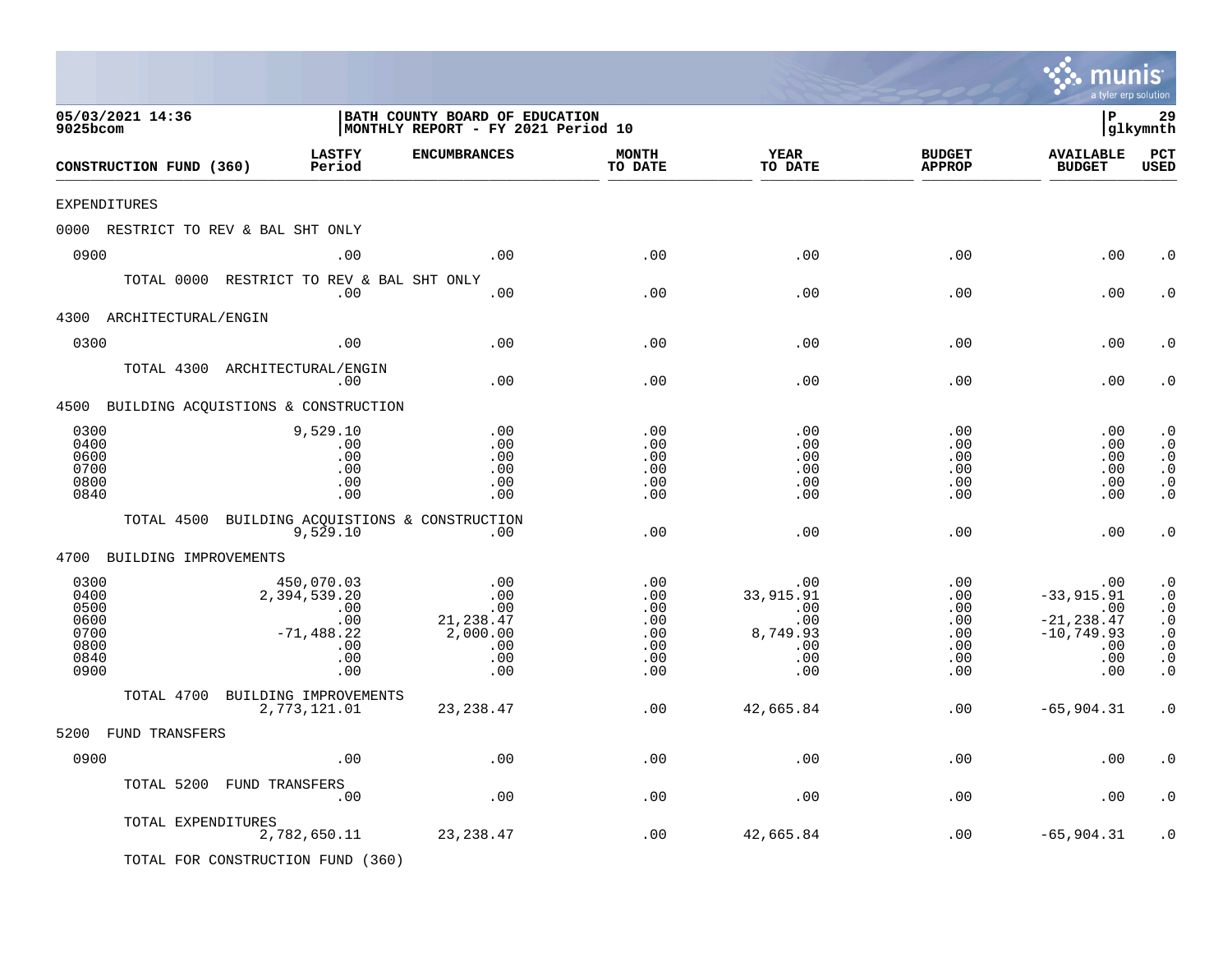05/03/2021 14:36
9025bcom

BATH COUNTY BOARD OF EDUCATION
MONTHLY REPORT - FY 2021 Period 10

P 29
glkymnth

| CONSTRUCTION FUND (360) | LASTFY Period | ENCUMBRANCES | MONTH TO DATE | YEAR TO DATE | BUDGET APPROP | AVAILABLE BUDGET | PCT USED |
|---|---|---|---|---|---|---|---|
| EXPENDITURES | | | | | | | |
| 0000 RESTRICT TO REV & BAL SHT ONLY | | | | | | | |
| 0900 | .00 | .00 | .00 | .00 | .00 | .00 | .0 |
| TOTAL 0000 RESTRICT TO REV & BAL SHT ONLY | .00 | .00 | .00 | .00 | .00 | .00 | .0 |
| 4300 ARCHITECTURAL/ENGIN | | | | | | | |
| 0300 | .00 | .00 | .00 | .00 | .00 | .00 | .0 |
| TOTAL 4300 ARCHITECTURAL/ENGIN | .00 | .00 | .00 | .00 | .00 | .00 | .0 |
| 4500 BUILDING ACQUISTIONS & CONSTRUCTION | | | | | | | |
| 0300 | 9,529.10 | .00 | .00 | .00 | .00 | .00 | .0 |
| 0400 | .00 | .00 | .00 | .00 | .00 | .00 | .0 |
| 0600 | .00 | .00 | .00 | .00 | .00 | .00 | .0 |
| 0700 | .00 | .00 | .00 | .00 | .00 | .00 | .0 |
| 0800 | .00 | .00 | .00 | .00 | .00 | .00 | .0 |
| 0840 | .00 | .00 | .00 | .00 | .00 | .00 | .0 |
| TOTAL 4500 BUILDING ACQUISTIONS & CONSTRUCTION | 9,529.10 | .00 | .00 | .00 | .00 | .00 | .0 |
| 4700 BUILDING IMPROVEMENTS | | | | | | | |
| 0300 | 450,070.03 | .00 | .00 | .00 | .00 | .00 | .0 |
| 0400 | 2,394,539.20 | .00 | .00 | 33,915.91 | .00 | -33,915.91 | .0 |
| 0500 | .00 | .00 | .00 | .00 | .00 | .00 | .0 |
| 0600 | .00 | 21,238.47 | .00 | .00 | .00 | -21,238.47 | .0 |
| 0700 | -71,488.22 | 2,000.00 | .00 | 8,749.93 | .00 | -10,749.93 | .0 |
| 0800 | .00 | .00 | .00 | .00 | .00 | .00 | .0 |
| 0840 | .00 | .00 | .00 | .00 | .00 | .00 | .0 |
| 0900 | .00 | .00 | .00 | .00 | .00 | .00 | .0 |
| TOTAL 4700 BUILDING IMPROVEMENTS | 2,773,121.01 | 23,238.47 | .00 | 42,665.84 | .00 | -65,904.31 | .0 |
| 5200 FUND TRANSFERS | | | | | | | |
| 0900 | .00 | .00 | .00 | .00 | .00 | .00 | .0 |
| TOTAL 5200 FUND TRANSFERS | .00 | .00 | .00 | .00 | .00 | .00 | .0 |
| TOTAL EXPENDITURES | 2,782,650.11 | 23,238.47 | .00 | 42,665.84 | .00 | -65,904.31 | .0 |
| TOTAL FOR CONSTRUCTION FUND (360) | | | | | | | |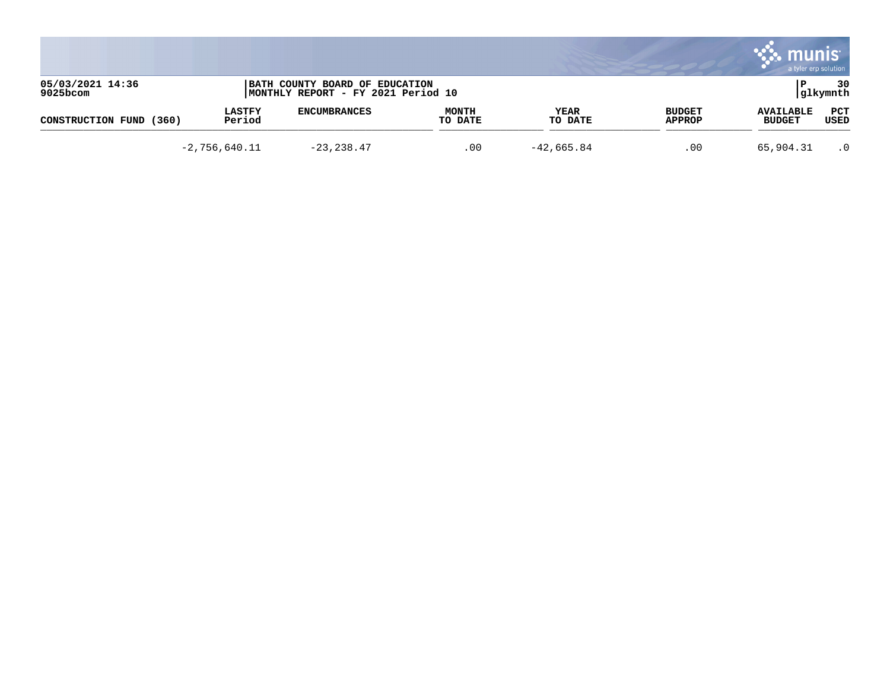| CONSTRUCTION FUND (360) | LASTFY Period | ENCUMBRANCES | MONTH TO DATE | YEAR TO DATE | BUDGET APPROP | AVAILABLE BUDGET | PCT USED |
|---|---|---|---|---|---|---|---|
| | -2,756,640.11 | -23,238.47 | .00 | -42,665.84 | .00 | 65,904.31 | .0 |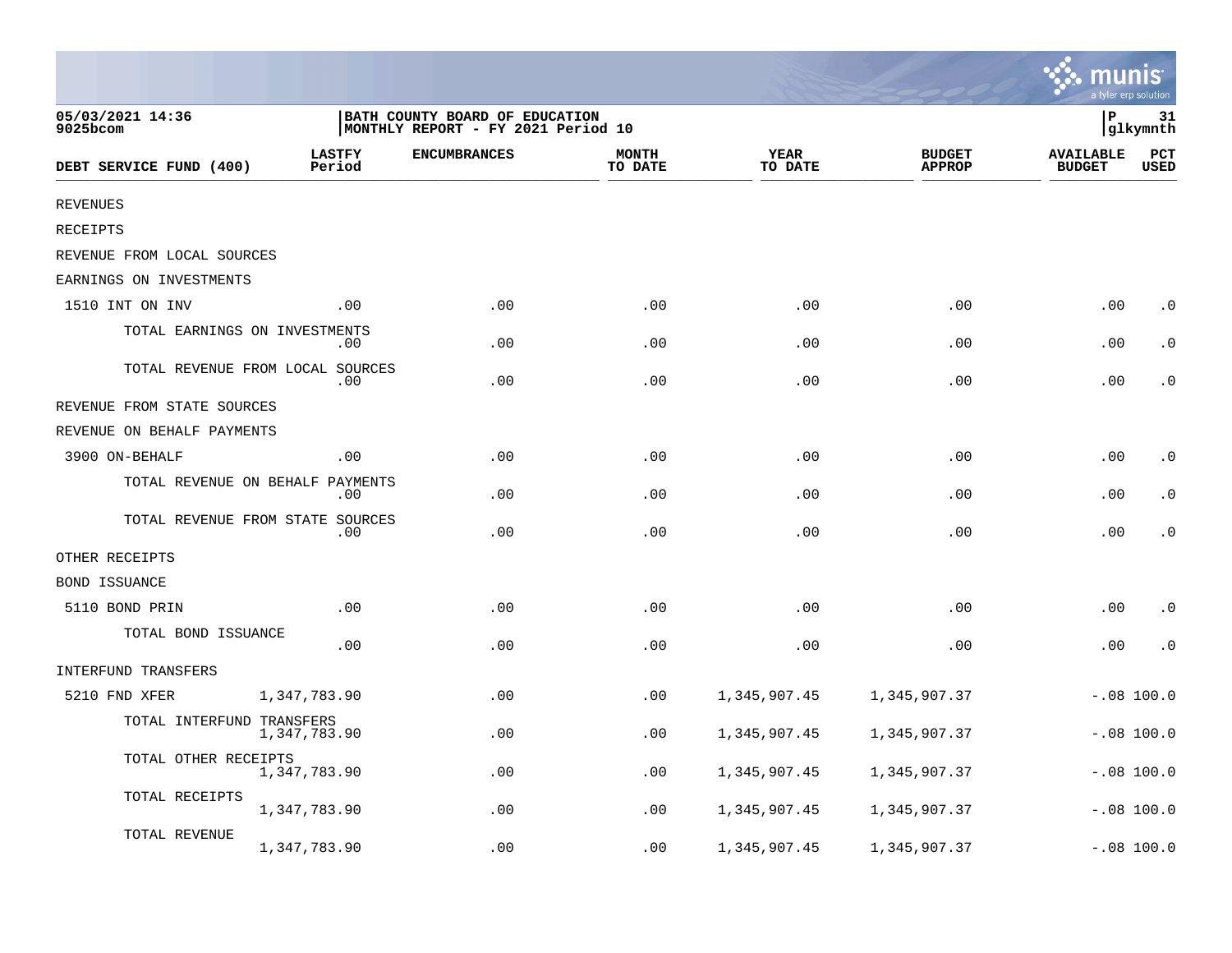05/03/2021 14:36
9025bcom

BATH COUNTY BOARD OF EDUCATION
MONTHLY REPORT - FY 2021 Period 10

P 31
glkymnth

| DEBT SERVICE FUND (400) | LASTFY Period | ENCUMBRANCES | MONTH TO DATE | YEAR TO DATE | BUDGET APPROP | AVAILABLE BUDGET | PCT USED |
|---|---|---|---|---|---|---|---|
| REVENUES | | | | | | | |
| RECEIPTS | | | | | | | |
| REVENUE FROM LOCAL SOURCES | | | | | | | |
| EARNINGS ON INVESTMENTS | | | | | | | |
| 1510 INT ON INV | .00 | .00 | .00 | .00 | .00 | .00 | .0 |
| TOTAL EARNINGS ON INVESTMENTS | .00 | .00 | .00 | .00 | .00 | .00 | .0 |
| TOTAL REVENUE FROM LOCAL SOURCES | .00 | .00 | .00 | .00 | .00 | .00 | .0 |
| REVENUE FROM STATE SOURCES | | | | | | | |
| REVENUE ON BEHALF PAYMENTS | | | | | | | |
| 3900 ON-BEHALF | .00 | .00 | .00 | .00 | .00 | .00 | .0 |
| TOTAL REVENUE ON BEHALF PAYMENTS | .00 | .00 | .00 | .00 | .00 | .00 | .0 |
| TOTAL REVENUE FROM STATE SOURCES | .00 | .00 | .00 | .00 | .00 | .00 | .0 |
| OTHER RECEIPTS | | | | | | | |
| BOND ISSUANCE | | | | | | | |
| 5110 BOND PRIN | .00 | .00 | .00 | .00 | .00 | .00 | .0 |
| TOTAL BOND ISSUANCE | .00 | .00 | .00 | .00 | .00 | .00 | .0 |
| INTERFUND TRANSFERS | | | | | | | |
| 5210 FND XFER | 1,347,783.90 | .00 | .00 | 1,345,907.45 | 1,345,907.37 | -.08 | 100.0 |
| TOTAL INTERFUND TRANSFERS | 1,347,783.90 | .00 | .00 | 1,345,907.45 | 1,345,907.37 | -.08 | 100.0 |
| TOTAL OTHER RECEIPTS | 1,347,783.90 | .00 | .00 | 1,345,907.45 | 1,345,907.37 | -.08 | 100.0 |
| TOTAL RECEIPTS | 1,347,783.90 | .00 | .00 | 1,345,907.45 | 1,345,907.37 | -.08 | 100.0 |
| TOTAL REVENUE | 1,347,783.90 | .00 | .00 | 1,345,907.45 | 1,345,907.37 | -.08 | 100.0 |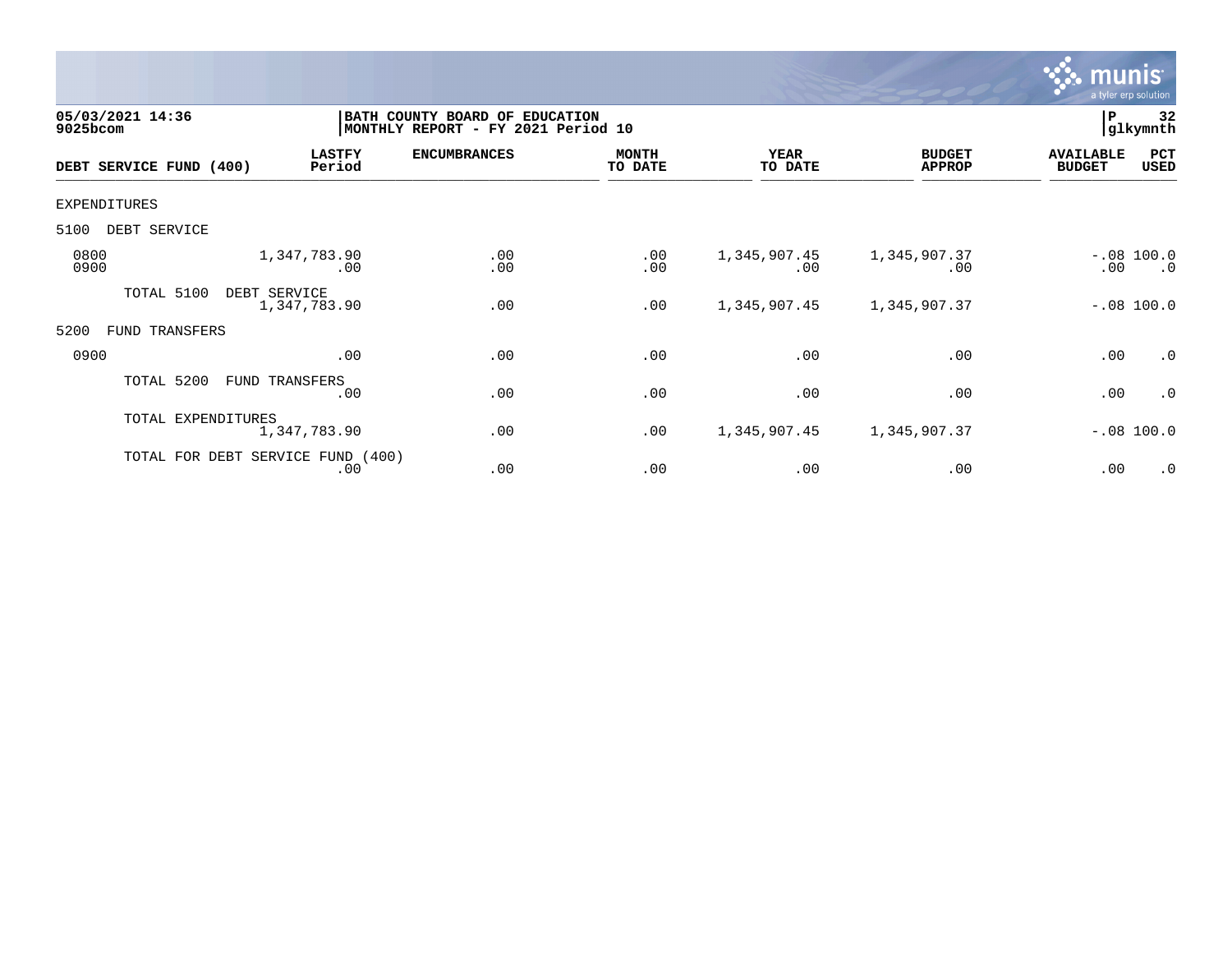05/03/2021 14:36
9025bcom

BATH COUNTY BOARD OF EDUCATION
MONTHLY REPORT - FY 2021 Period 10

P 32
glkymnth

| DEBT SERVICE FUND (400) | LASTFY Period | ENCUMBRANCES | MONTH TO DATE | YEAR TO DATE | BUDGET APPROP | AVAILABLE BUDGET | PCT USED |
|---|---|---|---|---|---|---|---|
| EXPENDITURES | | | | | | | |
| 5100 DEBT SERVICE | | | | | | | |
| 0800 | 1,347,783.90 | .00 | .00 | 1,345,907.45 | 1,345,907.37 | -.08 | 100.0 |
| 0900 | .00 | .00 | .00 | .00 | .00 | .00 | .0 |
| TOTAL 5100 DEBT SERVICE | 1,347,783.90 | .00 | .00 | 1,345,907.45 | 1,345,907.37 | -.08 | 100.0 |
| 5200 FUND TRANSFERS | | | | | | | |
| 0900 | .00 | .00 | .00 | .00 | .00 | .00 | .0 |
| TOTAL 5200 FUND TRANSFERS | .00 | .00 | .00 | .00 | .00 | .00 | .0 |
| TOTAL EXPENDITURES | 1,347,783.90 | .00 | .00 | 1,345,907.45 | 1,345,907.37 | -.08 | 100.0 |
| TOTAL FOR DEBT SERVICE FUND (400) | .00 | .00 | .00 | .00 | .00 | .00 | .0 |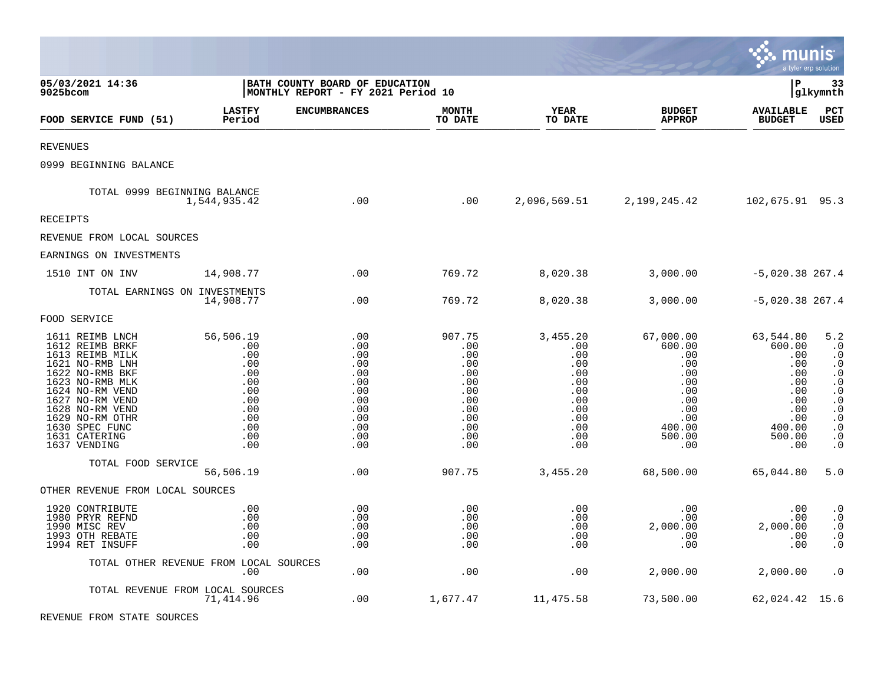05/03/2021 14:36 | BATH COUNTY BOARD OF EDUCATION | P 33
9025bcom | MONTHLY REPORT - FY 2021 Period 10 | glkymnth

| FOOD SERVICE FUND (51) | LASTFY Period | ENCUMBRANCES | MONTH TO DATE | YEAR TO DATE | BUDGET APPROP | AVAILABLE BUDGET | PCT USED |
|---|---|---|---|---|---|---|---|
| REVENUES | | | | | | | |
| 0999 BEGINNING BALANCE | | | | | | | |
| TOTAL 0999 BEGINNING BALANCE | 1,544,935.42 | .00 | .00 | 2,096,569.51 | 2,199,245.42 | 102,675.91 | 95.3 |
| RECEIPTS | | | | | | | |
| REVENUE FROM LOCAL SOURCES | | | | | | | |
| EARNINGS ON INVESTMENTS | | | | | | | |
| 1510 INT ON INV | 14,908.77 | .00 | 769.72 | 8,020.38 | 3,000.00 | -5,020.38 | 267.4 |
| TOTAL EARNINGS ON INVESTMENTS | 14,908.77 | .00 | 769.72 | 8,020.38 | 3,000.00 | -5,020.38 | 267.4 |
| FOOD SERVICE | | | | | | | |
| 1611 REIMB LNCH | 56,506.19 | .00 | 907.75 | 3,455.20 | 67,000.00 | 63,544.80 | 5.2 |
| 1612 REIMB BRKF | .00 | .00 | .00 | .00 | 600.00 | 600.00 | .0 |
| 1613 REIMB MILK | .00 | .00 | .00 | .00 | .00 | .00 | .0 |
| 1621 NO-RMB LNH | .00 | .00 | .00 | .00 | .00 | .00 | .0 |
| 1622 NO-RMB BKF | .00 | .00 | .00 | .00 | .00 | .00 | .0 |
| 1623 NO-RMB MLK | .00 | .00 | .00 | .00 | .00 | .00 | .0 |
| 1624 NO-RM VEND | .00 | .00 | .00 | .00 | .00 | .00 | .0 |
| 1627 NO-RM VEND | .00 | .00 | .00 | .00 | .00 | .00 | .0 |
| 1628 NO-RM VEND | .00 | .00 | .00 | .00 | .00 | .00 | .0 |
| 1629 NO-RM OTHR | .00 | .00 | .00 | .00 | .00 | .00 | .0 |
| 1630 SPEC FUNC | .00 | .00 | .00 | .00 | 400.00 | 400.00 | .0 |
| 1631 CATERING | .00 | .00 | .00 | .00 | 500.00 | 500.00 | .0 |
| 1637 VENDING | .00 | .00 | .00 | .00 | .00 | .00 | .0 |
| TOTAL FOOD SERVICE | 56,506.19 | .00 | 907.75 | 3,455.20 | 68,500.00 | 65,044.80 | 5.0 |
| OTHER REVENUE FROM LOCAL SOURCES | | | | | | | |
| 1920 CONTRIBUTE | .00 | .00 | .00 | .00 | .00 | .00 | .0 |
| 1980 PRYR REFND | .00 | .00 | .00 | .00 | .00 | .00 | .0 |
| 1990 MISC REV | .00 | .00 | .00 | .00 | 2,000.00 | 2,000.00 | .0 |
| 1993 OTH REBATE | .00 | .00 | .00 | .00 | .00 | .00 | .0 |
| 1994 RET INSUFF | .00 | .00 | .00 | .00 | .00 | .00 | .0 |
| TOTAL OTHER REVENUE FROM LOCAL SOURCES | .00 | .00 | .00 | .00 | 2,000.00 | 2,000.00 | .0 |
| TOTAL REVENUE FROM LOCAL SOURCES | 71,414.96 | .00 | 1,677.47 | 11,475.58 | 73,500.00 | 62,024.42 | 15.6 |
| REVENUE FROM STATE SOURCES | | | | | | | |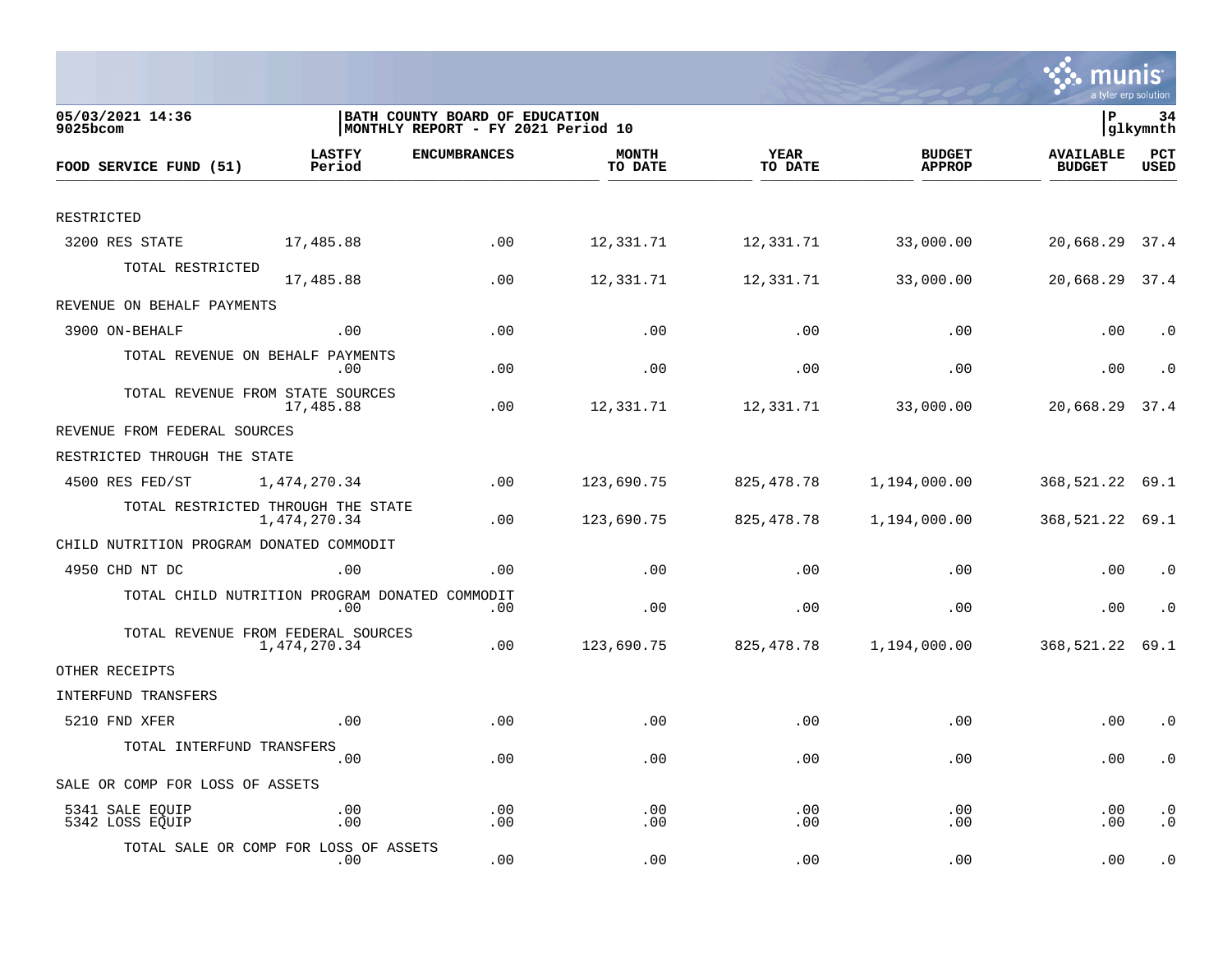05/03/2021 14:36
9025bcom

BATH COUNTY BOARD OF EDUCATION
MONTHLY REPORT - FY 2021 Period 10

glkymnth

| FOOD SERVICE FUND (51) | LASTFY Period | ENCUMBRANCES | MONTH TO DATE | YEAR TO DATE | BUDGET APPROP | AVAILABLE BUDGET | PCT USED |
|---|---|---|---|---|---|---|---|
| RESTRICTED | | | | | | | |
| 3200 RES STATE | 17,485.88 | .00 | 12,331.71 | 12,331.71 | 33,000.00 | 20,668.29 | 37.4 |
| TOTAL RESTRICTED | 17,485.88 | .00 | 12,331.71 | 12,331.71 | 33,000.00 | 20,668.29 | 37.4 |
| REVENUE ON BEHALF PAYMENTS | | | | | | | |
| 3900 ON-BEHALF | .00 | .00 | .00 | .00 | .00 | .00 | .0 |
| TOTAL REVENUE ON BEHALF PAYMENTS | .00 | .00 | .00 | .00 | .00 | .00 | .0 |
| TOTAL REVENUE FROM STATE SOURCES | 17,485.88 | .00 | 12,331.71 | 12,331.71 | 33,000.00 | 20,668.29 | 37.4 |
| REVENUE FROM FEDERAL SOURCES | | | | | | | |
| RESTRICTED THROUGH THE STATE | | | | | | | |
| 4500 RES FED/ST | 1,474,270.34 | .00 | 123,690.75 | 825,478.78 | 1,194,000.00 | 368,521.22 | 69.1 |
| TOTAL RESTRICTED THROUGH THE STATE | 1,474,270.34 | .00 | 123,690.75 | 825,478.78 | 1,194,000.00 | 368,521.22 | 69.1 |
| CHILD NUTRITION PROGRAM DONATED COMMODIT | | | | | | | |
| 4950 CHD NT DC | .00 | .00 | .00 | .00 | .00 | .00 | .0 |
| TOTAL CHILD NUTRITION PROGRAM DONATED COMMODIT | .00 | .00 | .00 | .00 | .00 | .00 | .0 |
| TOTAL REVENUE FROM FEDERAL SOURCES | 1,474,270.34 | .00 | 123,690.75 | 825,478.78 | 1,194,000.00 | 368,521.22 | 69.1 |
| OTHER RECEIPTS | | | | | | | |
| INTERFUND TRANSFERS | | | | | | | |
| 5210 FND XFER | .00 | .00 | .00 | .00 | .00 | .00 | .0 |
| TOTAL INTERFUND TRANSFERS | .00 | .00 | .00 | .00 | .00 | .00 | .0 |
| SALE OR COMP FOR LOSS OF ASSETS | | | | | | | |
| 5341 SALE EQUIP | .00 | .00 | .00 | .00 | .00 | .00 | .0 |
| 5342 LOSS EQUIP | .00 | .00 | .00 | .00 | .00 | .00 | .0 |
| TOTAL SALE OR COMP FOR LOSS OF ASSETS | .00 | .00 | .00 | .00 | .00 | .00 | .0 |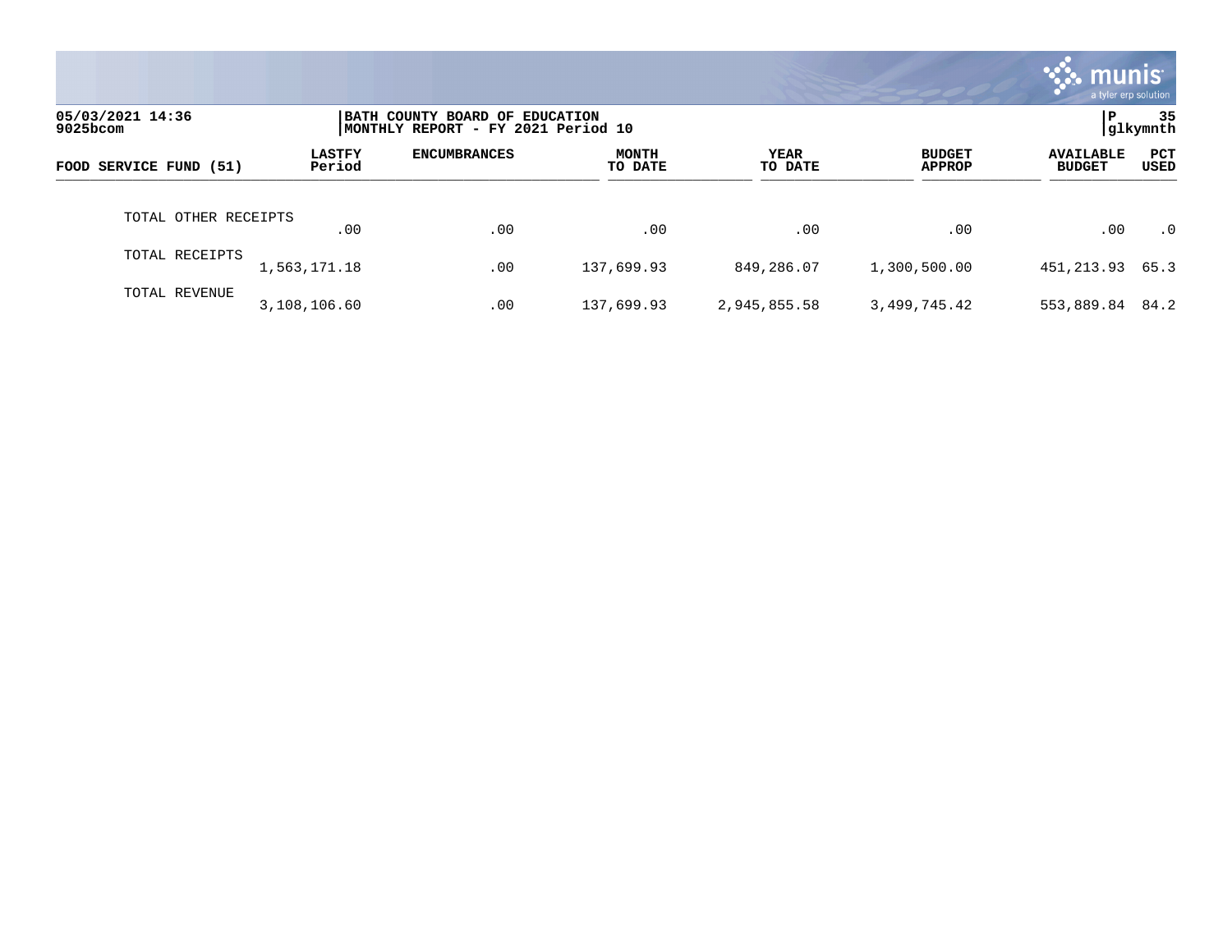05/03/2021 14:36
9025bcom

BATH COUNTY BOARD OF EDUCATION
MONTHLY REPORT - FY 2021 Period 10

P 35
glkymnth

| FOOD SERVICE FUND (51) | LASTFY Period | ENCUMBRANCES | MONTH TO DATE | YEAR TO DATE | BUDGET APPROP | AVAILABLE BUDGET | PCT USED |
|---|---|---|---|---|---|---|---|
| TOTAL OTHER RECEIPTS | .00 | .00 | .00 | .00 | .00 | .00 | .0 |
| TOTAL RECEIPTS | 1,563,171.18 | .00 | 137,699.93 | 849,286.07 | 1,300,500.00 | 451,213.93 | 65.3 |
| TOTAL REVENUE | 3,108,106.60 | .00 | 137,699.93 | 2,945,855.58 | 3,499,745.42 | 553,889.84 | 84.2 |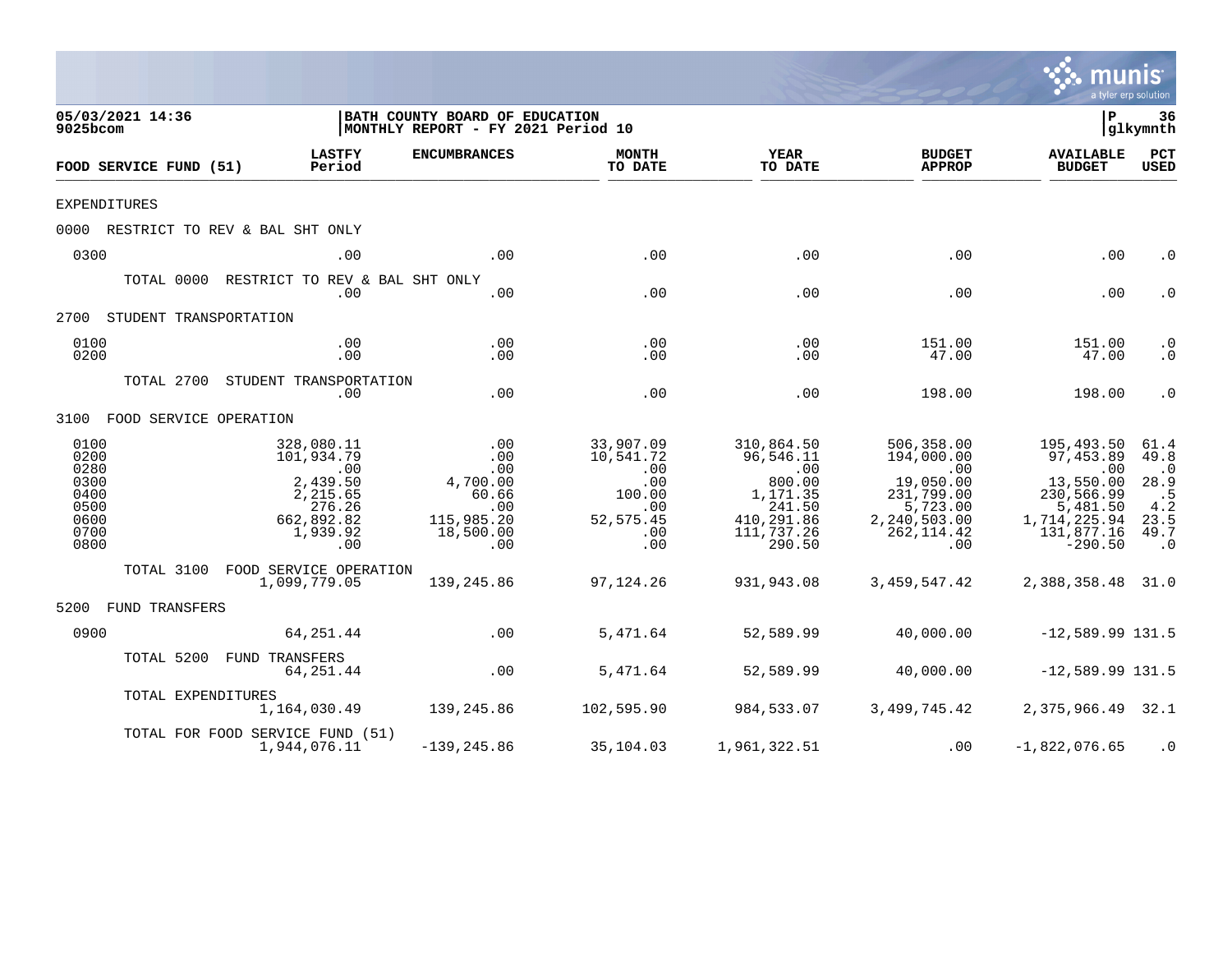05/03/2021 14:36 | BATH COUNTY BOARD OF EDUCATION | P 36
9025bcom | MONTHLY REPORT - FY 2021 Period 10 | glkymnth

| FOOD SERVICE FUND (51) | LASTFY Period | ENCUMBRANCES | MONTH TO DATE | YEAR TO DATE | BUDGET APPROP | AVAILABLE BUDGET | PCT USED |
|---|---|---|---|---|---|---|---|
| EXPENDITURES | | | | | | | |
| 0000 RESTRICT TO REV & BAL SHT ONLY | | | | | | | |
| 0300 | .00 | .00 | .00 | .00 | .00 | .00 | .0 |
| TOTAL 0000 RESTRICT TO REV & BAL SHT ONLY | .00 | .00 | .00 | .00 | .00 | .00 | .0 |
| 2700 STUDENT TRANSPORTATION | | | | | | | |
| 0100 | .00 | .00 | .00 | .00 | 151.00 | 151.00 | .0 |
| 0200 | .00 | .00 | .00 | .00 | 47.00 | 47.00 | .0 |
| TOTAL 2700 STUDENT TRANSPORTATION | .00 | .00 | .00 | .00 | 198.00 | 198.00 | .0 |
| 3100 FOOD SERVICE OPERATION | | | | | | | |
| 0100 | 328,080.11 | .00 | 33,907.09 | 310,864.50 | 506,358.00 | 195,493.50 | 61.4 |
| 0200 | 101,934.79 | .00 | 10,541.72 | 96,546.11 | 194,000.00 | 97,453.89 | 49.8 |
| 0280 | .00 | .00 | .00 | .00 | .00 | .00 | .0 |
| 0300 | 2,439.50 | 4,700.00 | .00 | 800.00 | 19,050.00 | 13,550.00 | 28.9 |
| 0400 | 2,215.65 | 60.66 | 100.00 | 1,171.35 | 231,799.00 | 230,566.99 | .5 |
| 0500 | 276.26 | .00 | .00 | 241.50 | 5,723.00 | 5,481.50 | 4.2 |
| 0600 | 662,892.82 | 115,985.20 | 52,575.45 | 410,291.86 | 2,240,503.00 | 1,714,225.94 | 23.5 |
| 0700 | 1,939.92 | 18,500.00 | .00 | 111,737.26 | 262,114.42 | 131,877.16 | 49.7 |
| 0800 | .00 | .00 | .00 | 290.50 | .00 | -290.50 | .0 |
| TOTAL 3100 FOOD SERVICE OPERATION | 1,099,779.05 | 139,245.86 | 97,124.26 | 931,943.08 | 3,459,547.42 | 2,388,358.48 | 31.0 |
| 5200 FUND TRANSFERS | | | | | | | |
| 0900 | 64,251.44 | .00 | 5,471.64 | 52,589.99 | 40,000.00 | -12,589.99 | 131.5 |
| TOTAL 5200 FUND TRANSFERS | 64,251.44 | .00 | 5,471.64 | 52,589.99 | 40,000.00 | -12,589.99 | 131.5 |
| TOTAL EXPENDITURES | 1,164,030.49 | 139,245.86 | 102,595.90 | 984,533.07 | 3,499,745.42 | 2,375,966.49 | 32.1 |
| TOTAL FOR FOOD SERVICE FUND (51) | 1,944,076.11 | -139,245.86 | 35,104.03 | 1,961,322.51 | .00 | -1,822,076.65 | .0 |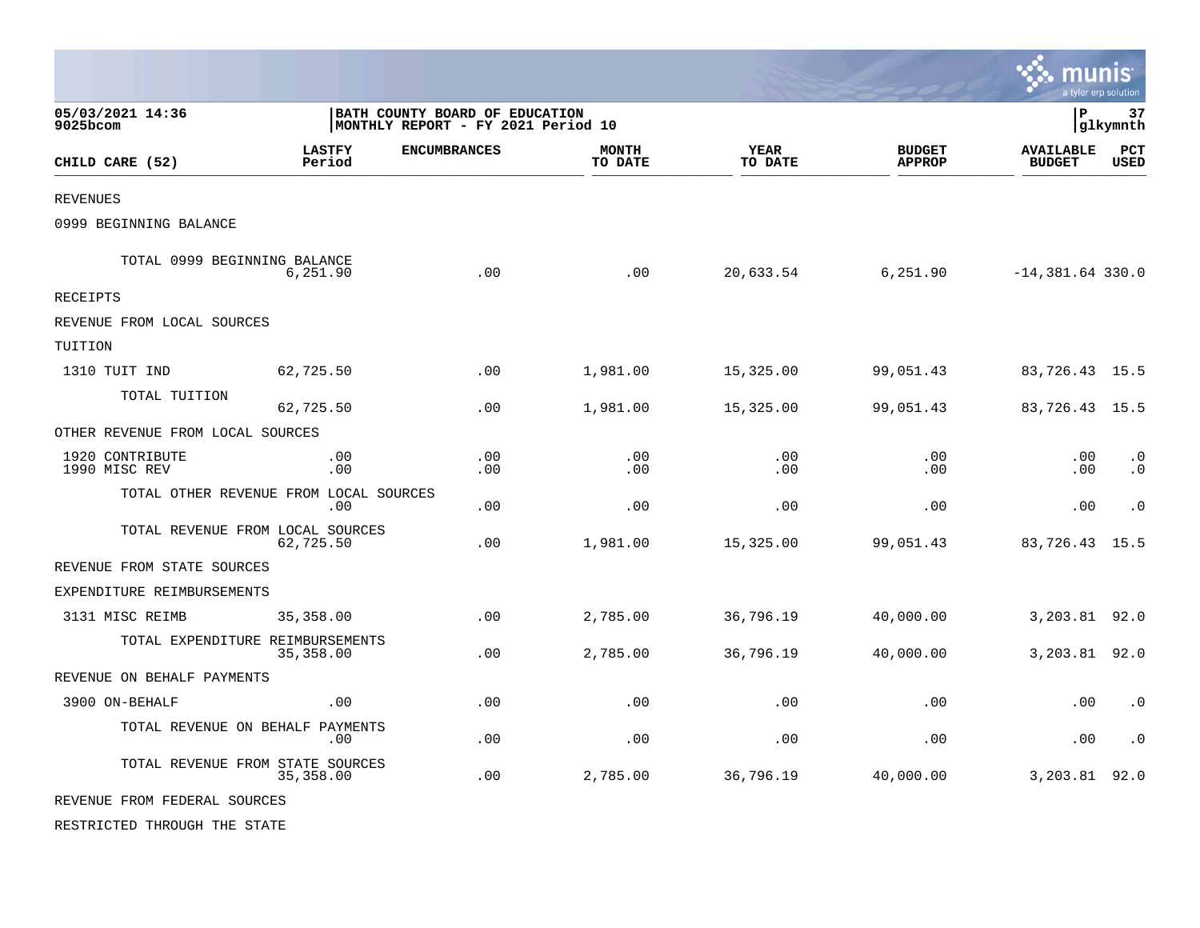05/03/2021 14:36
9025bcom

BATH COUNTY BOARD OF EDUCATION
MONTHLY REPORT - FY 2021 Period 10

glkymnth

| CHILD CARE (52) | LASTFY Period | ENCUMBRANCES | MONTH TO DATE | YEAR TO DATE | BUDGET APPROP | AVAILABLE BUDGET | PCT USED |
|---|---|---|---|---|---|---|---|
| REVENUES | | | | | | | |
| 0999 BEGINNING BALANCE | | | | | | | |
| TOTAL 0999 BEGINNING BALANCE | 6,251.90 | .00 | .00 | 20,633.54 | 6,251.90 | -14,381.64 | 330.0 |
| RECEIPTS | | | | | | | |
| REVENUE FROM LOCAL SOURCES | | | | | | | |
| TUITION | | | | | | | |
| 1310 TUIT IND | 62,725.50 | .00 | 1,981.00 | 15,325.00 | 99,051.43 | 83,726.43 | 15.5 |
| TOTAL TUITION | 62,725.50 | .00 | 1,981.00 | 15,325.00 | 99,051.43 | 83,726.43 | 15.5 |
| OTHER REVENUE FROM LOCAL SOURCES | | | | | | | |
| 1920 CONTRIBUTE | .00 | .00 | .00 | .00 | .00 | .00 | .0 |
| 1990 MISC REV | .00 | .00 | .00 | .00 | .00 | .00 | .0 |
| TOTAL OTHER REVENUE FROM LOCAL SOURCES | .00 | .00 | .00 | .00 | .00 | .00 | .0 |
| TOTAL REVENUE FROM LOCAL SOURCES | 62,725.50 | .00 | 1,981.00 | 15,325.00 | 99,051.43 | 83,726.43 | 15.5 |
| REVENUE FROM STATE SOURCES | | | | | | | |
| EXPENDITURE REIMBURSEMENTS | | | | | | | |
| 3131 MISC REIMB | 35,358.00 | .00 | 2,785.00 | 36,796.19 | 40,000.00 | 3,203.81 | 92.0 |
| TOTAL EXPENDITURE REIMBURSEMENTS | 35,358.00 | .00 | 2,785.00 | 36,796.19 | 40,000.00 | 3,203.81 | 92.0 |
| REVENUE ON BEHALF PAYMENTS | | | | | | | |
| 3900 ON-BEHALF | .00 | .00 | .00 | .00 | .00 | .00 | .0 |
| TOTAL REVENUE ON BEHALF PAYMENTS | .00 | .00 | .00 | .00 | .00 | .00 | .0 |
| TOTAL REVENUE FROM STATE SOURCES | 35,358.00 | .00 | 2,785.00 | 36,796.19 | 40,000.00 | 3,203.81 | 92.0 |
| REVENUE FROM FEDERAL SOURCES | | | | | | | |
| RESTRICTED THROUGH THE STATE | | | | | | | |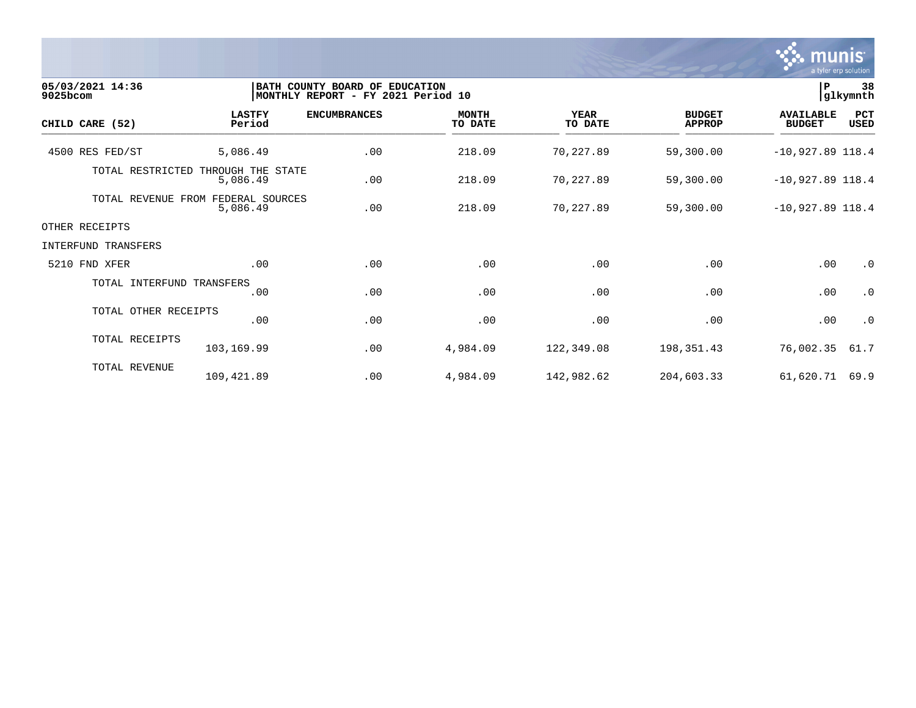05/03/2021 14:36 | BATH COUNTY BOARD OF EDUCATION
9025bcom | MONTHLY REPORT - FY 2021 Period 10

| CHILD CARE (52) | LASTFY Period | ENCUMBRANCES | MONTH TO DATE | YEAR TO DATE | BUDGET APPROP | AVAILABLE BUDGET | PCT USED |
|---|---|---|---|---|---|---|---|
| 4500 RES FED/ST | 5,086.49 | .00 | 218.09 | 70,227.89 | 59,300.00 | -10,927.89 | 118.4 |
| TOTAL RESTRICTED THROUGH THE STATE | 5,086.49 | .00 | 218.09 | 70,227.89 | 59,300.00 | -10,927.89 | 118.4 |
| TOTAL REVENUE FROM FEDERAL SOURCES | 5,086.49 | .00 | 218.09 | 70,227.89 | 59,300.00 | -10,927.89 | 118.4 |
| OTHER RECEIPTS | | | | | | | |
| INTERFUND TRANSFERS | | | | | | | |
| 5210 FND XFER | .00 | .00 | .00 | .00 | .00 | .00 | .0 |
| TOTAL INTERFUND TRANSFERS | .00 | .00 | .00 | .00 | .00 | .00 | .0 |
| TOTAL OTHER RECEIPTS | .00 | .00 | .00 | .00 | .00 | .00 | .0 |
| TOTAL RECEIPTS | 103,169.99 | .00 | 4,984.09 | 122,349.08 | 198,351.43 | 76,002.35 | 61.7 |
| TOTAL REVENUE | 109,421.89 | .00 | 4,984.09 | 142,982.62 | 204,603.33 | 61,620.71 | 69.9 |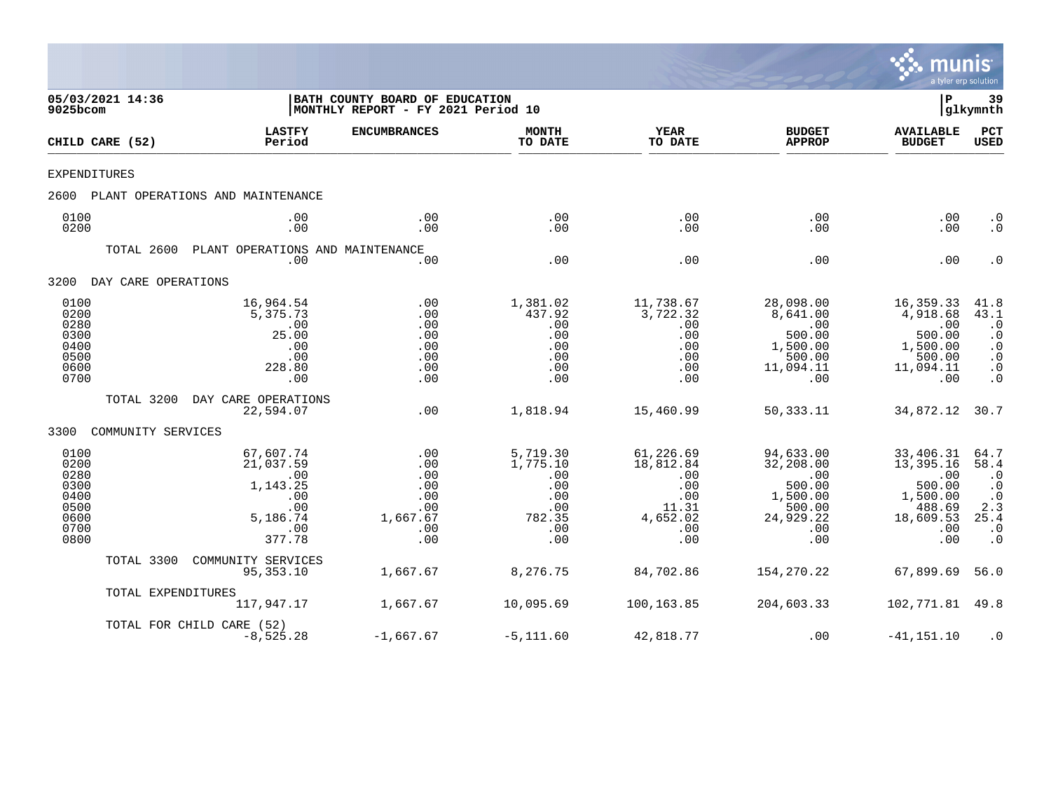05/03/2021 14:36
9025bcom

BATH COUNTY BOARD OF EDUCATION
MONTHLY REPORT - FY 2021 Period 10

P 39
glkymnth

| CHILD CARE (52) | LASTFY Period | ENCUMBRANCES | MONTH TO DATE | YEAR TO DATE | BUDGET APPROP | AVAILABLE BUDGET | PCT USED |
|---|---|---|---|---|---|---|---|
| EXPENDITURES | | | | | | | |
| 2600 PLANT OPERATIONS AND MAINTENANCE | | | | | | | |
| 0100 | .00 | .00 | .00 | .00 | .00 | .00 | .0 |
| 0200 | .00 | .00 | .00 | .00 | .00 | .00 | .0 |
| TOTAL 2600 PLANT OPERATIONS AND MAINTENANCE | .00 | .00 | .00 | .00 | .00 | .00 | .0 |
| 3200 DAY CARE OPERATIONS | | | | | | | |
| 0100 | 16,964.54 | .00 | 1,381.02 | 11,738.67 | 28,098.00 | 16,359.33 | 41.8 |
| 0200 | 5,375.73 | .00 | 437.92 | 3,722.32 | 8,641.00 | 4,918.68 | 43.1 |
| 0280 | .00 | .00 | .00 | .00 | .00 | .00 | .0 |
| 0300 | 25.00 | .00 | .00 | .00 | 500.00 | 500.00 | .0 |
| 0400 | .00 | .00 | .00 | .00 | 1,500.00 | 1,500.00 | .0 |
| 0500 | .00 | .00 | .00 | .00 | 500.00 | 500.00 | .0 |
| 0600 | 228.80 | .00 | .00 | .00 | 11,094.11 | 11,094.11 | .0 |
| 0700 | .00 | .00 | .00 | .00 | .00 | .00 | .0 |
| TOTAL 3200 DAY CARE OPERATIONS | 22,594.07 | .00 | 1,818.94 | 15,460.99 | 50,333.11 | 34,872.12 | 30.7 |
| 3300 COMMUNITY SERVICES | | | | | | | |
| 0100 | 67,607.74 | .00 | 5,719.30 | 61,226.69 | 94,633.00 | 33,406.31 | 64.7 |
| 0200 | 21,037.59 | .00 | 1,775.10 | 18,812.84 | 32,208.00 | 13,395.16 | 58.4 |
| 0280 | .00 | .00 | .00 | .00 | .00 | .00 | .0 |
| 0300 | 1,143.25 | .00 | .00 | .00 | 500.00 | 500.00 | .0 |
| 0400 | .00 | .00 | .00 | .00 | 1,500.00 | 1,500.00 | .0 |
| 0500 | .00 | .00 | .00 | 11.31 | 500.00 | 488.69 | 2.3 |
| 0600 | 5,186.74 | 1,667.67 | 782.35 | 4,652.02 | 24,929.22 | 18,609.53 | 25.4 |
| 0700 | .00 | .00 | .00 | .00 | .00 | .00 | .0 |
| 0800 | 377.78 | .00 | .00 | .00 | .00 | .00 | .0 |
| TOTAL 3300 COMMUNITY SERVICES | 95,353.10 | 1,667.67 | 8,276.75 | 84,702.86 | 154,270.22 | 67,899.69 | 56.0 |
| TOTAL EXPENDITURES | 117,947.17 | 1,667.67 | 10,095.69 | 100,163.85 | 204,603.33 | 102,771.81 | 49.8 |
| TOTAL FOR CHILD CARE (52) | -8,525.28 | -1,667.67 | -5,111.60 | 42,818.77 | .00 | -41,151.10 | .0 |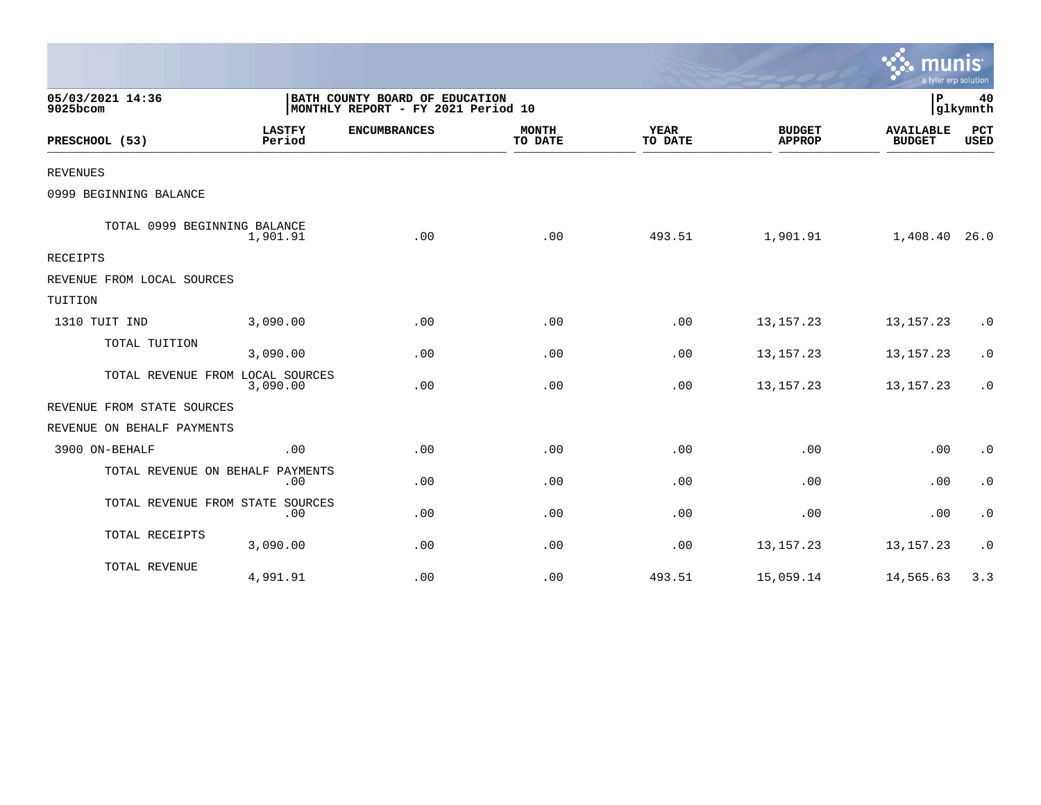05/03/2021 14:36
9025bcom

BATH COUNTY BOARD OF EDUCATION
MONTHLY REPORT - FY 2021 Period 10

P 40
glkymnth

| PRESCHOOL (53) | LASTFY Period | ENCUMBRANCES | MONTH TO DATE | YEAR TO DATE | BUDGET APPROP | AVAILABLE BUDGET | PCT USED |
|---|---|---|---|---|---|---|---|
| REVENUES | | | | | | | |
| 0999 BEGINNING BALANCE | | | | | | | |
| TOTAL 0999 BEGINNING BALANCE | 1,901.91 | .00 | .00 | 493.51 | 1,901.91 | 1,408.40 | 26.0 |
| RECEIPTS | | | | | | | |
| REVENUE FROM LOCAL SOURCES | | | | | | | |
| TUITION | | | | | | | |
| 1310 TUIT IND | 3,090.00 | .00 | .00 | .00 | 13,157.23 | 13,157.23 | .0 |
| TOTAL TUITION | 3,090.00 | .00 | .00 | .00 | 13,157.23 | 13,157.23 | .0 |
| TOTAL REVENUE FROM LOCAL SOURCES | 3,090.00 | .00 | .00 | .00 | 13,157.23 | 13,157.23 | .0 |
| REVENUE FROM STATE SOURCES | | | | | | | |
| REVENUE ON BEHALF PAYMENTS | | | | | | | |
| 3900 ON-BEHALF | .00 | .00 | .00 | .00 | .00 | .00 | .0 |
| TOTAL REVENUE ON BEHALF PAYMENTS | .00 | .00 | .00 | .00 | .00 | .00 | .0 |
| TOTAL REVENUE FROM STATE SOURCES | .00 | .00 | .00 | .00 | .00 | .00 | .0 |
| TOTAL RECEIPTS | 3,090.00 | .00 | .00 | .00 | 13,157.23 | 13,157.23 | .0 |
| TOTAL REVENUE | 4,991.91 | .00 | .00 | 493.51 | 15,059.14 | 14,565.63 | 3.3 |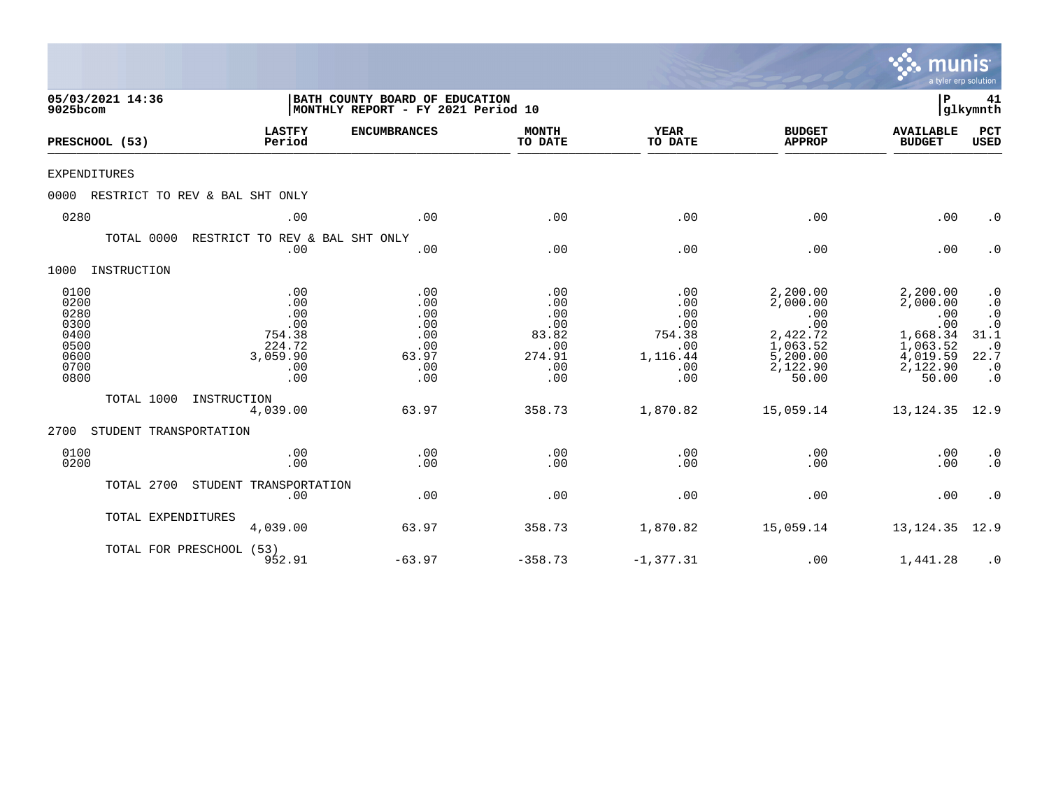05/03/2021 14:36
9025bcom

BATH COUNTY BOARD OF EDUCATION
MONTHLY REPORT - FY 2021 Period 10

P 41
glkymnth

| PRESCHOOL (53) | LASTFY Period | ENCUMBRANCES | MONTH TO DATE | YEAR TO DATE | BUDGET APPROP | AVAILABLE BUDGET | PCT USED |
|---|---|---|---|---|---|---|---|
| EXPENDITURES | | | | | | | |
| 0000 RESTRICT TO REV & BAL SHT ONLY | | | | | | | |
| 0280 | .00 | .00 | .00 | .00 | .00 | .00 | .0 |
| TOTAL 0000 RESTRICT TO REV & BAL SHT ONLY | .00 | .00 | .00 | .00 | .00 | .00 | .0 |
| 1000 INSTRUCTION | | | | | | | |
| 0100 | .00 | .00 | .00 | .00 | 2,200.00 | 2,200.00 | .0 |
| 0200 | .00 | .00 | .00 | .00 | 2,000.00 | 2,000.00 | .0 |
| 0280 | .00 | .00 | .00 | .00 | .00 | .00 | .0 |
| 0300 | .00 | .00 | .00 | .00 | .00 | .00 | .0 |
| 0400 | 754.38 | .00 | 83.82 | 754.38 | 2,422.72 | 1,668.34 | 31.1 |
| 0500 | 224.72 | .00 | .00 | .00 | 1,063.52 | 1,063.52 | .0 |
| 0600 | 3,059.90 | 63.97 | 274.91 | 1,116.44 | 5,200.00 | 4,019.59 | 22.7 |
| 0700 | .00 | .00 | .00 | .00 | 2,122.90 | 2,122.90 | .0 |
| 0800 | .00 | .00 | .00 | .00 | 50.00 | 50.00 | .0 |
| TOTAL 1000 INSTRUCTION | 4,039.00 | 63.97 | 358.73 | 1,870.82 | 15,059.14 | 13,124.35 | 12.9 |
| 2700 STUDENT TRANSPORTATION | | | | | | | |
| 0100 | .00 | .00 | .00 | .00 | .00 | .00 | .0 |
| 0200 | .00 | .00 | .00 | .00 | .00 | .00 | .0 |
| TOTAL 2700 STUDENT TRANSPORTATION | .00 | .00 | .00 | .00 | .00 | .00 | .0 |
| TOTAL EXPENDITURES | 4,039.00 | 63.97 | 358.73 | 1,870.82 | 15,059.14 | 13,124.35 | 12.9 |
| TOTAL FOR PRESCHOOL (53) | 952.91 | -63.97 | -358.73 | -1,377.31 | .00 | 1,441.28 | .0 |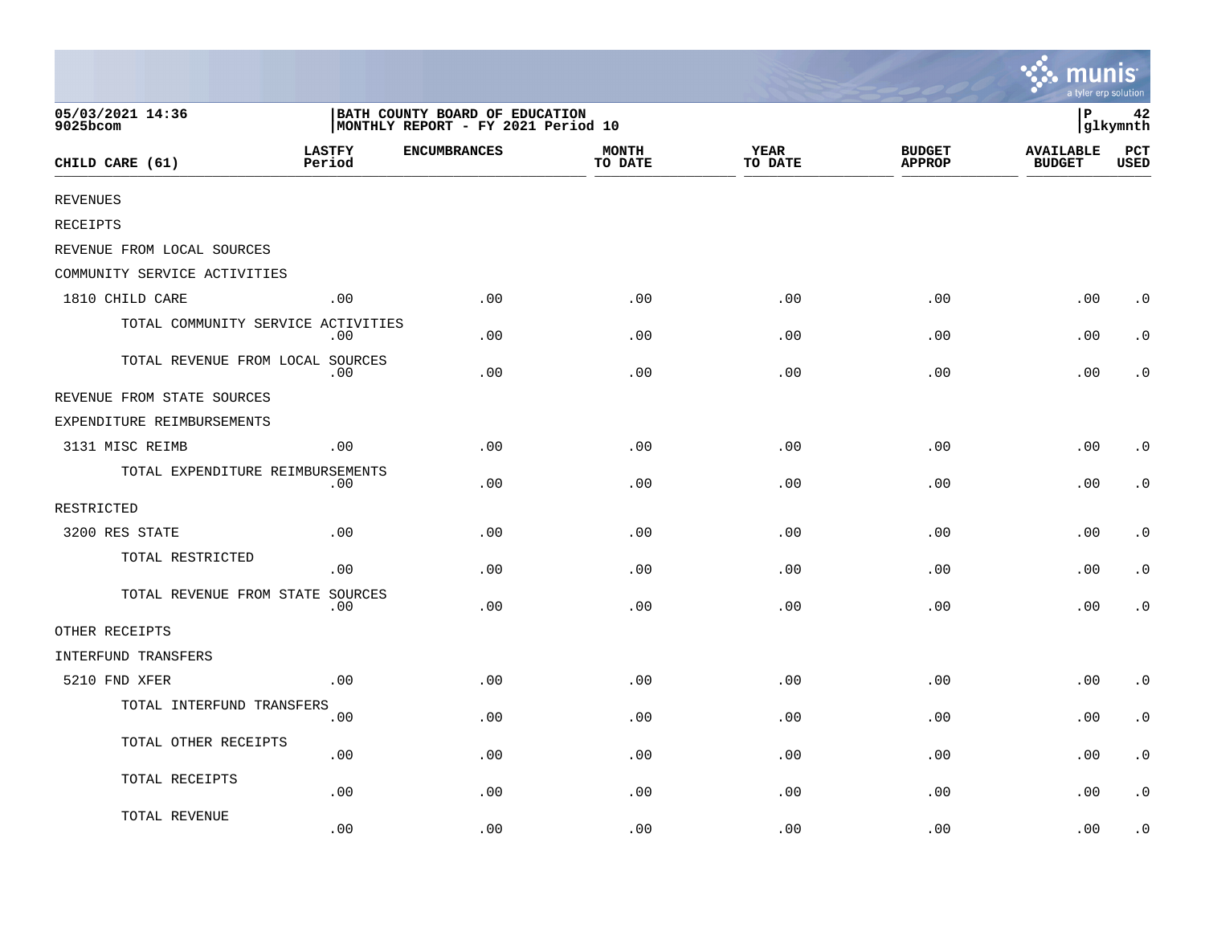05/03/2021 14:36 
9025bcom

BATH COUNTY BOARD OF EDUCATION 
MONTHLY REPORT - FY 2021 Period 10

| CHILD CARE (61) | LASTFY Period | ENCUMBRANCES | MONTH TO DATE | YEAR TO DATE | BUDGET APPROP | AVAILABLE BUDGET | PCT USED |
|---|---|---|---|---|---|---|---|
| REVENUES | | | | | | | |
| RECEIPTS | | | | | | | |
| REVENUE FROM LOCAL SOURCES | | | | | | | |
| COMMUNITY SERVICE ACTIVITIES | | | | | | | |
| 1810 CHILD CARE | .00 | .00 | .00 | .00 | .00 | .00 | .0 |
| TOTAL COMMUNITY SERVICE ACTIVITIES | .00 | .00 | .00 | .00 | .00 | .00 | .0 |
| TOTAL REVENUE FROM LOCAL SOURCES | .00 | .00 | .00 | .00 | .00 | .00 | .0 |
| REVENUE FROM STATE SOURCES | | | | | | | |
| EXPENDITURE REIMBURSEMENTS | | | | | | | |
| 3131 MISC REIMB | .00 | .00 | .00 | .00 | .00 | .00 | .0 |
| TOTAL EXPENDITURE REIMBURSEMENTS | .00 | .00 | .00 | .00 | .00 | .00 | .0 |
| RESTRICTED | | | | | | | |
| 3200 RES STATE | .00 | .00 | .00 | .00 | .00 | .00 | .0 |
| TOTAL RESTRICTED | .00 | .00 | .00 | .00 | .00 | .00 | .0 |
| TOTAL REVENUE FROM STATE SOURCES | .00 | .00 | .00 | .00 | .00 | .00 | .0 |
| OTHER RECEIPTS | | | | | | | |
| INTERFUND TRANSFERS | | | | | | | |
| 5210 FND XFER | .00 | .00 | .00 | .00 | .00 | .00 | .0 |
| TOTAL INTERFUND TRANSFERS | .00 | .00 | .00 | .00 | .00 | .00 | .0 |
| TOTAL OTHER RECEIPTS | .00 | .00 | .00 | .00 | .00 | .00 | .0 |
| TOTAL RECEIPTS | .00 | .00 | .00 | .00 | .00 | .00 | .0 |
| TOTAL REVENUE | .00 | .00 | .00 | .00 | .00 | .00 | .0 |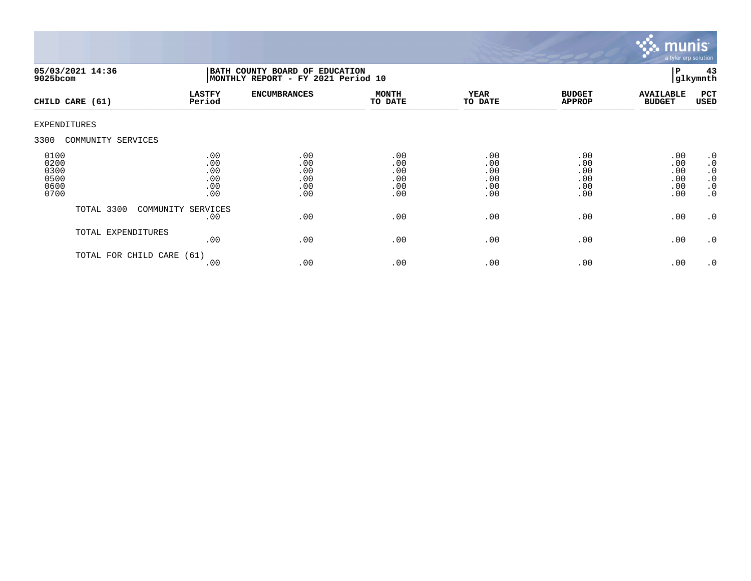**05/03/2021 14:36**
**9025bcom**

**BATH COUNTY BOARD OF EDUCATION**
**MONTHLY REPORT - FY 2021 Period 10**

**P 43**
**glkymnth**

| CHILD CARE (61) | LASTFY Period | ENCUMBRANCES | MONTH TO DATE | YEAR TO DATE | BUDGET APPROP | AVAILABLE BUDGET | PCT USED |
|---|---|---|---|---|---|---|---|
| EXPENDITURES | | | | | | | |
| 3300 COMMUNITY SERVICES | | | | | | | |
| 0100 | .00 | .00 | .00 | .00 | .00 | .00 | .0 |
| 0200 | .00 | .00 | .00 | .00 | .00 | .00 | .0 |
| 0300 | .00 | .00 | .00 | .00 | .00 | .00 | .0 |
| 0500 | .00 | .00 | .00 | .00 | .00 | .00 | .0 |
| 0600 | .00 | .00 | .00 | .00 | .00 | .00 | .0 |
| 0700 | .00 | .00 | .00 | .00 | .00 | .00 | .0 |
| TOTAL 3300 COMMUNITY SERVICES | .00 | .00 | .00 | .00 | .00 | .00 | .0 |
| TOTAL EXPENDITURES | .00 | .00 | .00 | .00 | .00 | .00 | .0 |
| TOTAL FOR CHILD CARE (61) | .00 | .00 | .00 | .00 | .00 | .00 | .0 |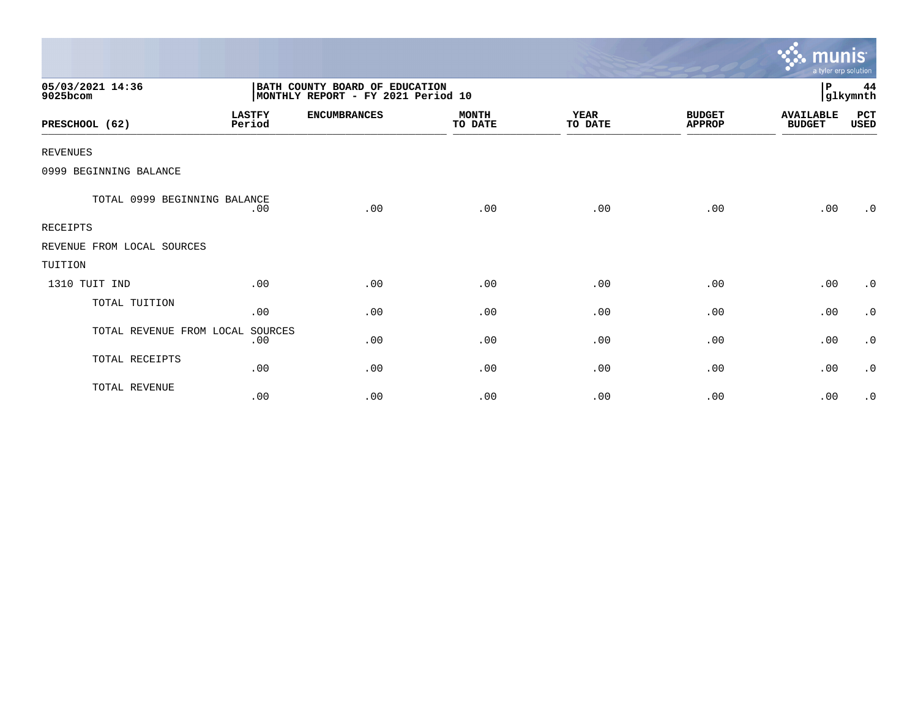05/03/2021 14:36
9025bcom

BATH COUNTY BOARD OF EDUCATION
MONTHLY REPORT - FY 2021 Period 10

P 44
glkymnth

| PRESCHOOL (62) | LASTFY Period | ENCUMBRANCES | MONTH TO DATE | YEAR TO DATE | BUDGET APPROP | AVAILABLE BUDGET | PCT USED |
|---|---|---|---|---|---|---|---|
| REVENUES | | | | | | | |
| 0999 BEGINNING BALANCE | | | | | | | |
| TOTAL 0999 BEGINNING BALANCE | .00 | .00 | .00 | .00 | .00 | .00 | .0 |
| RECEIPTS | | | | | | | |
| REVENUE FROM LOCAL SOURCES | | | | | | | |
| TUITION | | | | | | | |
| 1310 TUIT IND | .00 | .00 | .00 | .00 | .00 | .00 | .0 |
| TOTAL TUITION | .00 | .00 | .00 | .00 | .00 | .00 | .0 |
| TOTAL REVENUE FROM LOCAL SOURCES | .00 | .00 | .00 | .00 | .00 | .00 | .0 |
| TOTAL RECEIPTS | .00 | .00 | .00 | .00 | .00 | .00 | .0 |
| TOTAL REVENUE | .00 | .00 | .00 | .00 | .00 | .00 | .0 |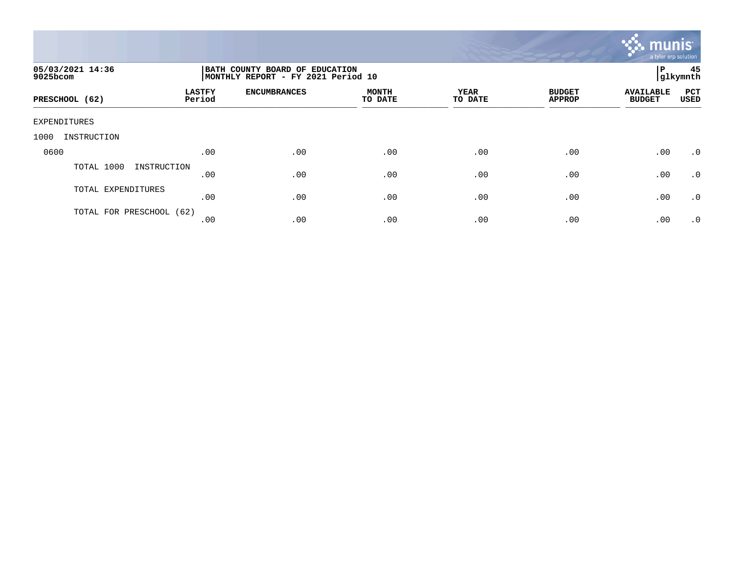05/03/2021 14:36
9025bcom

BATH COUNTY BOARD OF EDUCATION
MONTHLY REPORT - FY 2021 Period 10

P 45
glkymnth

| PRESCHOOL (62) | LASTFY Period | ENCUMBRANCES | MONTH TO DATE | YEAR TO DATE | BUDGET APPROP | AVAILABLE BUDGET | PCT USED |
|---|---|---|---|---|---|---|---|
| EXPENDITURES | | | | | | | |
| 1000 INSTRUCTION | | | | | | | |
| 0600 | .00 | .00 | .00 | .00 | .00 | .00 | .0 |
| TOTAL 1000 INSTRUCTION | .00 | .00 | .00 | .00 | .00 | .00 | .0 |
| TOTAL EXPENDITURES | .00 | .00 | .00 | .00 | .00 | .00 | .0 |
| TOTAL FOR PRESCHOOL (62) | .00 | .00 | .00 | .00 | .00 | .00 | .0 |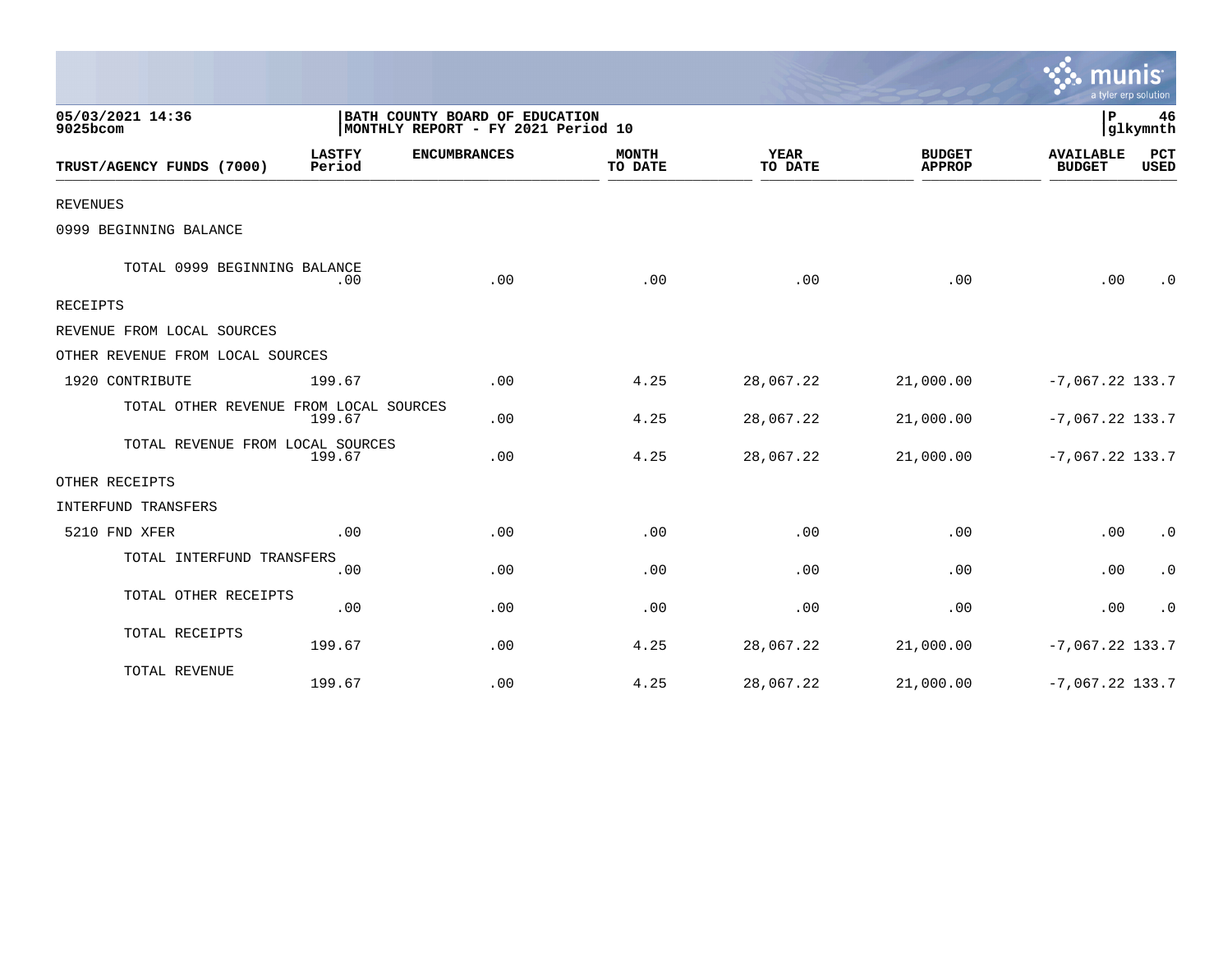05/03/2021 14:36
9025bcom

BATH COUNTY BOARD OF EDUCATION
MONTHLY REPORT - FY 2021 Period 10

P 46
glkymnth

| TRUST/AGENCY FUNDS (7000) | LASTFY Period | ENCUMBRANCES | MONTH TO DATE | YEAR TO DATE | BUDGET APPROP | AVAILABLE BUDGET | PCT USED |
|---|---|---|---|---|---|---|---|
| REVENUES | | | | | | | |
| 0999 BEGINNING BALANCE | | | | | | | |
| TOTAL 0999 BEGINNING BALANCE | .00 | .00 | .00 | .00 | .00 | .00 | .0 |
| RECEIPTS | | | | | | | |
| REVENUE FROM LOCAL SOURCES | | | | | | | |
| OTHER REVENUE FROM LOCAL SOURCES | | | | | | | |
| 1920 CONTRIBUTE | 199.67 | .00 | 4.25 | 28,067.22 | 21,000.00 | -7,067.22 | 133.7 |
| TOTAL OTHER REVENUE FROM LOCAL SOURCES | 199.67 | .00 | 4.25 | 28,067.22 | 21,000.00 | -7,067.22 | 133.7 |
| TOTAL REVENUE FROM LOCAL SOURCES | 199.67 | .00 | 4.25 | 28,067.22 | 21,000.00 | -7,067.22 | 133.7 |
| OTHER RECEIPTS | | | | | | | |
| INTERFUND TRANSFERS | | | | | | | |
| 5210 FND XFER | .00 | .00 | .00 | .00 | .00 | .00 | .0 |
| TOTAL INTERFUND TRANSFERS | .00 | .00 | .00 | .00 | .00 | .00 | .0 |
| TOTAL OTHER RECEIPTS | .00 | .00 | .00 | .00 | .00 | .00 | .0 |
| TOTAL RECEIPTS | 199.67 | .00 | 4.25 | 28,067.22 | 21,000.00 | -7,067.22 | 133.7 |
| TOTAL REVENUE | 199.67 | .00 | 4.25 | 28,067.22 | 21,000.00 | -7,067.22 | 133.7 |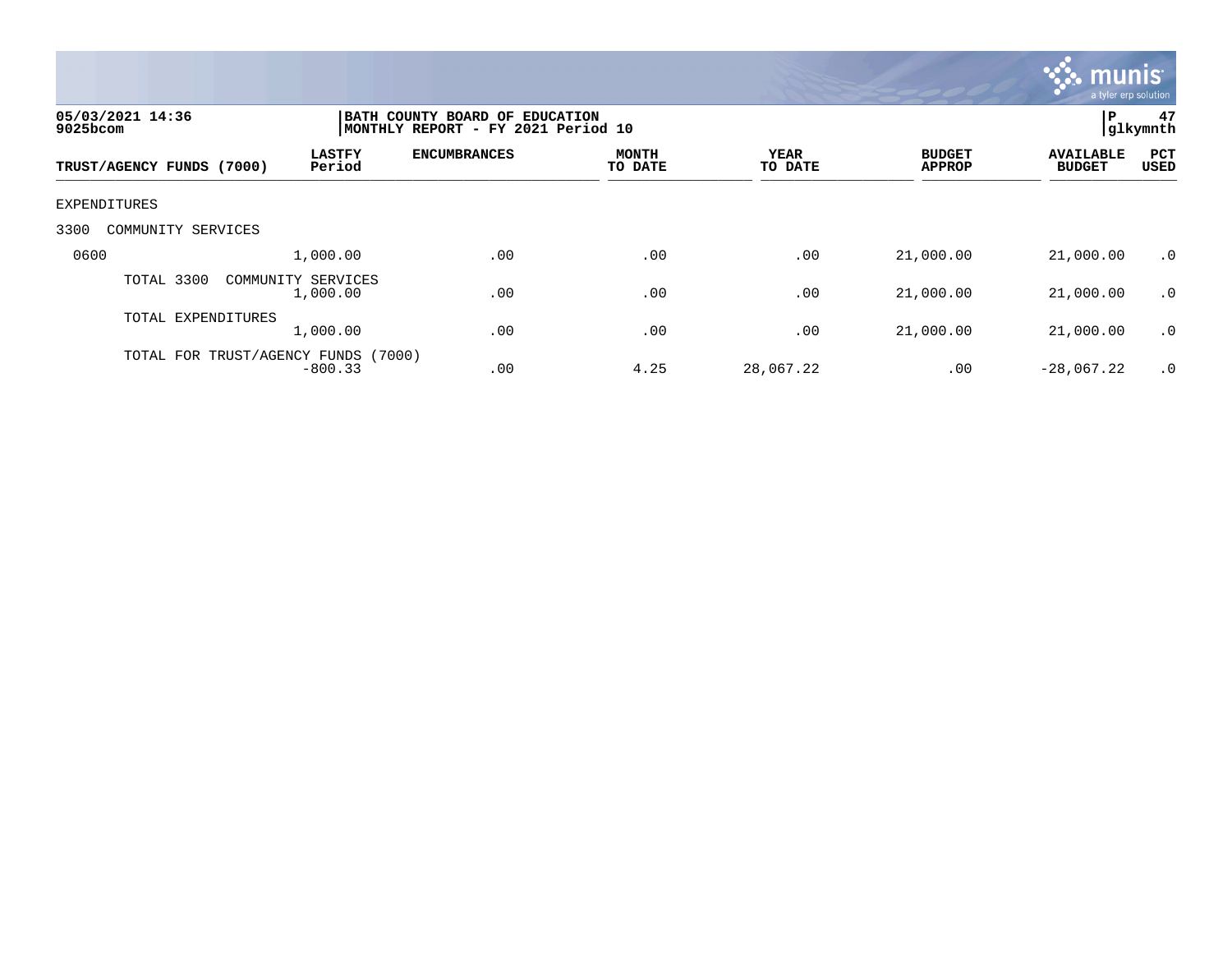05/03/2021 14:36
9025bcom

BATH COUNTY BOARD OF EDUCATION
MONTHLY REPORT - FY 2021 Period 10

P 47
glkymnth

| TRUST/AGENCY FUNDS (7000) | LASTFY Period | ENCUMBRANCES | MONTH TO DATE | YEAR TO DATE | BUDGET APPROP | AVAILABLE BUDGET | PCT USED |
|---|---|---|---|---|---|---|---|
| EXPENDITURES | | | | | | | |
| 3300 COMMUNITY SERVICES | | | | | | | |
| 0600 | 1,000.00 | .00 | .00 | .00 | 21,000.00 | 21,000.00 | .0 |
| TOTAL 3300 COMMUNITY SERVICES | 1,000.00 | .00 | .00 | .00 | 21,000.00 | 21,000.00 | .0 |
| TOTAL EXPENDITURES | 1,000.00 | .00 | .00 | .00 | 21,000.00 | 21,000.00 | .0 |
| TOTAL FOR TRUST/AGENCY FUNDS (7000) | -800.33 | .00 | 4.25 | 28,067.22 | .00 | -28,067.22 | .0 |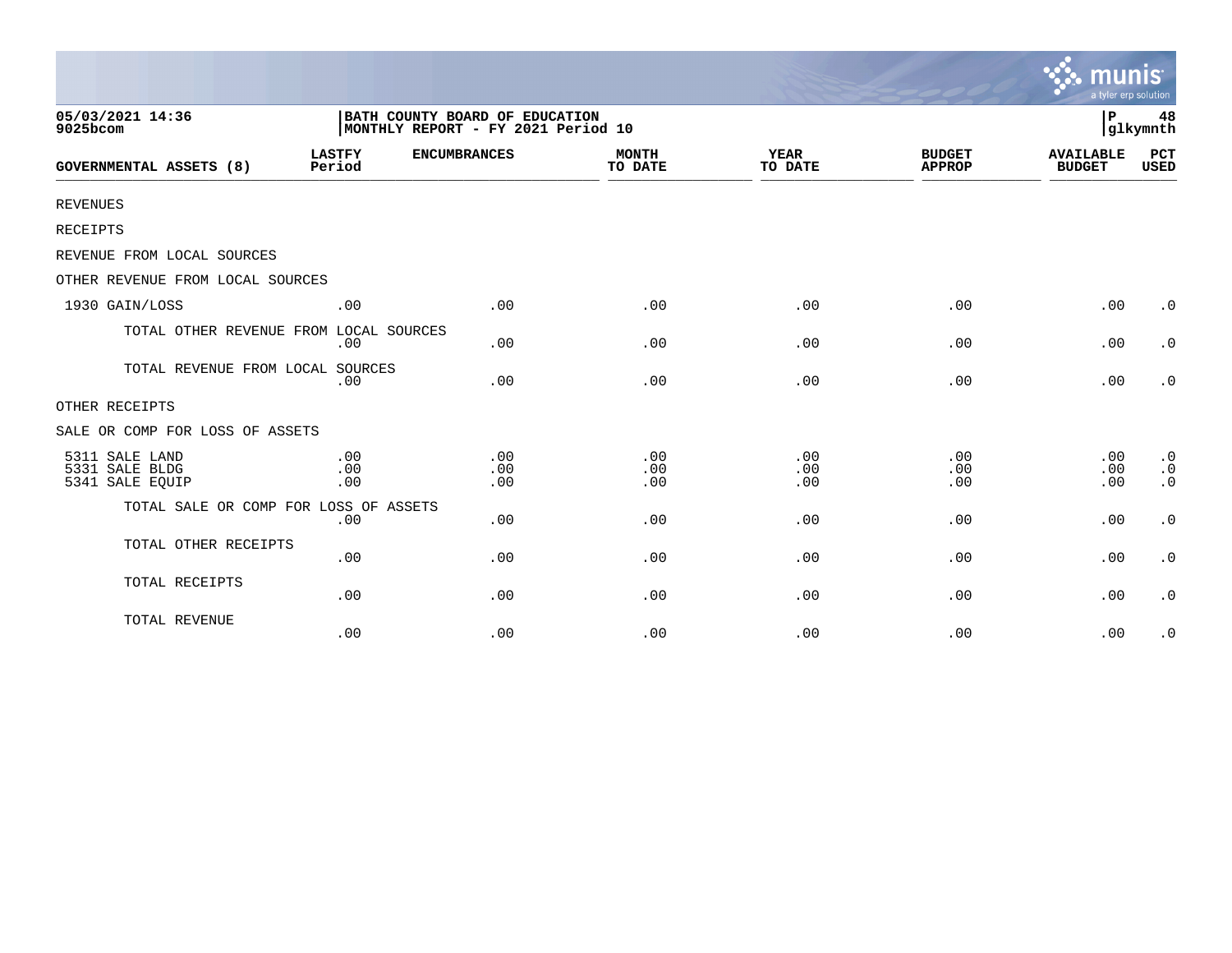05/03/2021 14:36
9025bcom

BATH COUNTY BOARD OF EDUCATION
MONTHLY REPORT - FY 2021 Period 10

P 48
glkymnth

| GOVERNMENTAL ASSETS (8) | LASTFY Period | ENCUMBRANCES | MONTH TO DATE | YEAR TO DATE | BUDGET APPROP | AVAILABLE BUDGET | PCT USED |
|---|---|---|---|---|---|---|---|
| REVENUES | | | | | | | |
| RECEIPTS | | | | | | | |
| REVENUE FROM LOCAL SOURCES | | | | | | | |
| OTHER REVENUE FROM LOCAL SOURCES | | | | | | | |
| 1930 GAIN/LOSS | .00 | .00 | .00 | .00 | .00 | .00 | .0 |
| TOTAL OTHER REVENUE FROM LOCAL SOURCES | .00 | .00 | .00 | .00 | .00 | .00 | .0 |
| TOTAL REVENUE FROM LOCAL SOURCES | .00 | .00 | .00 | .00 | .00 | .00 | .0 |
| OTHER RECEIPTS | | | | | | | |
| SALE OR COMP FOR LOSS OF ASSETS | | | | | | | |
| 5311 SALE LAND | .00 | .00 | .00 | .00 | .00 | .00 | .0 |
| 5331 SALE BLDG | .00 | .00 | .00 | .00 | .00 | .00 | .0 |
| 5341 SALE EQUIP | .00 | .00 | .00 | .00 | .00 | .00 | .0 |
| TOTAL SALE OR COMP FOR LOSS OF ASSETS | .00 | .00 | .00 | .00 | .00 | .00 | .0 |
| TOTAL OTHER RECEIPTS | .00 | .00 | .00 | .00 | .00 | .00 | .0 |
| TOTAL RECEIPTS | .00 | .00 | .00 | .00 | .00 | .00 | .0 |
| TOTAL REVENUE | .00 | .00 | .00 | .00 | .00 | .00 | .0 |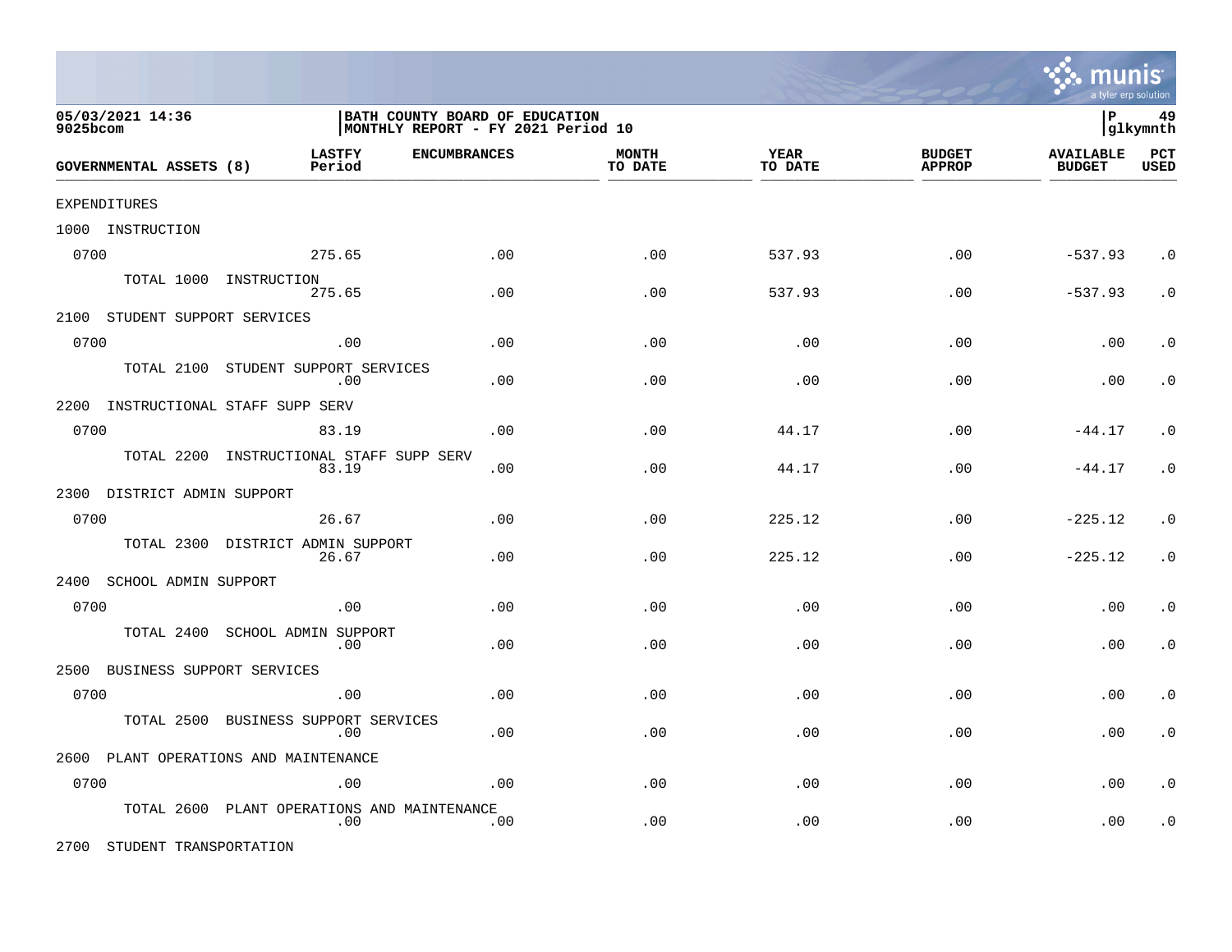05/03/2021 14:36
9025bcom

BATH COUNTY BOARD OF EDUCATION
MONTHLY REPORT - FY 2021 Period 10

P 49
glkymnth

| GOVERNMENTAL ASSETS (8) | LASTFY Period | ENCUMBRANCES | MONTH TO DATE | YEAR TO DATE | BUDGET APPROP | AVAILABLE BUDGET | PCT USED |
|---|---|---|---|---|---|---|---|
| EXPENDITURES | | | | | | | |
| 1000 INSTRUCTION | | | | | | | |
| 0700 | 275.65 | .00 | .00 | 537.93 | .00 | -537.93 | .0 |
| TOTAL 1000 INSTRUCTION | 275.65 | .00 | .00 | 537.93 | .00 | -537.93 | .0 |
| 2100 STUDENT SUPPORT SERVICES | | | | | | | |
| 0700 | .00 | .00 | .00 | .00 | .00 | .00 | .0 |
| TOTAL 2100 STUDENT SUPPORT SERVICES | .00 | .00 | .00 | .00 | .00 | .00 | .0 |
| 2200 INSTRUCTIONAL STAFF SUPP SERV | | | | | | | |
| 0700 | 83.19 | .00 | .00 | 44.17 | .00 | -44.17 | .0 |
| TOTAL 2200 INSTRUCTIONAL STAFF SUPP SERV | 83.19 | .00 | .00 | 44.17 | .00 | -44.17 | .0 |
| 2300 DISTRICT ADMIN SUPPORT | | | | | | | |
| 0700 | 26.67 | .00 | .00 | 225.12 | .00 | -225.12 | .0 |
| TOTAL 2300 DISTRICT ADMIN SUPPORT | 26.67 | .00 | .00 | 225.12 | .00 | -225.12 | .0 |
| 2400 SCHOOL ADMIN SUPPORT | | | | | | | |
| 0700 | .00 | .00 | .00 | .00 | .00 | .00 | .0 |
| TOTAL 2400 SCHOOL ADMIN SUPPORT | .00 | .00 | .00 | .00 | .00 | .00 | .0 |
| 2500 BUSINESS SUPPORT SERVICES | | | | | | | |
| 0700 | .00 | .00 | .00 | .00 | .00 | .00 | .0 |
| TOTAL 2500 BUSINESS SUPPORT SERVICES | .00 | .00 | .00 | .00 | .00 | .00 | .0 |
| 2600 PLANT OPERATIONS AND MAINTENANCE | | | | | | | |
| 0700 | .00 | .00 | .00 | .00 | .00 | .00 | .0 |
| TOTAL 2600 PLANT OPERATIONS AND MAINTENANCE | .00 | .00 | .00 | .00 | .00 | .00 | .0 |
| 2700 STUDENT TRANSPORTATION | | | | | | | |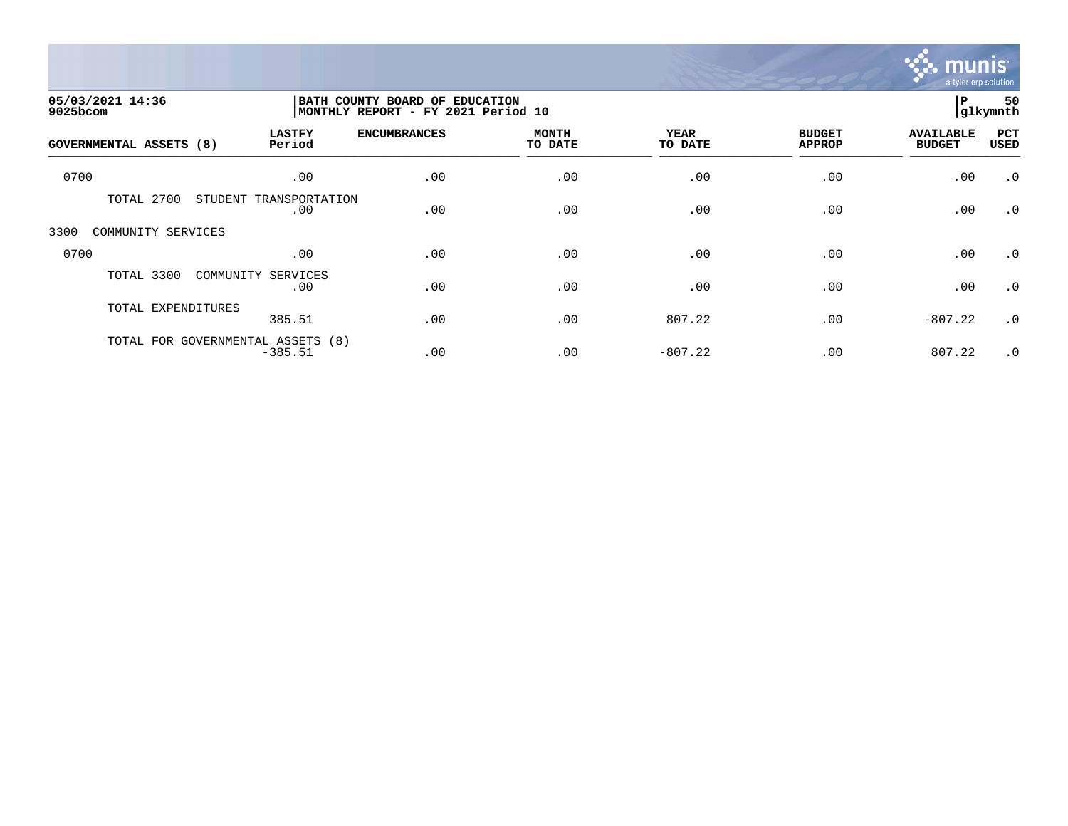05/03/2021 14:36
9025bcom

BATH COUNTY BOARD OF EDUCATION
MONTHLY REPORT - FY 2021 Period 10

P 50
glkymnth

| GOVERNMENTAL ASSETS (8) | LASTFY Period | ENCUMBRANCES | MONTH TO DATE | YEAR TO DATE | BUDGET APPROP | AVAILABLE BUDGET | PCT USED |
|---|---|---|---|---|---|---|---|
| 0700 | .00 | .00 | .00 | .00 | .00 | .00 | .0 |
| TOTAL 2700 STUDENT TRANSPORTATION | .00 | .00 | .00 | .00 | .00 | .00 | .0 |
| 3300 COMMUNITY SERVICES | | | | | | | |
| 0700 | .00 | .00 | .00 | .00 | .00 | .00 | .0 |
| TOTAL 3300 COMMUNITY SERVICES | .00 | .00 | .00 | .00 | .00 | .00 | .0 |
| TOTAL EXPENDITURES | 385.51 | .00 | .00 | 807.22 | .00 | -807.22 | .0 |
| TOTAL FOR GOVERNMENTAL ASSETS (8) | -385.51 | .00 | .00 | -807.22 | .00 | 807.22 | .0 |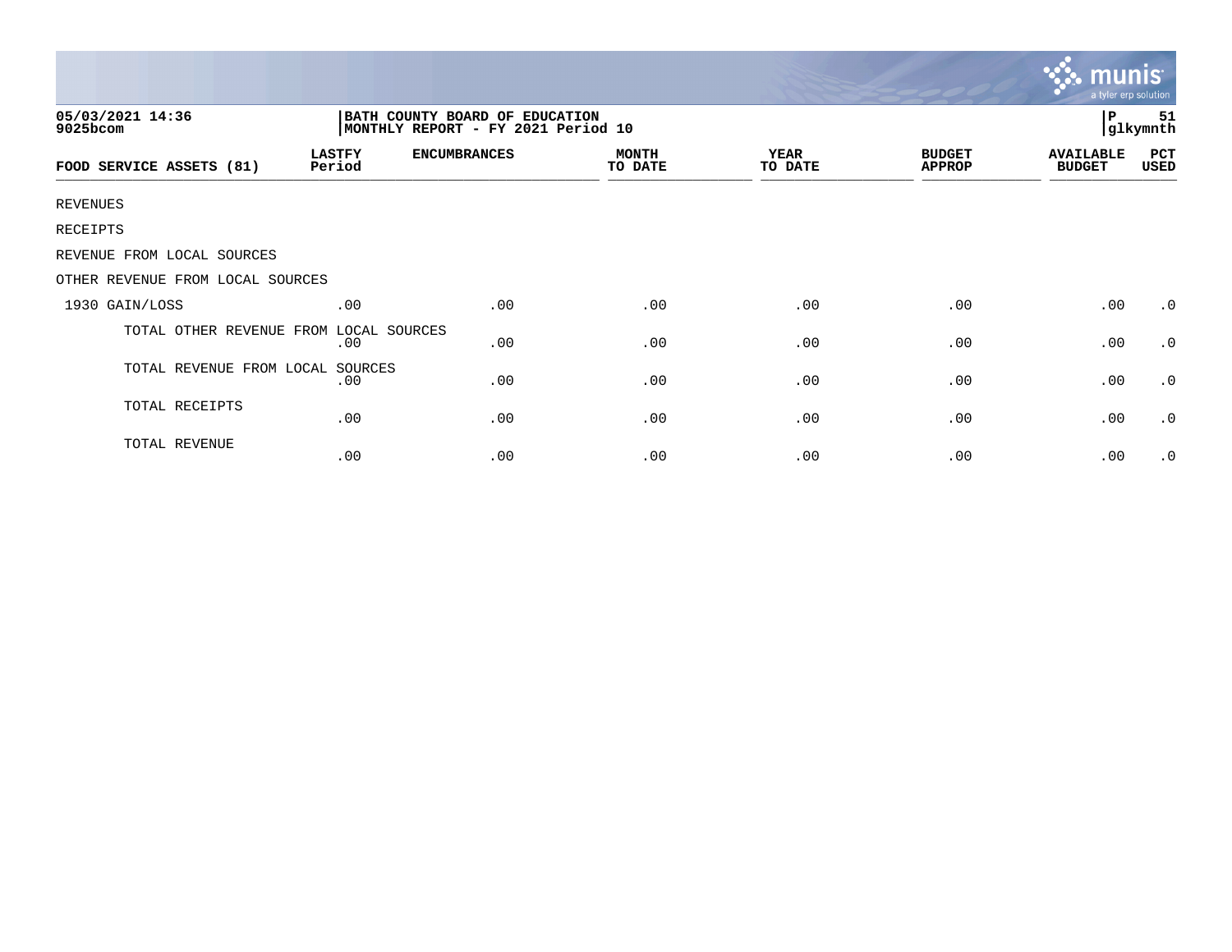05/03/2021 14:36
9025bcom

BATH COUNTY BOARD OF EDUCATION
MONTHLY REPORT - FY 2021 Period 10

P 51
glkymnth

| FOOD SERVICE ASSETS (81) | LASTFY Period | ENCUMBRANCES | MONTH TO DATE | YEAR TO DATE | BUDGET APPROP | AVAILABLE BUDGET | PCT USED |
|---|---|---|---|---|---|---|---|
| REVENUES | | | | | | | |
| RECEIPTS | | | | | | | |
| REVENUE FROM LOCAL SOURCES | | | | | | | |
| OTHER REVENUE FROM LOCAL SOURCES | | | | | | | |
| 1930 GAIN/LOSS | .00 | .00 | .00 | .00 | .00 | .00 | .0 |
| TOTAL OTHER REVENUE FROM LOCAL SOURCES | .00 | .00 | .00 | .00 | .00 | .00 | .0 |
| TOTAL REVENUE FROM LOCAL SOURCES | .00 | .00 | .00 | .00 | .00 | .00 | .0 |
| TOTAL RECEIPTS | .00 | .00 | .00 | .00 | .00 | .00 | .0 |
| TOTAL REVENUE | .00 | .00 | .00 | .00 | .00 | .00 | .0 |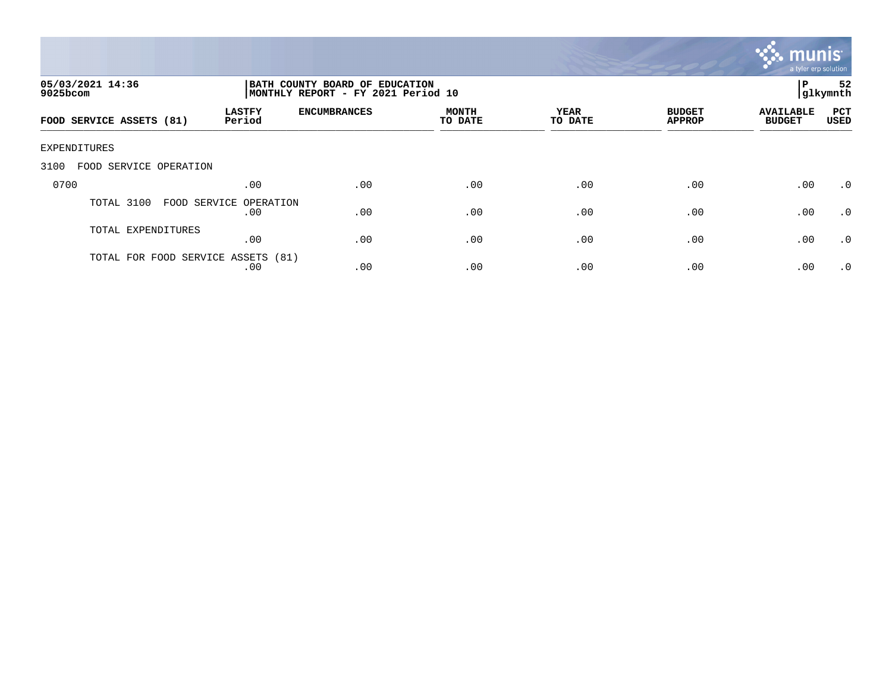05/03/2021 14:36
9025bcom

BATH COUNTY BOARD OF EDUCATION
MONTHLY REPORT - FY 2021 Period 10

P 52
glkymnth

| FOOD SERVICE ASSETS (81) | LASTFY Period | ENCUMBRANCES | MONTH TO DATE | YEAR TO DATE | BUDGET APPROP | AVAILABLE BUDGET | PCT USED |
|---|---|---|---|---|---|---|---|
| EXPENDITURES | | | | | | | |
| 3100 FOOD SERVICE OPERATION | | | | | | | |
| 0700 | .00 | .00 | .00 | .00 | .00 | .00 | .0 |
| TOTAL 3100 FOOD SERVICE OPERATION | .00 | .00 | .00 | .00 | .00 | .00 | .0 |
| TOTAL EXPENDITURES | .00 | .00 | .00 | .00 | .00 | .00 | .0 |
| TOTAL FOR FOOD SERVICE ASSETS (81) | .00 | .00 | .00 | .00 | .00 | .00 | .0 |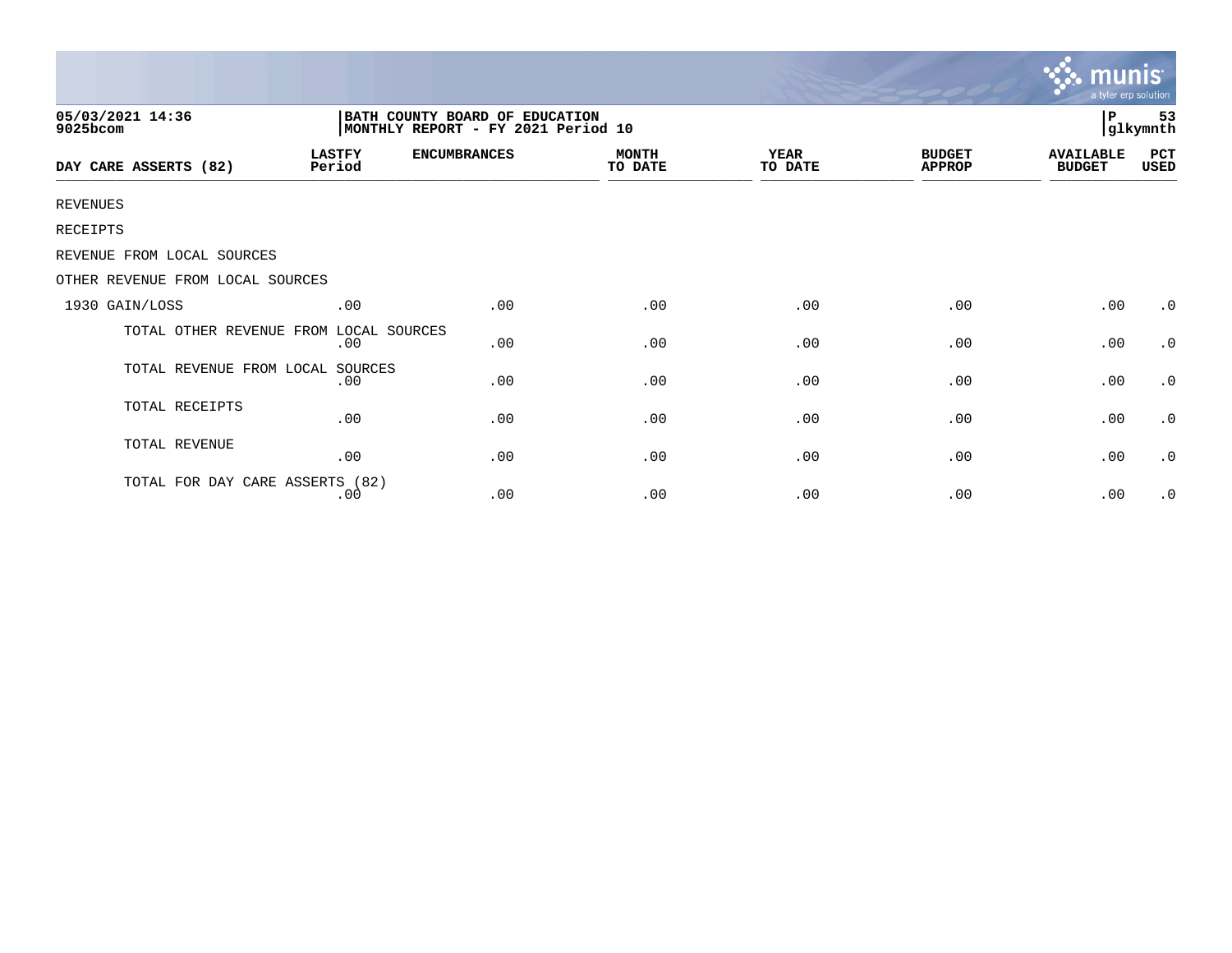BATH COUNTY BOARD OF EDUCATION
MONTHLY REPORT - FY 2021 Period 10

05/03/2021 14:36
9025bcom

| DAY CARE ASSERTS (82) | LASTFY Period | ENCUMBRANCES | MONTH TO DATE | YEAR TO DATE | BUDGET APPROP | AVAILABLE BUDGET | PCT USED |
|---|---|---|---|---|---|---|---|
| REVENUES | | | | | | | |
| RECEIPTS | | | | | | | |
| REVENUE FROM LOCAL SOURCES | | | | | | | |
| OTHER REVENUE FROM LOCAL SOURCES | | | | | | | |
| 1930 GAIN/LOSS | .00 | .00 | .00 | .00 | .00 | .00 | .0 |
| TOTAL OTHER REVENUE FROM LOCAL SOURCES | .00 | .00 | .00 | .00 | .00 | .00 | .0 |
| TOTAL REVENUE FROM LOCAL SOURCES | .00 | .00 | .00 | .00 | .00 | .00 | .0 |
| TOTAL RECEIPTS | .00 | .00 | .00 | .00 | .00 | .00 | .0 |
| TOTAL REVENUE | .00 | .00 | .00 | .00 | .00 | .00 | .0 |
| TOTAL FOR DAY CARE ASSERTS (82) | .00 | .00 | .00 | .00 | .00 | .00 | .0 |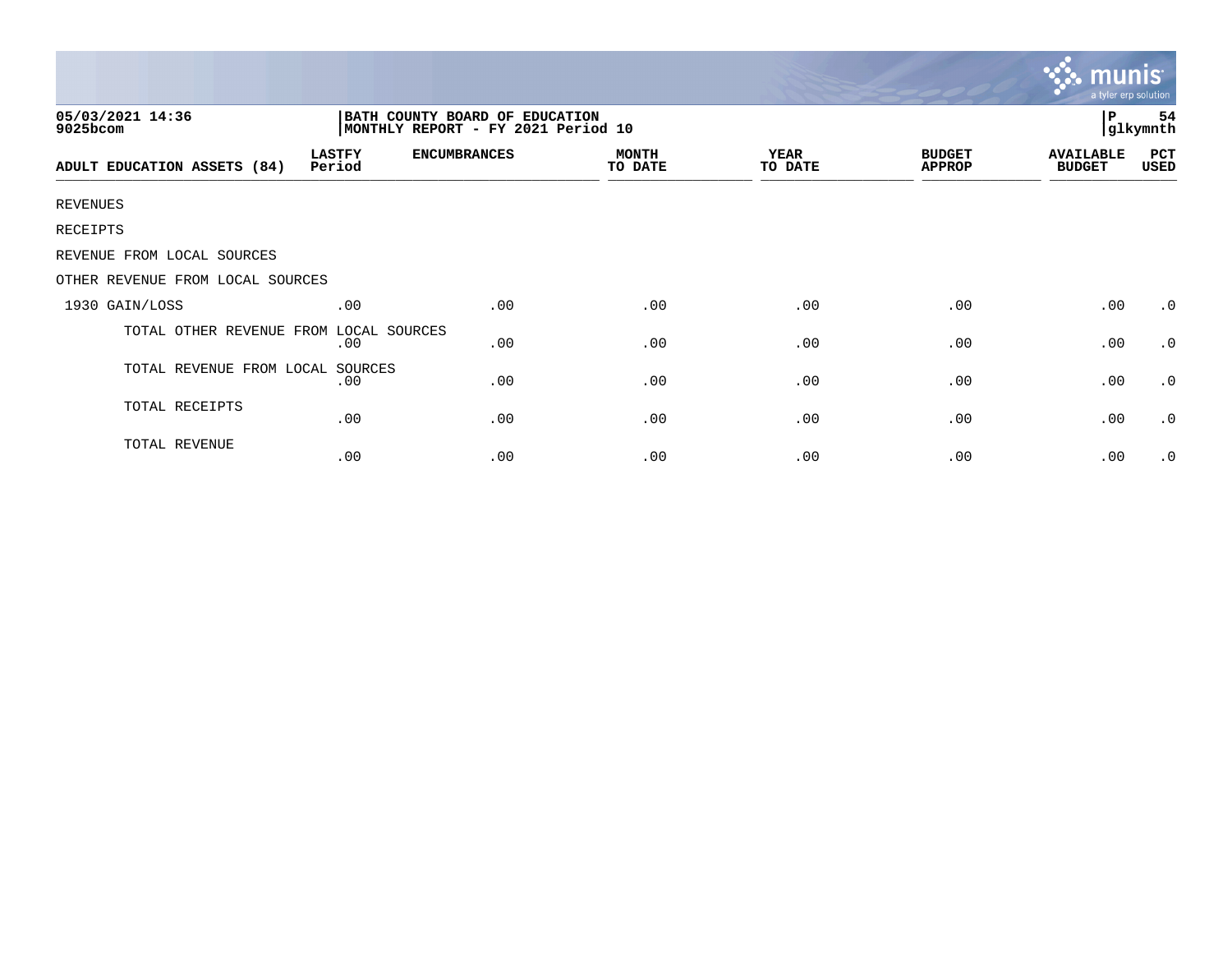05/03/2021 14:36
9025bcom

BATH COUNTY BOARD OF EDUCATION
MONTHLY REPORT - FY 2021 Period 10

P 54
glkymnth

| ADULT EDUCATION ASSETS (84) | LASTFY Period | ENCUMBRANCES | MONTH TO DATE | YEAR TO DATE | BUDGET APPROP | AVAILABLE BUDGET | PCT USED |
|---|---|---|---|---|---|---|---|
| REVENUES | | | | | | | |
| RECEIPTS | | | | | | | |
| REVENUE FROM LOCAL SOURCES | | | | | | | |
| OTHER REVENUE FROM LOCAL SOURCES | | | | | | | |
| 1930 GAIN/LOSS | .00 | .00 | .00 | .00 | .00 | .00 | .0 |
| TOTAL OTHER REVENUE FROM LOCAL SOURCES | .00 | .00 | .00 | .00 | .00 | .00 | .0 |
| TOTAL REVENUE FROM LOCAL SOURCES | .00 | .00 | .00 | .00 | .00 | .00 | .0 |
| TOTAL RECEIPTS | .00 | .00 | .00 | .00 | .00 | .00 | .0 |
| TOTAL REVENUE | .00 | .00 | .00 | .00 | .00 | .00 | .0 |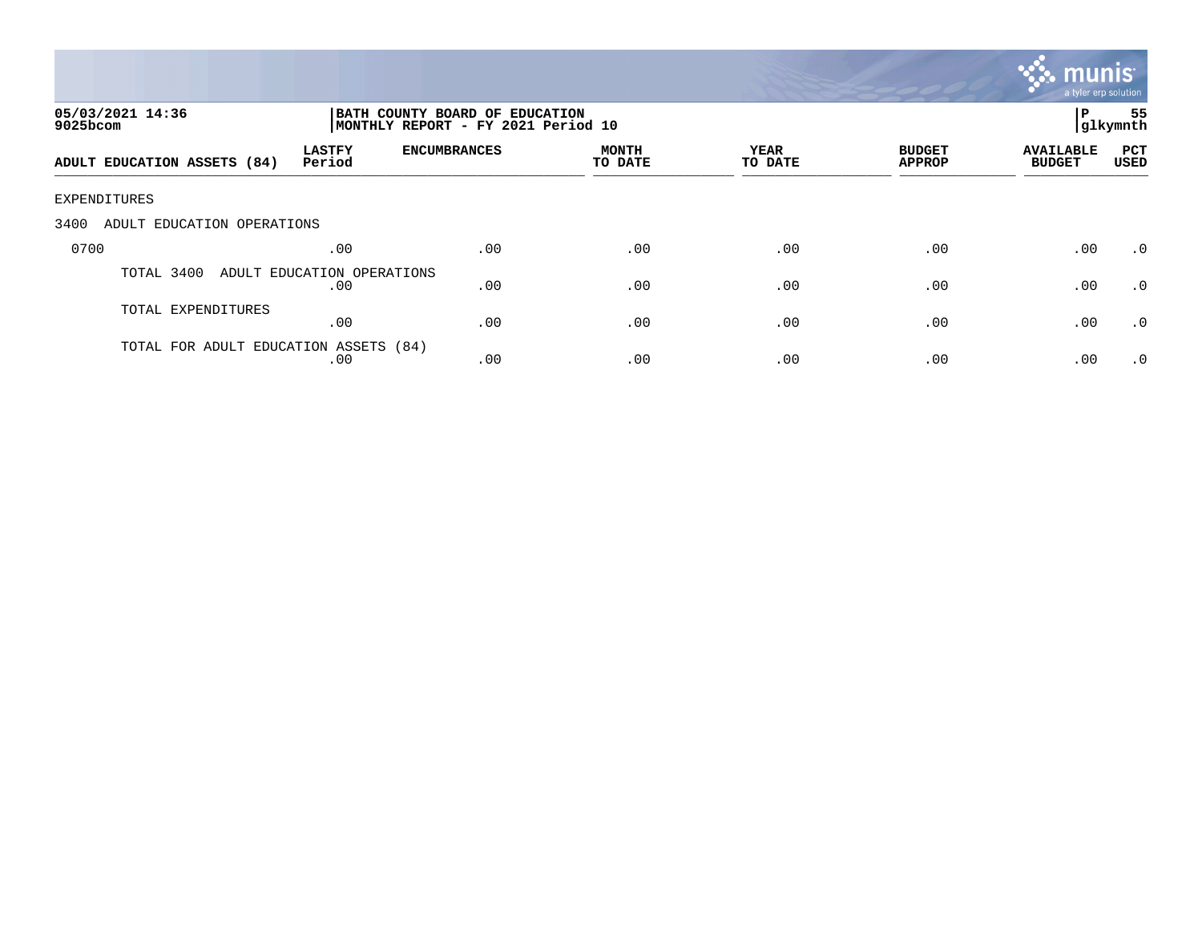05/03/2021 14:36
9025bcom

BATH COUNTY BOARD OF EDUCATION
MONTHLY REPORT - FY 2021 Period 10

P 55
glkymnth

| ADULT EDUCATION ASSETS (84) | LASTFY Period | ENCUMBRANCES | MONTH TO DATE | YEAR TO DATE | BUDGET APPROP | AVAILABLE BUDGET | PCT USED |
|---|---|---|---|---|---|---|---|
| EXPENDITURES | | | | | | | |
| 3400 ADULT EDUCATION OPERATIONS | | | | | | | |
| 0700 | .00 | .00 | .00 | .00 | .00 | .00 | .0 |
| TOTAL 3400 ADULT EDUCATION OPERATIONS | .00 | .00 | .00 | .00 | .00 | .00 | .0 |
| TOTAL EXPENDITURES | .00 | .00 | .00 | .00 | .00 | .00 | .0 |
| TOTAL FOR ADULT EDUCATION ASSETS (84) | .00 | .00 | .00 | .00 | .00 | .00 | .0 |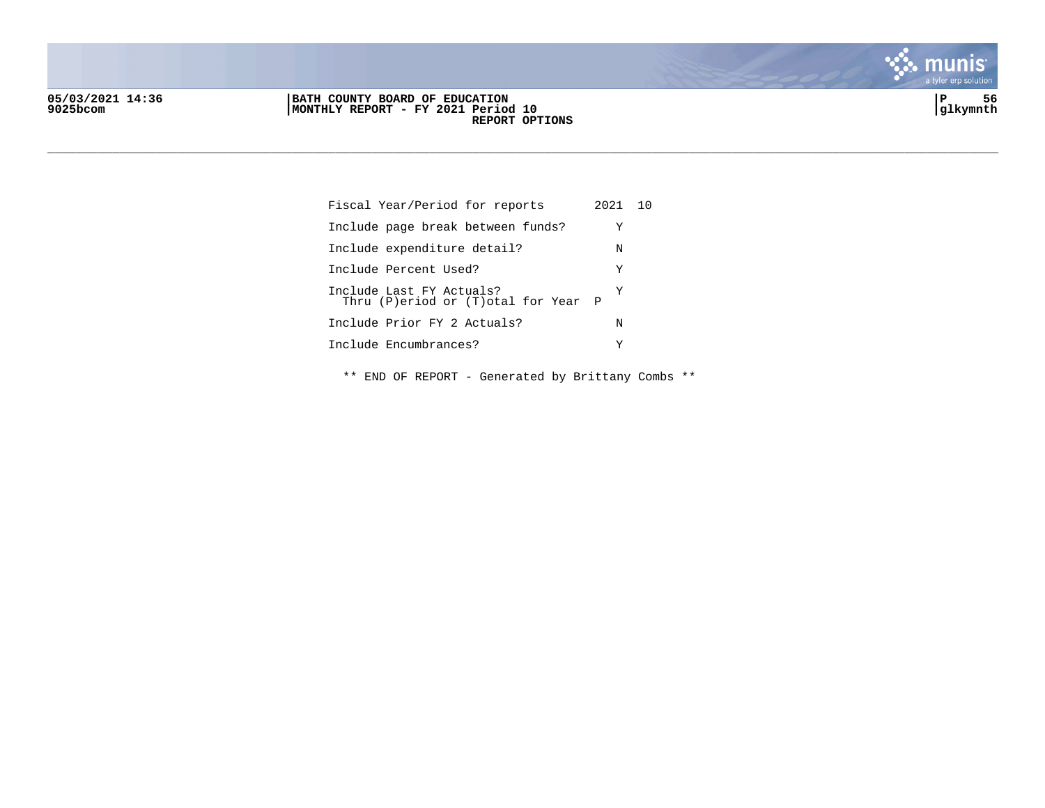# REPORT OPTIONS

| | |
|---|---|
| Fiscal Year/Period for reports | 2021 10 |
| Include page break between funds? | Y |
| Include expenditure detail? | N |
| Include Percent Used? | Y |
| Include Last FY Actuals? | Y |
| Thru (P)eriod or (T)otal for Year | P |
| Include Prior FY 2 Actuals? | N |
| Include Encumbrances? | Y |

** END OF REPORT - Generated by Brittany Combs **